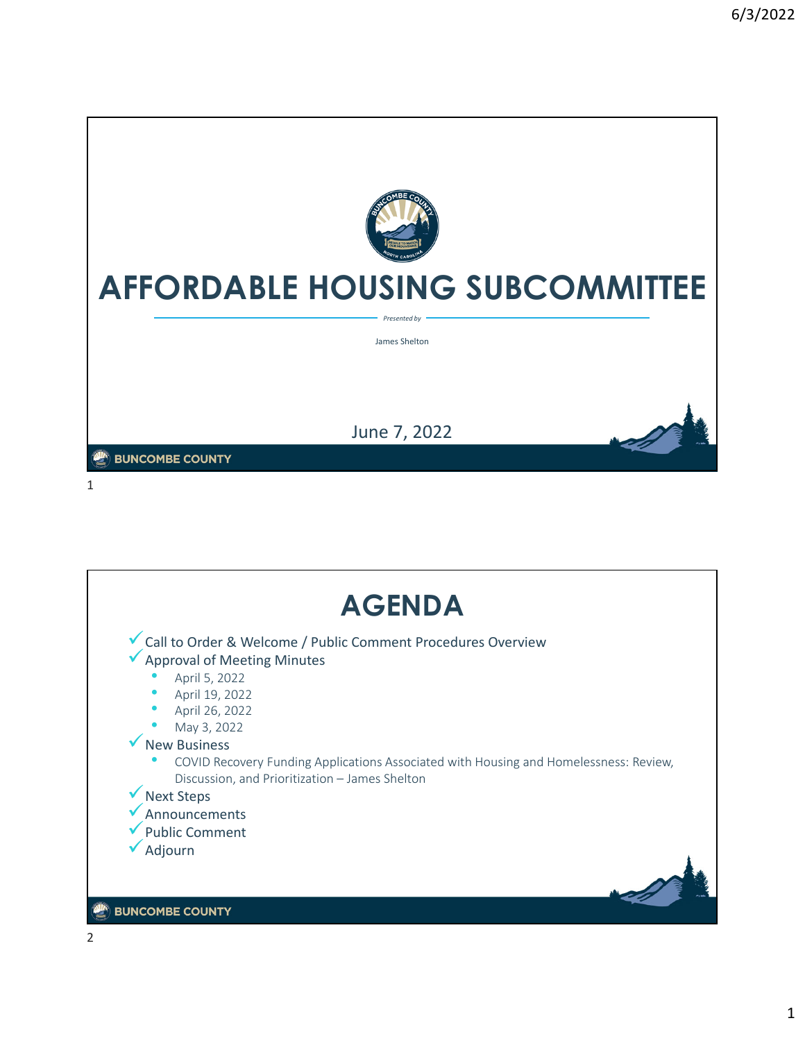# AFFORDABLE HOUSING SUBCOMMITTEE

*Presented by*

James Shelton

June 7, 2022

BUNCOMBE COUNTY

## AGENDA

- Call to Order & Welcome / Public Comment Procedures Overview
- Approval of Meeting Minutes
  - April 5, 2022
  - April 19, 2022
  - April 26, 2022
  - May 3, 2022
- New Business
  - COVID Recovery Funding Applications Associated with Housing and Homelessness: Review, Discussion, and Prioritization – James Shelton
- Next Steps
- Announcements
- Public Comment
- Adjourn

BUNCOMBE COUNTY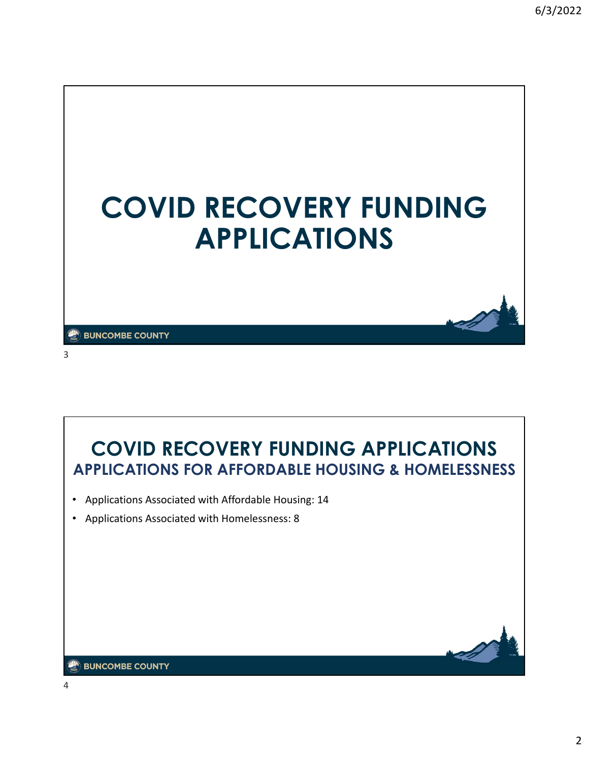# COVID RECOVERY FUNDING APPLICATIONS

## COVID RECOVERY FUNDING APPLICATIONS
### APPLICATIONS FOR AFFORDABLE HOUSING & HOMELESSNESS

- Applications Associated with Affordable Housing: 14
- Applications Associated with Homelessness: 8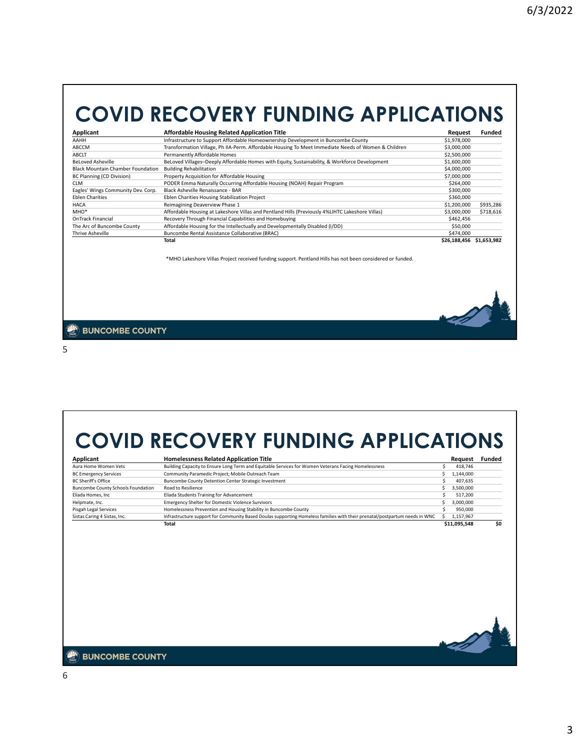# COVID RECOVERY FUNDING APPLICATIONS

| Applicant | Affordable Housing Related Application Title | Request | Funded |
|---|---|---|---|
| AAHH | Infrastructure to Support Affordable Homeownership Development in Buncombe County | $1,978,000 | |
| ABCCM | Transformation Village, Ph IIA-Perm. Affordable Housing To Meet Immediate Needs of Women & Children | $3,000,000 | |
| ABCLT | Permanently Affordable Homes | $2,500,000 | |
| BeLoved Asheville | BeLoved Villages–Deeply Affordable Homes with Equity, Sustainability, & Workforce Development | $1,600,000 | |
| Black Mountain Chamber Foundation | Building Rehabilitation | $4,000,000 | |
| BC Planning (CD Division) | Property Acquisition for Affordable Housing | $7,000,000 | |
| CLM | PODER Emma Naturally Occurring Affordable Housing (NOAH) Repair Program | $264,000 | |
| Eagles' Wings Community Dev. Corp. | Black Asheville Renaissance - BAR | $300,000 | |
| Eblen Charities | Eblen Charities Housing Stabilization Project | $360,000 | |
| HACA | Reimagining Deaverview Phase 1 | $1,200,000 | $935,286 |
| MHO* | Affordable Housing at Lakeshore Villas and Pentland Hills (Previously 4%LIHTC Lakeshore Villas) | $3,000,000 | $718,616 |
| OnTrack Financial | Recovery Through Financial Capabilities and Homebuying | $462,456 | |
| The Arc of Buncombe County | Affordable Housing for the Intellectually and Developmentally Disabled (I/DD) | $50,000 | |
| Thrive Asheville | Buncombe Rental Assistance Collaborative (BRAC) | $474,000 | |
| | **Total** | **$26,188,456** | **$1,653,982** |

*MHO Lakeshore Villas Project received funding support. Pentland Hills has not been considered or funded.

BUNCOMBE COUNTY

# COVID RECOVERY FUNDING APPLICATIONS

| Applicant | Homelessness Related Application Title | Request | Funded |
|---|---|---|---|
| Aura Home Women Vets | Building Capacity to Ensure Long Term and Equitable Services for Women Veterans Facing Homelessness | $ 418,746 | |
| BC Emergency Services | Community Paramedic Project; Mobile Outreach Team | $ 1,144,000 | |
| BC Sheriff's Office | Buncombe County Detention Center Strategic Investment | $ 407,635 | |
| Buncombe County Schools Foundation | Road to Resilience | $ 3,500,000 | |
| Eliada Homes, Inc | Eliada Students Training for Advancement | $ 517,200 | |
| Helpmate, Inc. | Emergency Shelter for Domestic Violence Survivors | $ 3,000,000 | |
| Pisgah Legal Services | Homelessness Prevention and Housing Stability in Buncombe County | $ 950,000 | |
| Sistas Caring 4 Sistas, Inc. | Infrastructure support for Community Based Doulas supporting Homeless families with their prenatal/postpartum needs in WNC | $ 1,157,967 | |
| | **Total** | **$11,095,548** | **$0** |

BUNCOMBE COUNTY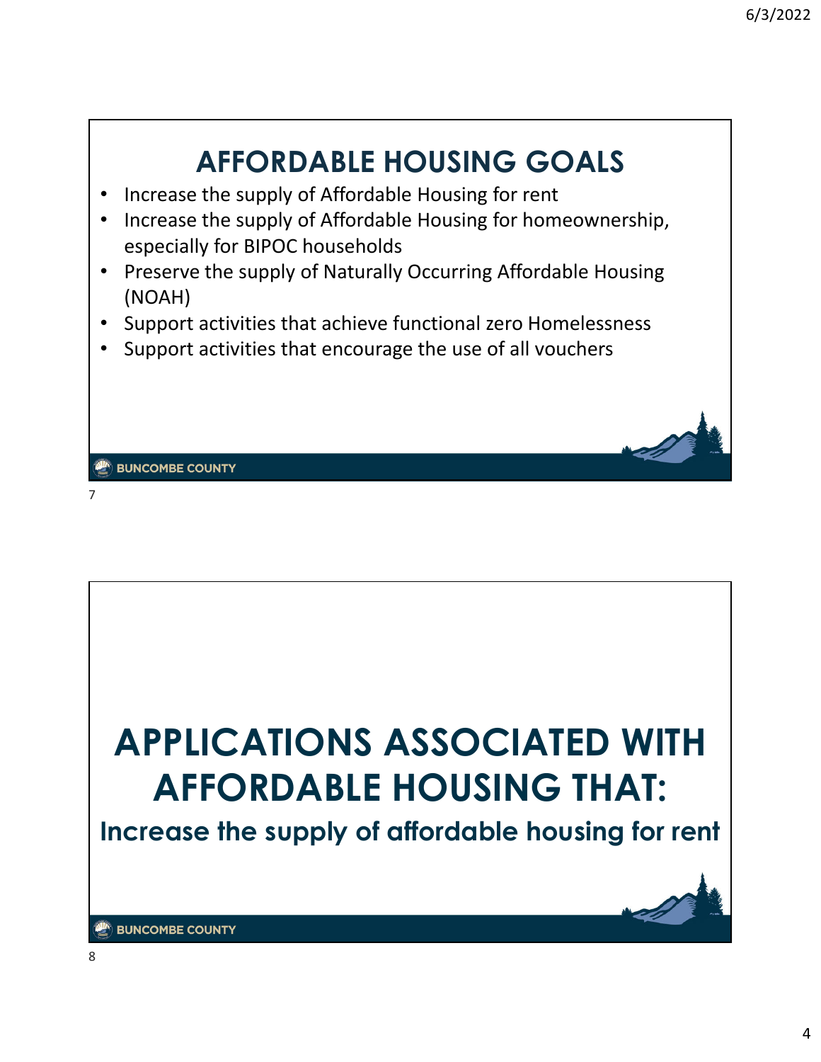## AFFORDABLE HOUSING GOALS

- Increase the supply of Affordable Housing for rent
- Increase the supply of Affordable Housing for homeownership, especially for BIPOC households
- Preserve the supply of Naturally Occurring Affordable Housing (NOAH)
- Support activities that achieve functional zero Homelessness
- Support activities that encourage the use of all vouchers

BUNCOMBE COUNTY

# APPLICATIONS ASSOCIATED WITH AFFORDABLE HOUSING THAT:

**Increase the supply of affordable housing for rent**

BUNCOMBE COUNTY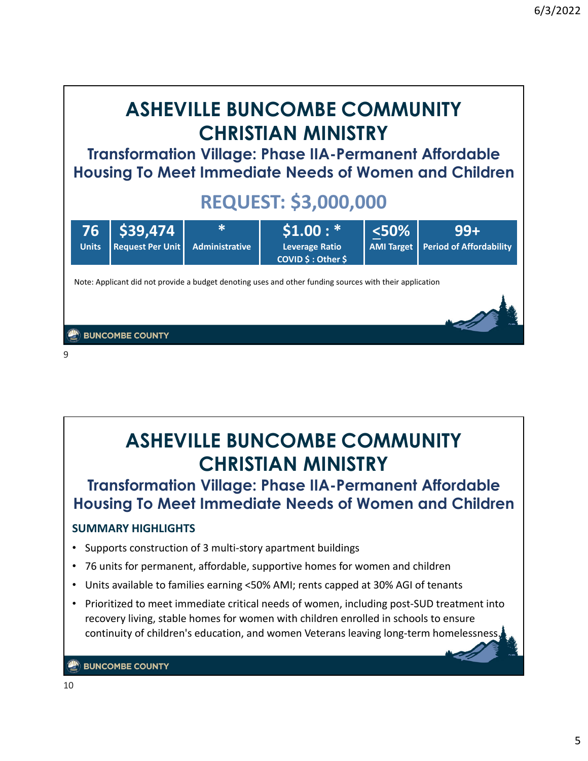# ASHEVILLE BUNCOMBE COMMUNITY CHRISTIAN MINISTRY

## Transformation Village: Phase IIA-Permanent Affordable Housing To Meet Immediate Needs of Women and Children

## REQUEST: $3,000,000

| 76 | $39,474 | * | $1.00 : * | <50% | 99+ |
|---|---|---|---|---|---|
| Units | Request Per Unit | Administrative | Leverage Ratio COVID $ : Other $ | AMI Target | Period of Affordability |

Note: Applicant did not provide a budget denoting uses and other funding sources with their application

# ASHEVILLE BUNCOMBE COMMUNITY CHRISTIAN MINISTRY

## Transformation Village: Phase IIA-Permanent Affordable Housing To Meet Immediate Needs of Women and Children

### SUMMARY HIGHLIGHTS

- Supports construction of 3 multi-story apartment buildings
- 76 units for permanent, affordable, supportive homes for women and children
- Units available to families earning <50% AMI; rents capped at 30% AGI of tenants
- Prioritized to meet immediate critical needs of women, including post-SUD treatment into recovery living, stable homes for women with children enrolled in schools to ensure continuity of children's education, and women Veterans leaving long-term homelessness.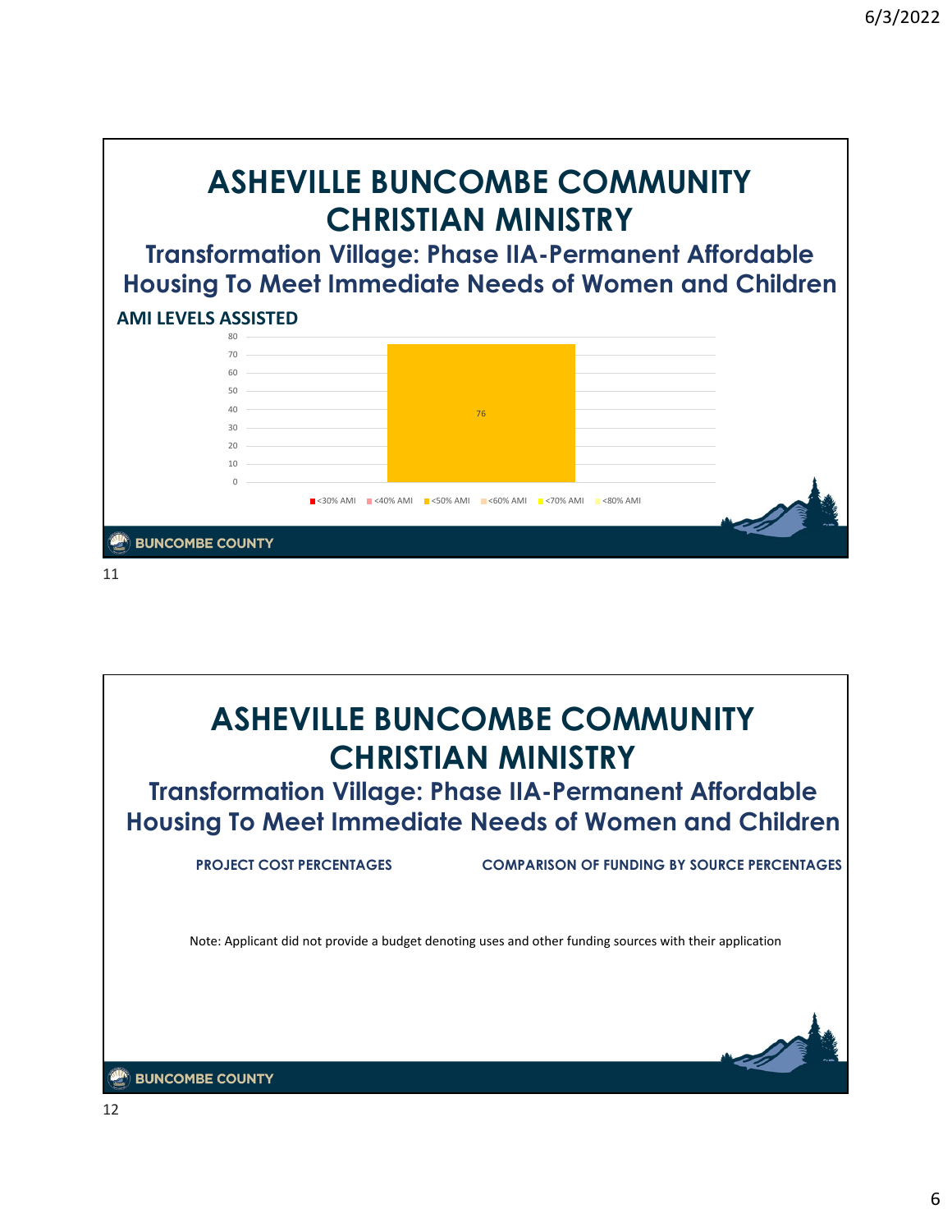# ASHEVILLE BUNCOMBE COMMUNITY CHRISTIAN MINISTRY

## Transformation Village: Phase IIA-Permanent Affordable Housing To Meet Immediate Needs of Women and Children

**AMI LEVELS ASSISTED**

| AMI Level | Count |
|---|---|
| <30% AMI | |
| <40% AMI | |
| <50% AMI | 76 |
| <60% AMI | |
| <70% AMI | |
| <80% AMI | |

BUNCOMBE COUNTY

# ASHEVILLE BUNCOMBE COMMUNITY CHRISTIAN MINISTRY

## Transformation Village: Phase IIA-Permanent Affordable Housing To Meet Immediate Needs of Women and Children

**PROJECT COST PERCENTAGES**

**COMPARISON OF FUNDING BY SOURCE PERCENTAGES**

Note: Applicant did not provide a budget denoting uses and other funding sources with their application

BUNCOMBE COUNTY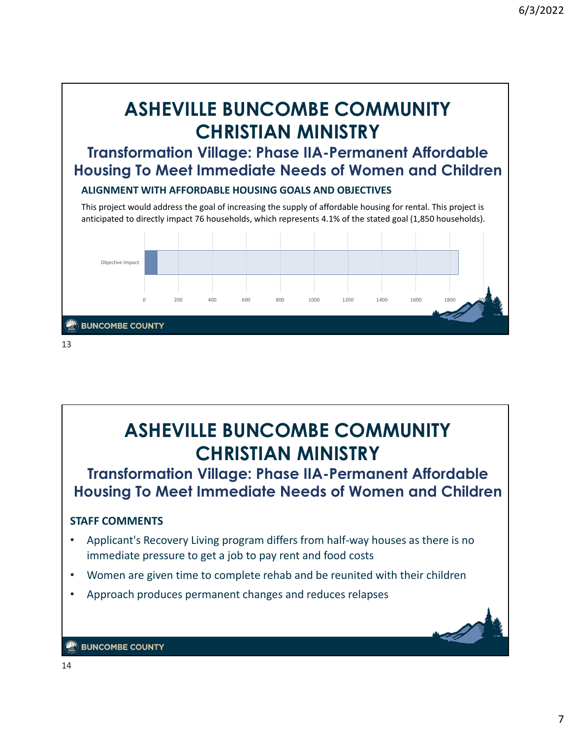# ASHEVILLE BUNCOMBE COMMUNITY CHRISTIAN MINISTRY

## Transformation Village: Phase IIA-Permanent Affordable Housing To Meet Immediate Needs of Women and Children

### ALIGNMENT WITH AFFORDABLE HOUSING GOALS AND OBJECTIVES

This project would address the goal of increasing the supply of affordable housing for rental. This project is anticipated to directly impact 76 households, which represents 4.1% of the stated goal (1,850 households).

Objective Impact

0 200 400 600 800 1000 1200 1400 1600 1800 2000

BUNCOMBE COUNTY

# ASHEVILLE BUNCOMBE COMMUNITY CHRISTIAN MINISTRY

## Transformation Village: Phase IIA-Permanent Affordable Housing To Meet Immediate Needs of Women and Children

### STAFF COMMENTS

- Applicant's Recovery Living program differs from half-way houses as there is no immediate pressure to get a job to pay rent and food costs
- Women are given time to complete rehab and be reunited with their children
- Approach produces permanent changes and reduces relapses

BUNCOMBE COUNTY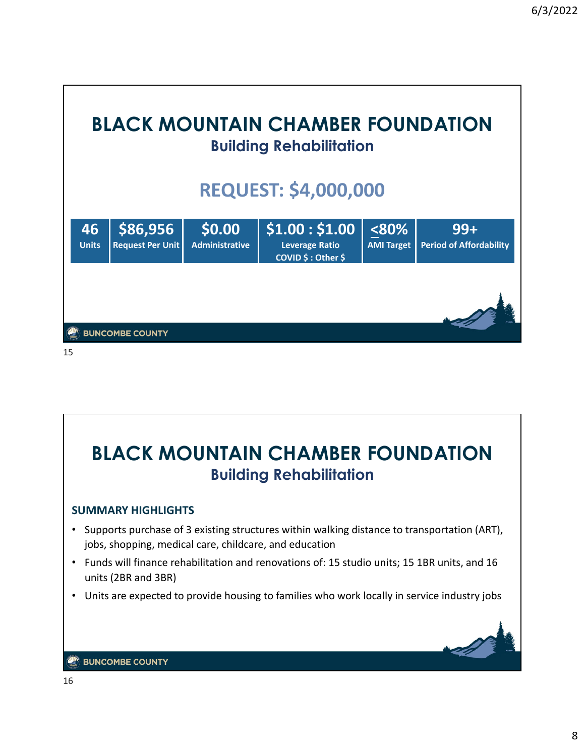# BLACK MOUNTAIN CHAMBER FOUNDATION

## Building Rehabilitation

## REQUEST: $4,000,000

| 46 | $86,956 | $0.00 | $1.00 : $1.00 | ≤80% | 99+ |
|---|---|---|---|---|---|
| Units | Request Per Unit | Administrative | Leverage Ratio COVID $ : Other $ | AMI Target | Period of Affordability |

BUNCOMBE COUNTY

# BLACK MOUNTAIN CHAMBER FOUNDATION

## Building Rehabilitation

### SUMMARY HIGHLIGHTS

- Supports purchase of 3 existing structures within walking distance to transportation (ART), jobs, shopping, medical care, childcare, and education
- Funds will finance rehabilitation and renovations of: 15 studio units; 15 1BR units, and 16 units (2BR and 3BR)
- Units are expected to provide housing to families who work locally in service industry jobs

BUNCOMBE COUNTY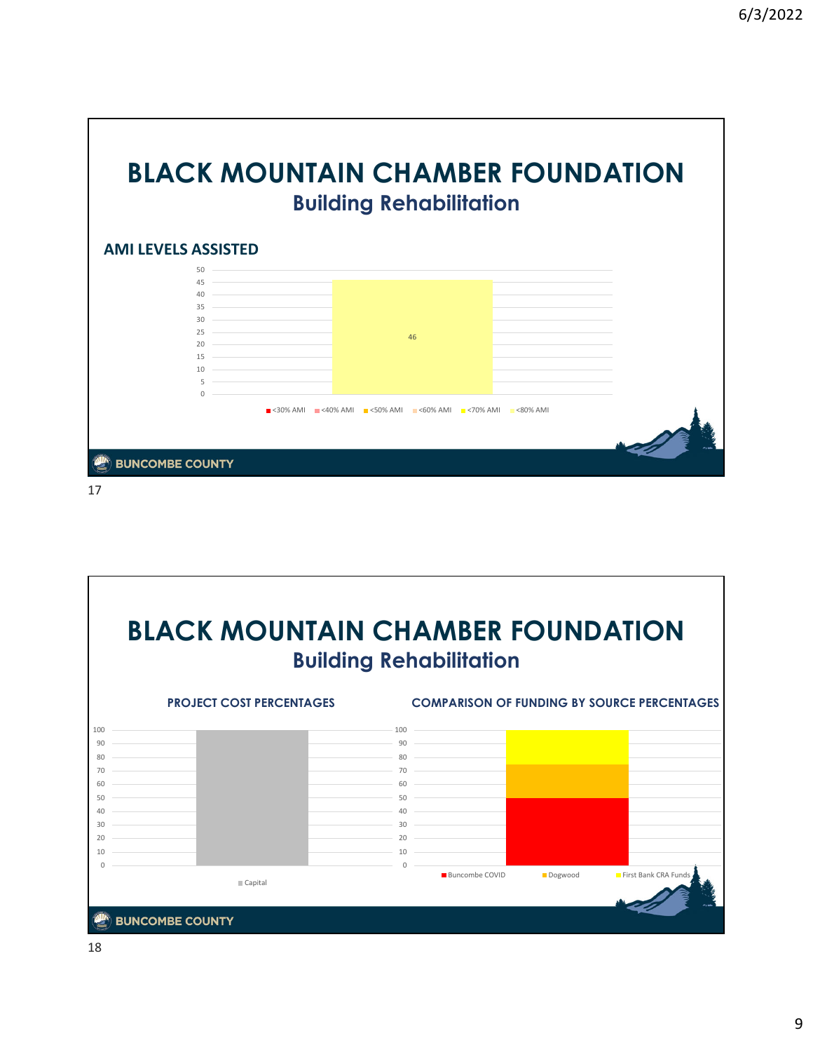# BLACK MOUNTAIN CHAMBER FOUNDATION

## Building Rehabilitation

### AMI LEVELS ASSISTED

| AMI Level | Count |
|---|---|
| <30% AMI | |
| <40% AMI | |
| <50% AMI | |
| <60% AMI | |
| <70% AMI | |
| <80% AMI | 46 |

# BLACK MOUNTAIN CHAMBER FOUNDATION

## Building Rehabilitation

### PROJECT COST PERCENTAGES

| Category | Percentage |
|---|---|
| Capital | 100 |

### COMPARISON OF FUNDING BY SOURCE PERCENTAGES

| Source | Percentage |
|---|---|
| Buncombe COVID | 50 |
| Dogwood | 25 |
| First Bank CRA Funds | 25 |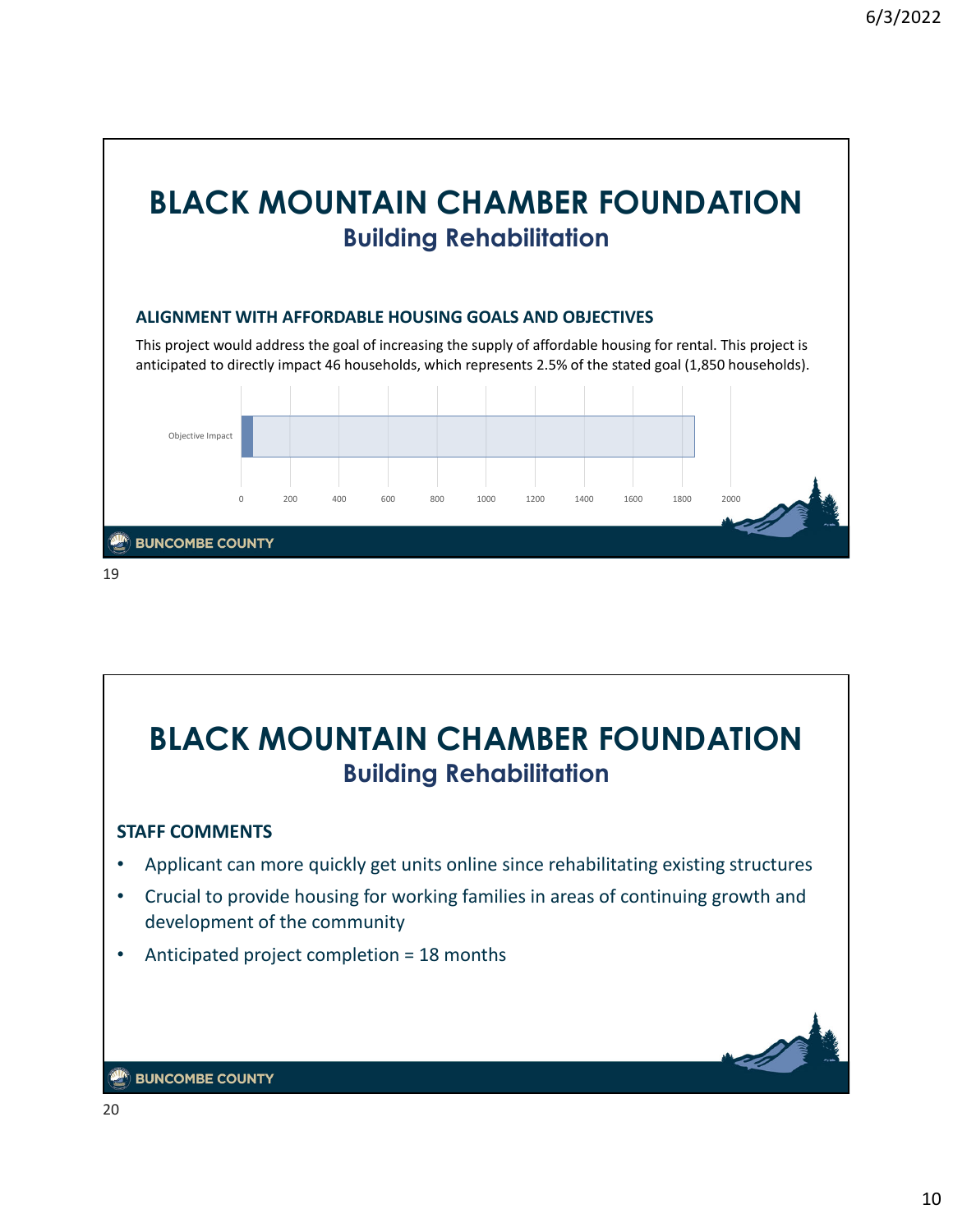# BLACK MOUNTAIN CHAMBER FOUNDATION
## Building Rehabilitation

### ALIGNMENT WITH AFFORDABLE HOUSING GOALS AND OBJECTIVES

This project would address the goal of increasing the supply of affordable housing for rental. This project is anticipated to directly impact 46 households, which represents 2.5% of the stated goal (1,850 households).

Objective Impact

0 200 400 600 800 1000 1200 1400 1600 1800 2000

# BLACK MOUNTAIN CHAMBER FOUNDATION
## Building Rehabilitation

### STAFF COMMENTS

- Applicant can more quickly get units online since rehabilitating existing structures
- Crucial to provide housing for working families in areas of continuing growth and development of the community
- Anticipated project completion = 18 months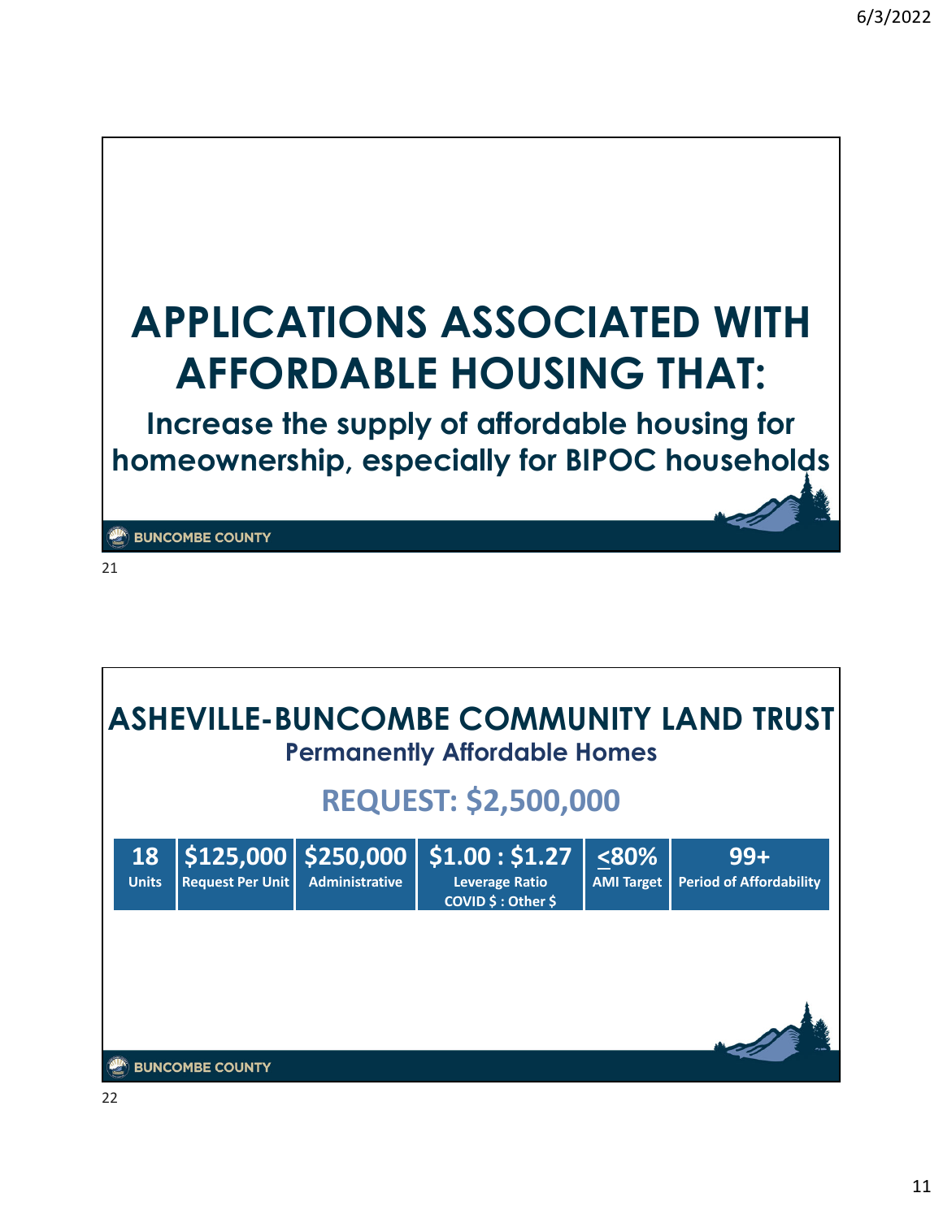# APPLICATIONS ASSOCIATED WITH AFFORDABLE HOUSING THAT:

## Increase the supply of affordable housing for homeownership, especially for BIPOC households

BUNCOMBE COUNTY

21

# ASHEVILLE-BUNCOMBE COMMUNITY LAND TRUST

## Permanently Affordable Homes

## REQUEST: $2,500,000

| 18 | $125,000 | $250,000 | $1.00 : $1.27 | ≤80% | 99+ |
|---|---|---|---|---|---|
| Units | Request Per Unit | Administrative | Leverage Ratio COVID $ : Other $ | AMI Target | Period of Affordability |

BUNCOMBE COUNTY

22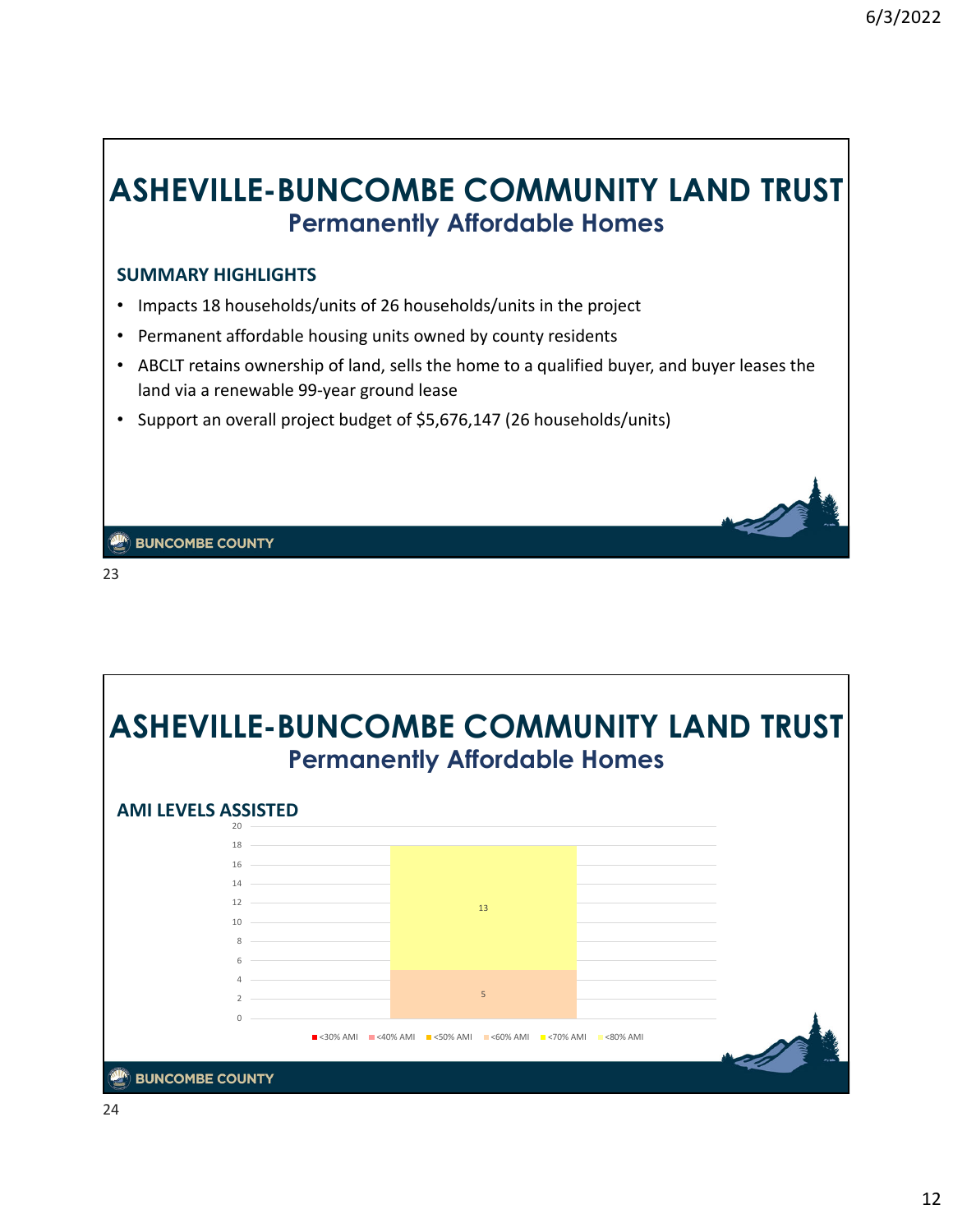# ASHEVILLE-BUNCOMBE COMMUNITY LAND TRUST

## Permanently Affordable Homes

### SUMMARY HIGHLIGHTS

- Impacts 18 households/units of 26 households/units in the project
- Permanent affordable housing units owned by county residents
- ABCLT retains ownership of land, sells the home to a qualified buyer, and buyer leases the land via a renewable 99-year ground lease
- Support an overall project budget of $5,676,147 (26 households/units)

BUNCOMBE COUNTY

# ASHEVILLE-BUNCOMBE COMMUNITY LAND TRUST

## Permanently Affordable Homes

### AMI LEVELS ASSISTED

| AMI Level | Households/Units |
| --- | --- |
| <30% AMI | |
| <40% AMI | |
| <50% AMI | |
| <60% AMI | 5 |
| <70% AMI | |
| <80% AMI | 13 |

BUNCOMBE COUNTY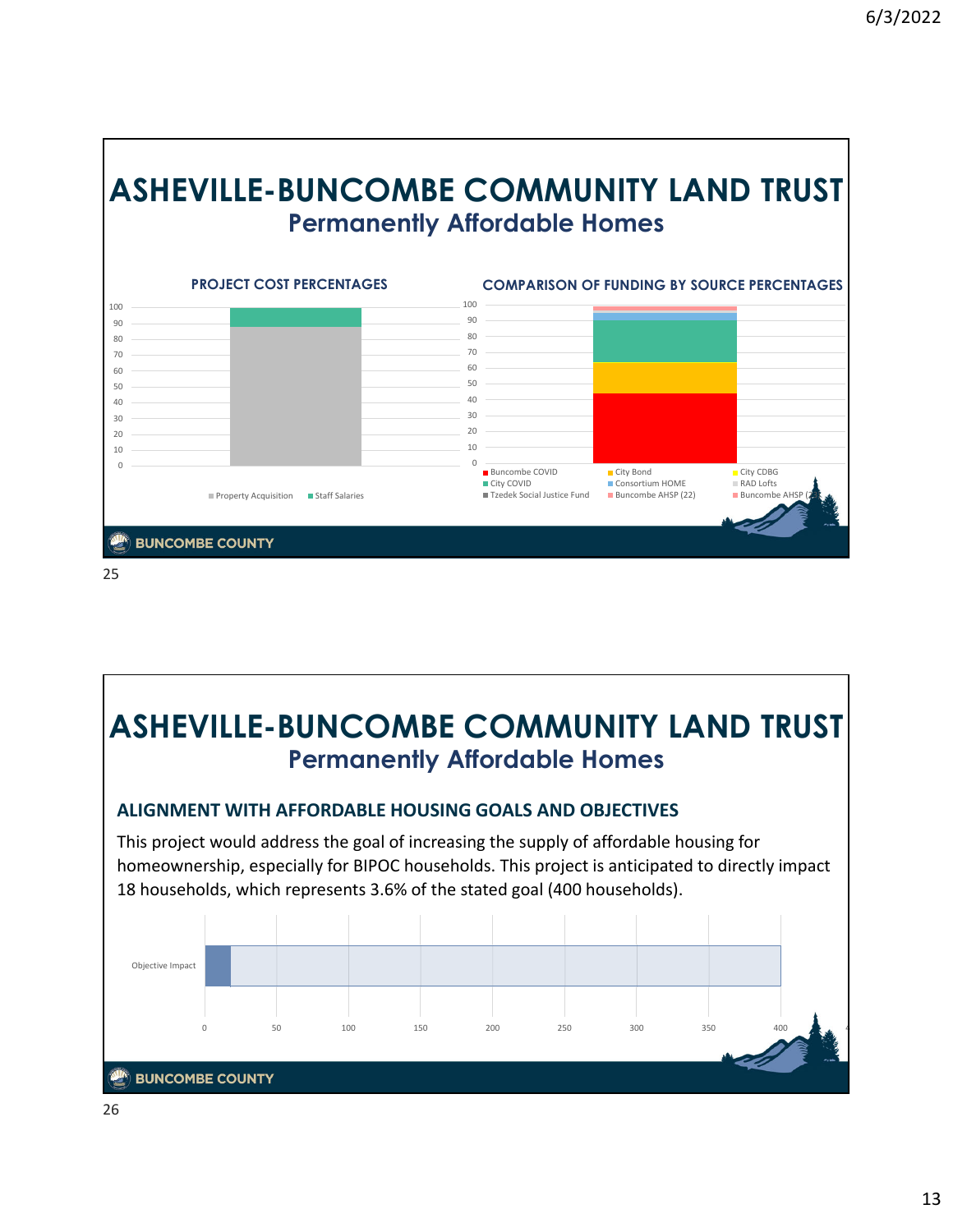# ASHEVILLE-BUNCOMBE COMMUNITY LAND TRUST

## Permanently Affordable Homes

**PROJECT COST PERCENTAGES**

100
90
80
70
60
50
40
30
20
10
0

Property Acquisition  Staff Salaries

**COMPARISON OF FUNDING BY SOURCE PERCENTAGES**

100
90
80
70
60
50
40
30
20
10
0

Buncombe COVID  City Bond  City CDBG
City COVID  Consortium HOME  RAD Lofts
Tzedek Social Justice Fund  Buncombe AHSP (22)  Buncombe AHSP (2

BUNCOMBE COUNTY

25

# ASHEVILLE-BUNCOMBE COMMUNITY LAND TRUST

## Permanently Affordable Homes

### ALIGNMENT WITH AFFORDABLE HOUSING GOALS AND OBJECTIVES

This project would address the goal of increasing the supply of affordable housing for homeownership, especially for BIPOC households. This project is anticipated to directly impact 18 households, which represents 3.6% of the stated goal (400 households).

Objective Impact

0  50  100  150  200  250  300  350  400

BUNCOMBE COUNTY

26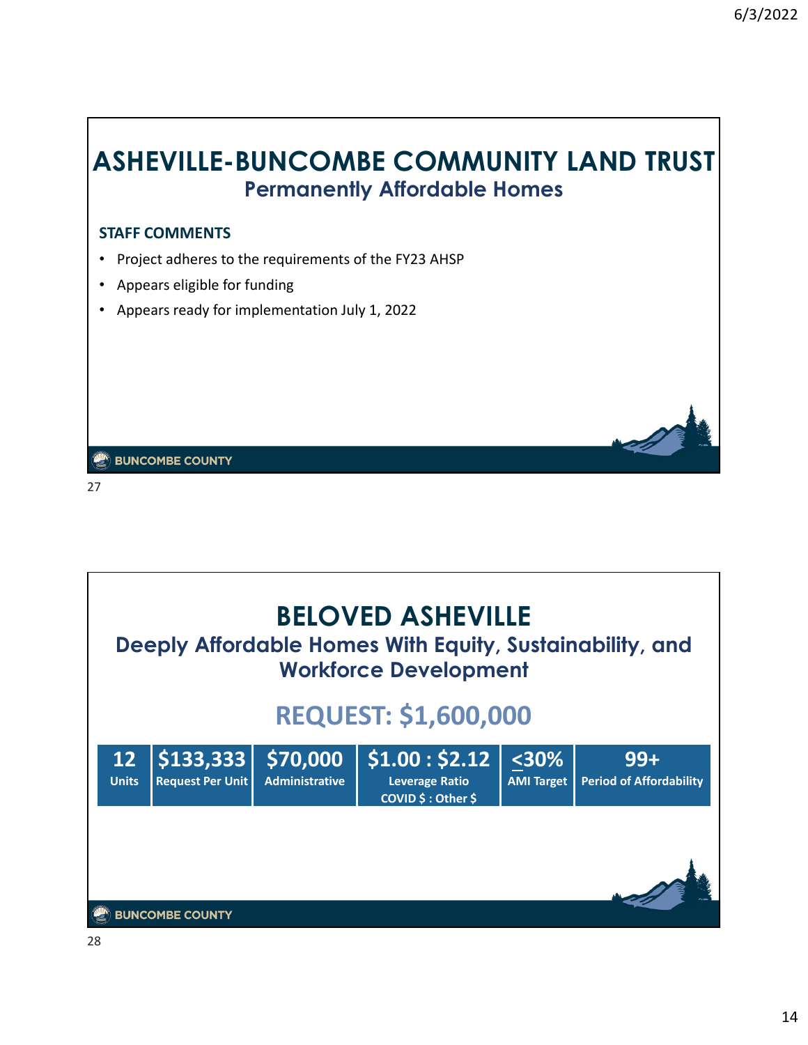# ASHEVILLE-BUNCOMBE COMMUNITY LAND TRUST

## Permanently Affordable Homes

**STAFF COMMENTS**

- Project adheres to the requirements of the FY23 AHSP
- Appears eligible for funding
- Appears ready for implementation July 1, 2022

BUNCOMBE COUNTY

# BELOVED ASHEVILLE

## Deeply Affordable Homes With Equity, Sustainability, and Workforce Development

## REQUEST: $1,600,000

| 12 | $133,333 | $70,000 | $1.00 : $2.12 | ≤30% | 99+ |
|---|---|---|---|---|---|
| Units | Request Per Unit | Administrative | Leverage Ratio COVID $ : Other $ | AMI Target | Period of Affordability |

BUNCOMBE COUNTY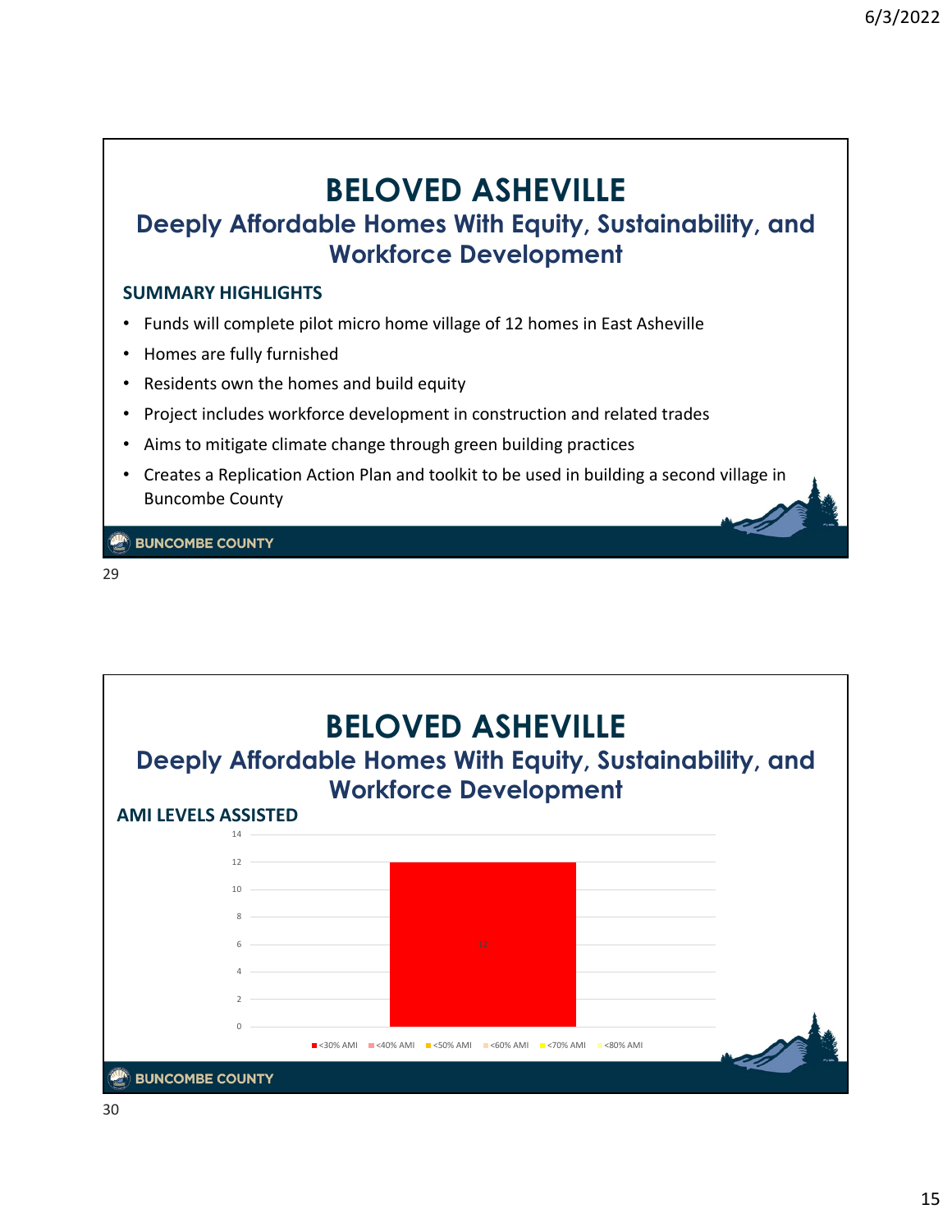# BELOVED ASHEVILLE

## Deeply Affordable Homes With Equity, Sustainability, and Workforce Development

### SUMMARY HIGHLIGHTS

- Funds will complete pilot micro home village of 12 homes in East Asheville
- Homes are fully furnished
- Residents own the homes and build equity
- Project includes workforce development in construction and related trades
- Aims to mitigate climate change through green building practices
- Creates a Replication Action Plan and toolkit to be used in building a second village in Buncombe County

BUNCOMBE COUNTY

# BELOVED ASHEVILLE

## Deeply Affordable Homes With Equity, Sustainability, and Workforce Development

### AMI LEVELS ASSISTED

| AMI Level | Homes |
| --- | --- |
| <30% AMI | 12 |
| <40% AMI | |
| <50% AMI | |
| <60% AMI | |
| <70% AMI | |
| <80% AMI | |

BUNCOMBE COUNTY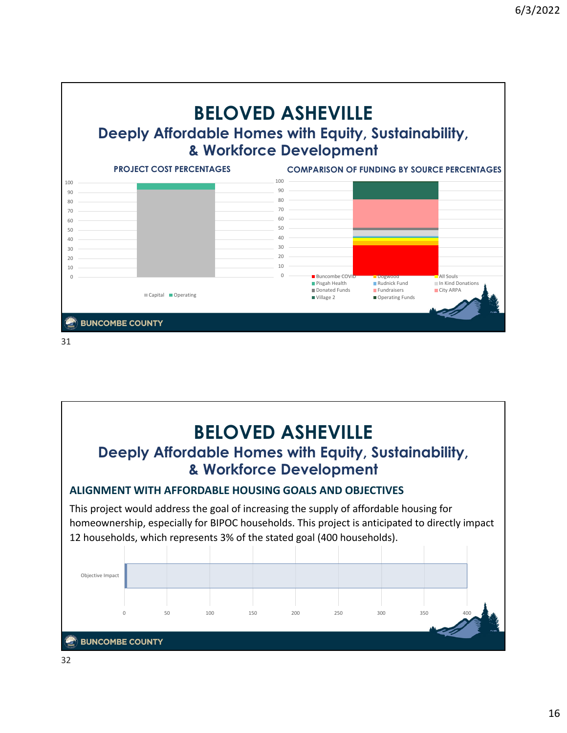# BELOVED ASHEVILLE

## Deeply Affordable Homes with Equity, Sustainability, & Workforce Development

**PROJECT COST PERCENTAGES**

Capital | Operating

**COMPARISON OF FUNDING BY SOURCE PERCENTAGES**

Buncombe COVID | Dogwood | All Souls | Pisgah Health | Rudnick Fund | In Kind Donations | Donated Funds | Fundraisers | City ARPA | Village 2 | Operating Funds

BUNCOMBE COUNTY

# BELOVED ASHEVILLE

## Deeply Affordable Homes with Equity, Sustainability, & Workforce Development

### ALIGNMENT WITH AFFORDABLE HOUSING GOALS AND OBJECTIVES

This project would address the goal of increasing the supply of affordable housing for homeownership, especially for BIPOC households. This project is anticipated to directly impact 12 households, which represents 3% of the stated goal (400 households).

Objective Impact

BUNCOMBE COUNTY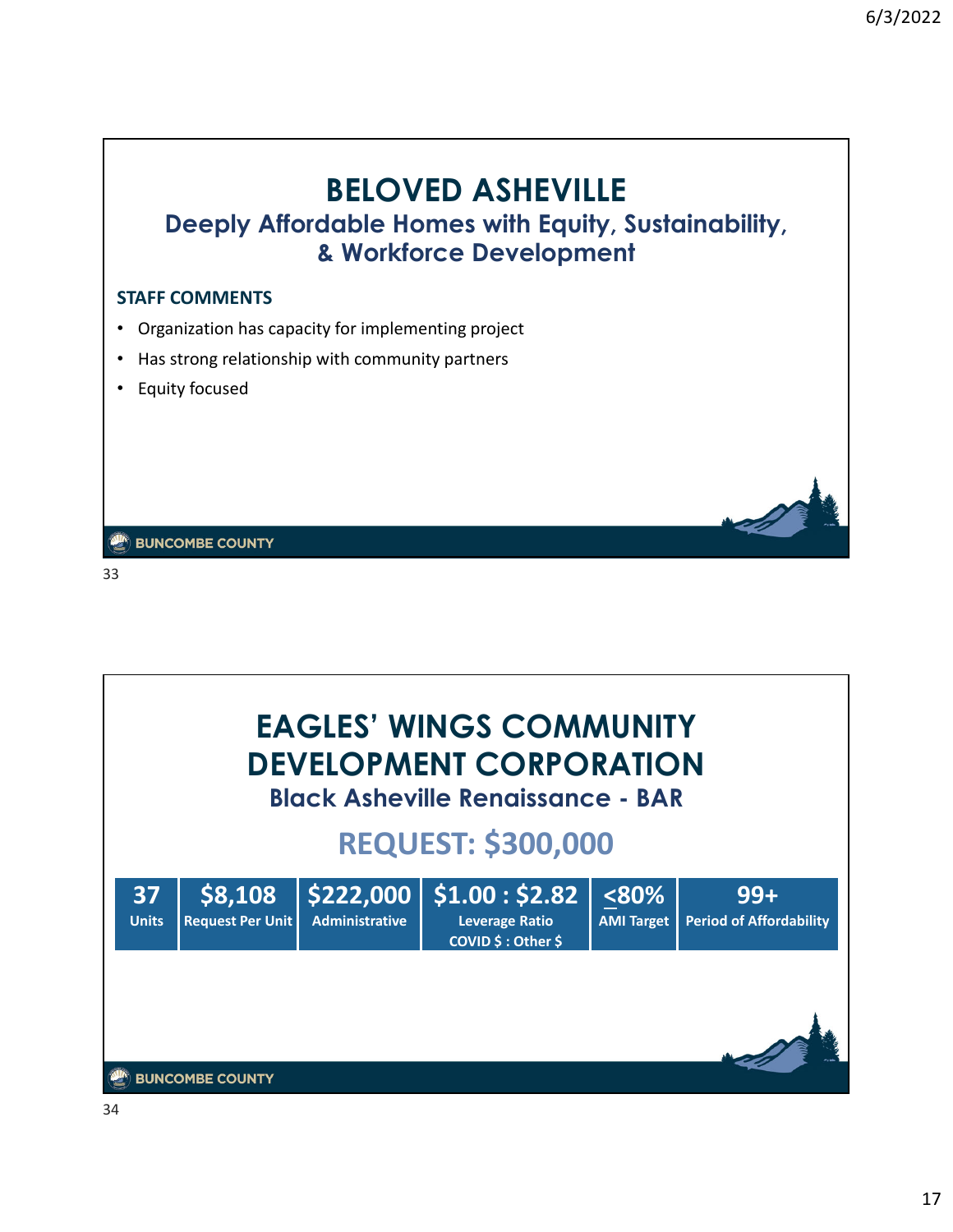# BELOVED ASHEVILLE

## Deeply Affordable Homes with Equity, Sustainability, & Workforce Development

**STAFF COMMENTS**

- Organization has capacity for implementing project
- Has strong relationship with community partners
- Equity focused

BUNCOMBE COUNTY

# EAGLES' WINGS COMMUNITY DEVELOPMENT CORPORATION

## Black Asheville Renaissance - BAR

## REQUEST: $300,000

| 37 | $8,108 | $222,000 | $1.00 : $2.82 | <u><</u>80% | 99+ |
|---|---|---|---|---|---|
| Units | Request Per Unit | Administrative | Leverage Ratio COVID $ : Other $ | AMI Target | Period of Affordability |

BUNCOMBE COUNTY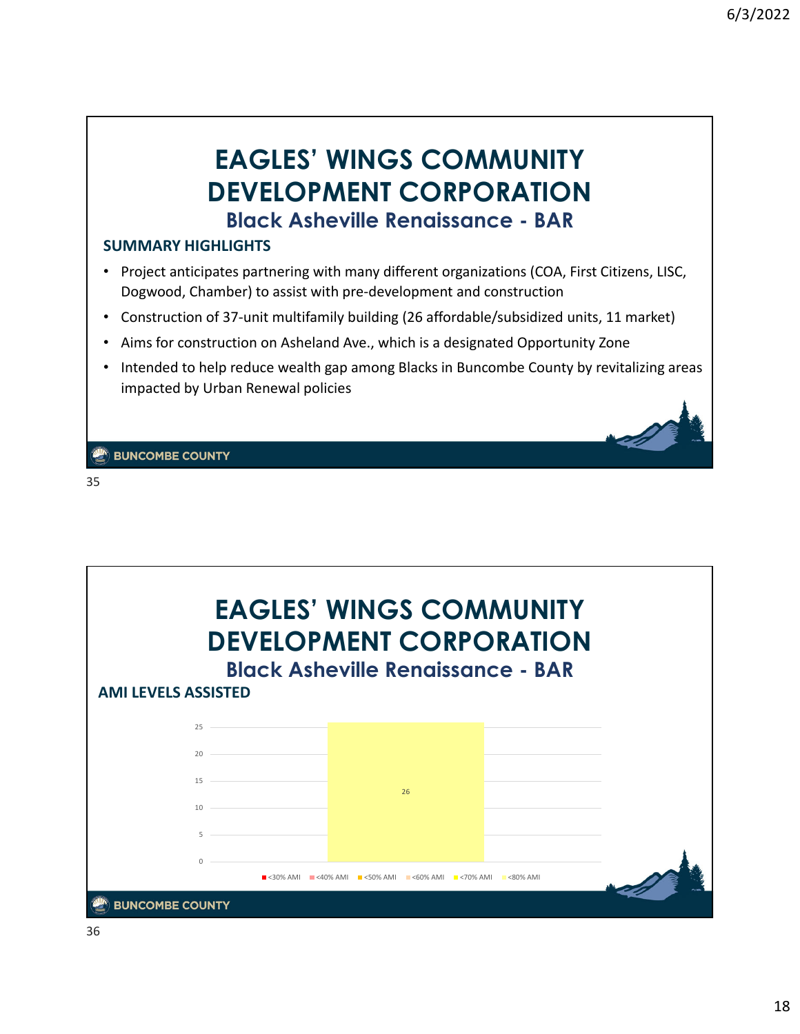# EAGLES' WINGS COMMUNITY DEVELOPMENT CORPORATION

## Black Asheville Renaissance - BAR

**SUMMARY HIGHLIGHTS**

- Project anticipates partnering with many different organizations (COA, First Citizens, LISC, Dogwood, Chamber) to assist with pre-development and construction
- Construction of 37-unit multifamily building (26 affordable/subsidized units, 11 market)
- Aims for construction on Asheland Ave., which is a designated Opportunity Zone
- Intended to help reduce wealth gap among Blacks in Buncombe County by revitalizing areas impacted by Urban Renewal policies

BUNCOMBE COUNTY

# EAGLES' WINGS COMMUNITY DEVELOPMENT CORPORATION

## Black Asheville Renaissance - BAR

**AMI LEVELS ASSISTED**

| AMI Level | Units |
|---|---|
| <30% AMI | |
| <40% AMI | |
| <50% AMI | |
| <60% AMI | |
| <70% AMI | |
| <80% AMI | 26 |

BUNCOMBE COUNTY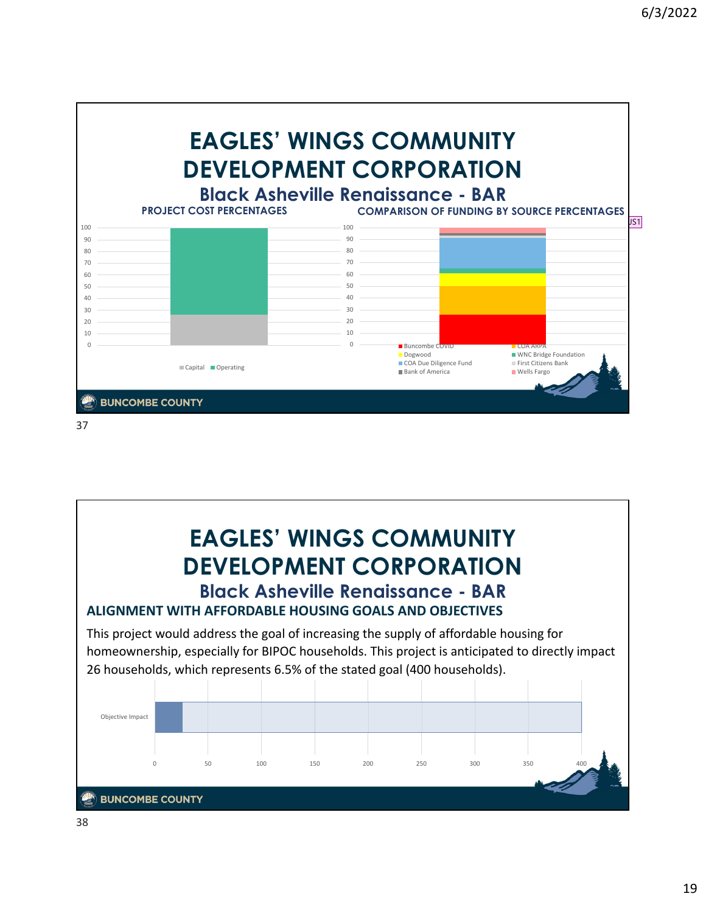# EAGLES' WINGS COMMUNITY DEVELOPMENT CORPORATION

## Black Asheville Renaissance - BAR

**PROJECT COST PERCENTAGES**

Capital | Operating

**COMPARISON OF FUNDING BY SOURCE PERCENTAGES**

Buncombe COVID | COA ARPA | Dogwood | WNC Bridge Foundation | COA Due Diligence Fund | First Citizens Bank | Bank of America | Wells Fargo

BUNCOMBE COUNTY

37

# EAGLES' WINGS COMMUNITY DEVELOPMENT CORPORATION

## Black Asheville Renaissance - BAR

### ALIGNMENT WITH AFFORDABLE HOUSING GOALS AND OBJECTIVES

This project would address the goal of increasing the supply of affordable housing for homeownership, especially for BIPOC households. This project is anticipated to directly impact 26 households, which represents 6.5% of the stated goal (400 households).

Objective Impact

BUNCOMBE COUNTY

38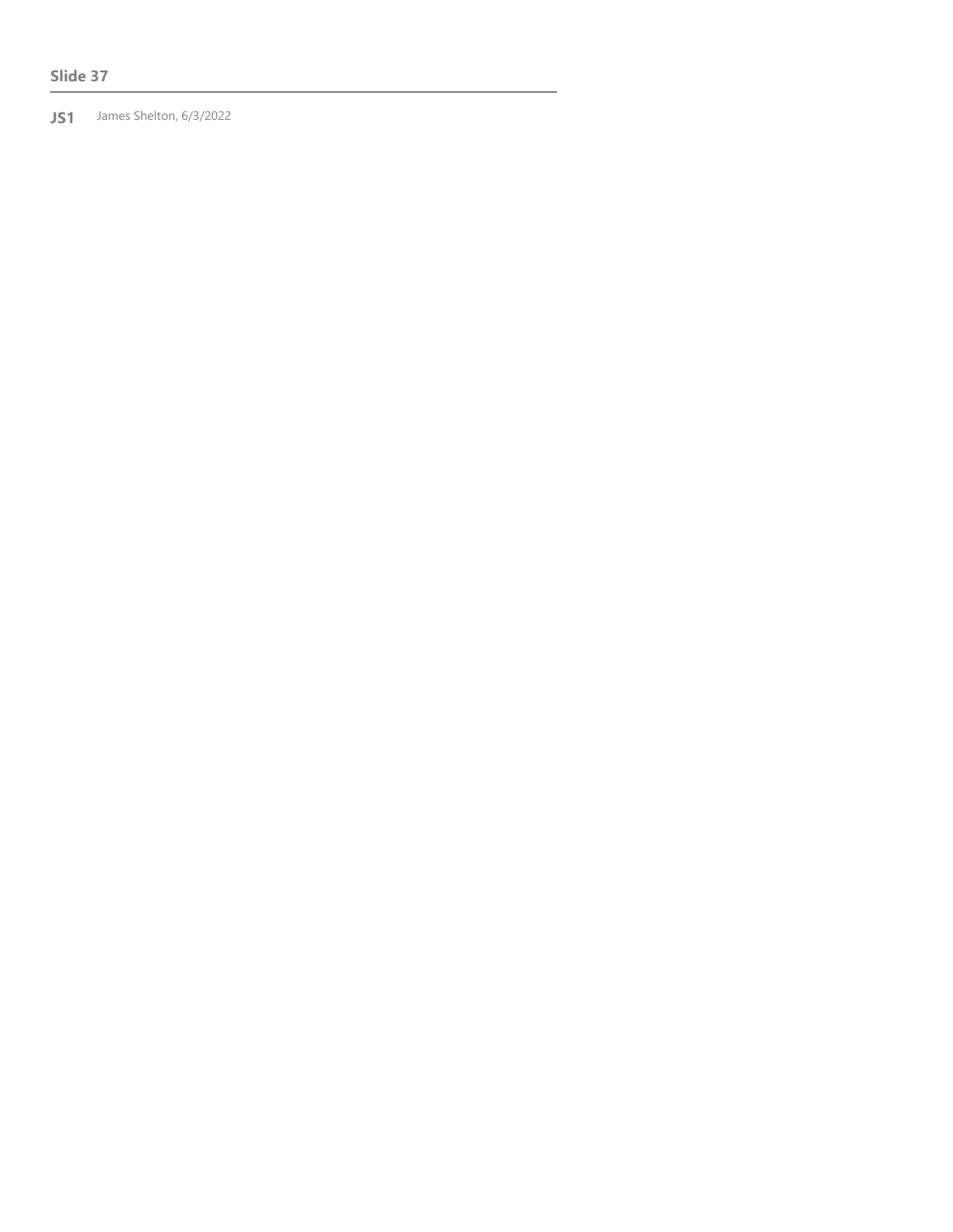**Slide 37**

---

**JS1** James Shelton, 6/3/2022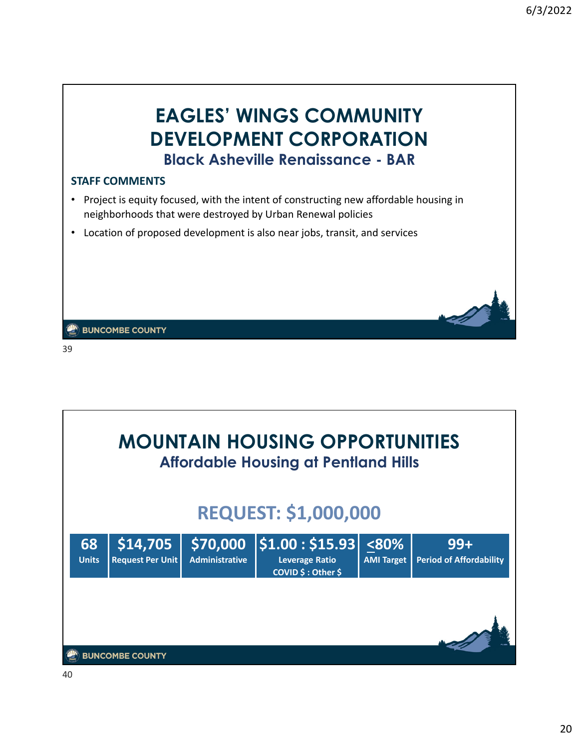# EAGLES' WINGS COMMUNITY DEVELOPMENT CORPORATION

## Black Asheville Renaissance - BAR

**STAFF COMMENTS**

- Project is equity focused, with the intent of constructing new affordable housing in neighborhoods that were destroyed by Urban Renewal policies
- Location of proposed development is also near jobs, transit, and services

# MOUNTAIN HOUSING OPPORTUNITIES

## Affordable Housing at Pentland Hills

## REQUEST: $1,000,000

| 68 | $14,705 | $70,000 | $1.00 : $15.93 | ≤80% | 99+ |
|---|---|---|---|---|---|
| Units | Request Per Unit | Administrative | Leverage Ratio COVID $ : Other $ | AMI Target | Period of Affordability |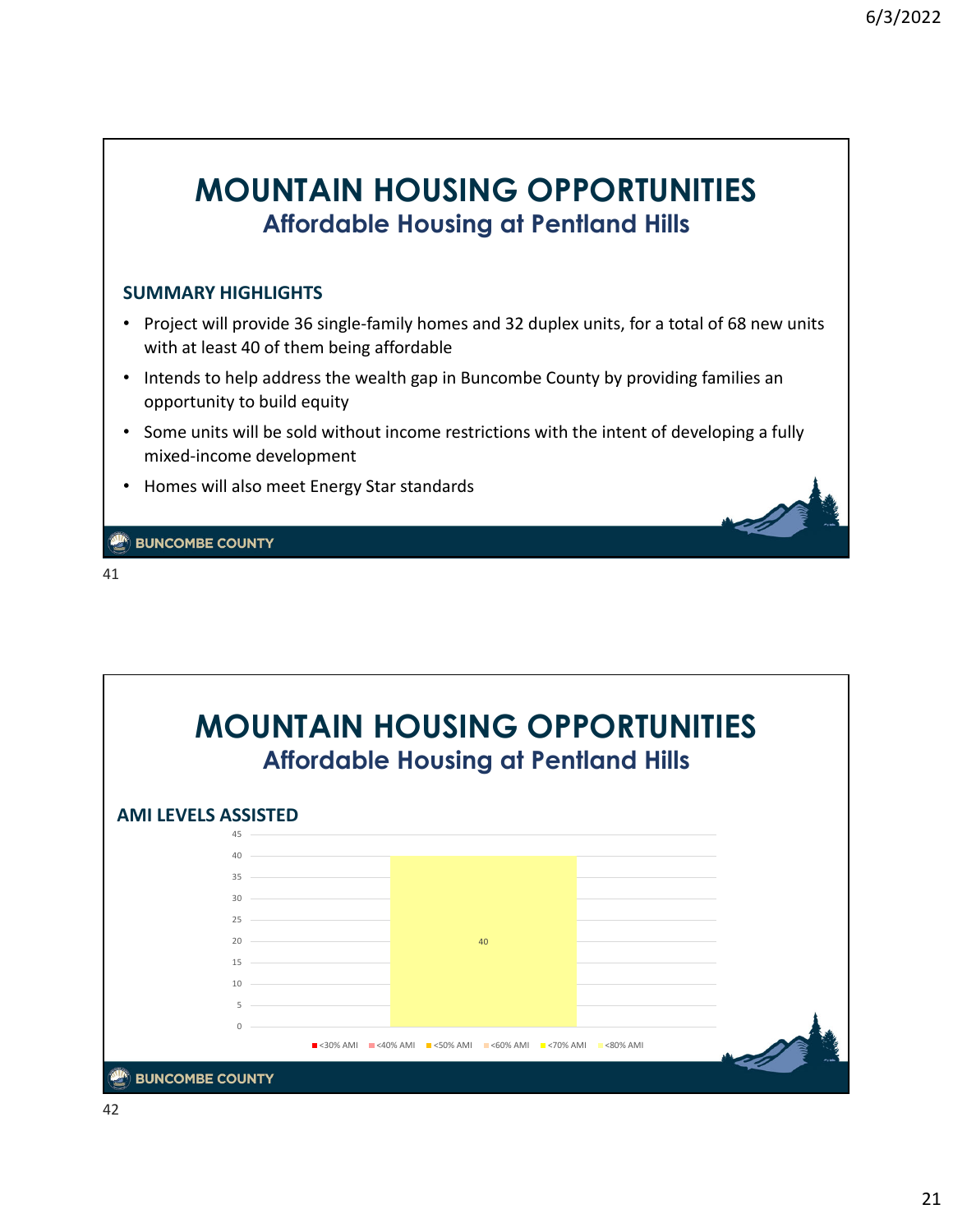# MOUNTAIN HOUSING OPPORTUNITIES

## Affordable Housing at Pentland Hills

### SUMMARY HIGHLIGHTS

- Project will provide 36 single-family homes and 32 duplex units, for a total of 68 new units with at least 40 of them being affordable
- Intends to help address the wealth gap in Buncombe County by providing families an opportunity to build equity
- Some units will be sold without income restrictions with the intent of developing a fully mixed-income development
- Homes will also meet Energy Star standards

BUNCOMBE COUNTY

41

# MOUNTAIN HOUSING OPPORTUNITIES

## Affordable Housing at Pentland Hills

### AMI LEVELS ASSISTED

| AMI Level | Units |
|---|---|
| <30% AMI | |
| <40% AMI | |
| <50% AMI | |
| <60% AMI | |
| <70% AMI | |
| <80% AMI | 40 |

BUNCOMBE COUNTY

42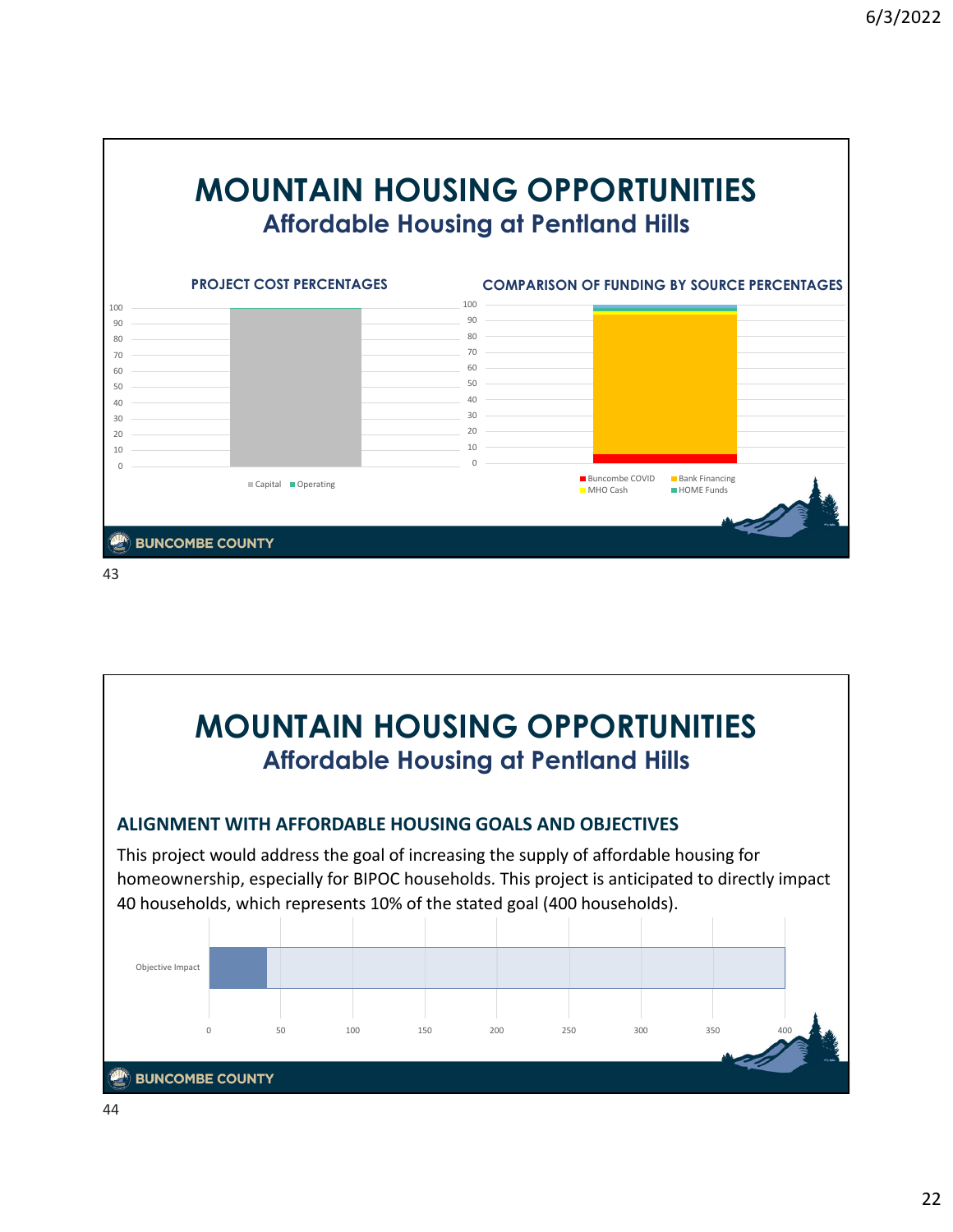# MOUNTAIN HOUSING OPPORTUNITIES

## Affordable Housing at Pentland Hills

**PROJECT COST PERCENTAGES**

Capital ■ Operating

**COMPARISON OF FUNDING BY SOURCE PERCENTAGES**

Buncombe COVID ■ Bank Financing ■ MHO Cash ■ HOME Funds

BUNCOMBE COUNTY

43

# MOUNTAIN HOUSING OPPORTUNITIES

## Affordable Housing at Pentland Hills

### ALIGNMENT WITH AFFORDABLE HOUSING GOALS AND OBJECTIVES

This project would address the goal of increasing the supply of affordable housing for homeownership, especially for BIPOC households. This project is anticipated to directly impact 40 households, which represents 10% of the stated goal (400 households).

Objective Impact

BUNCOMBE COUNTY

44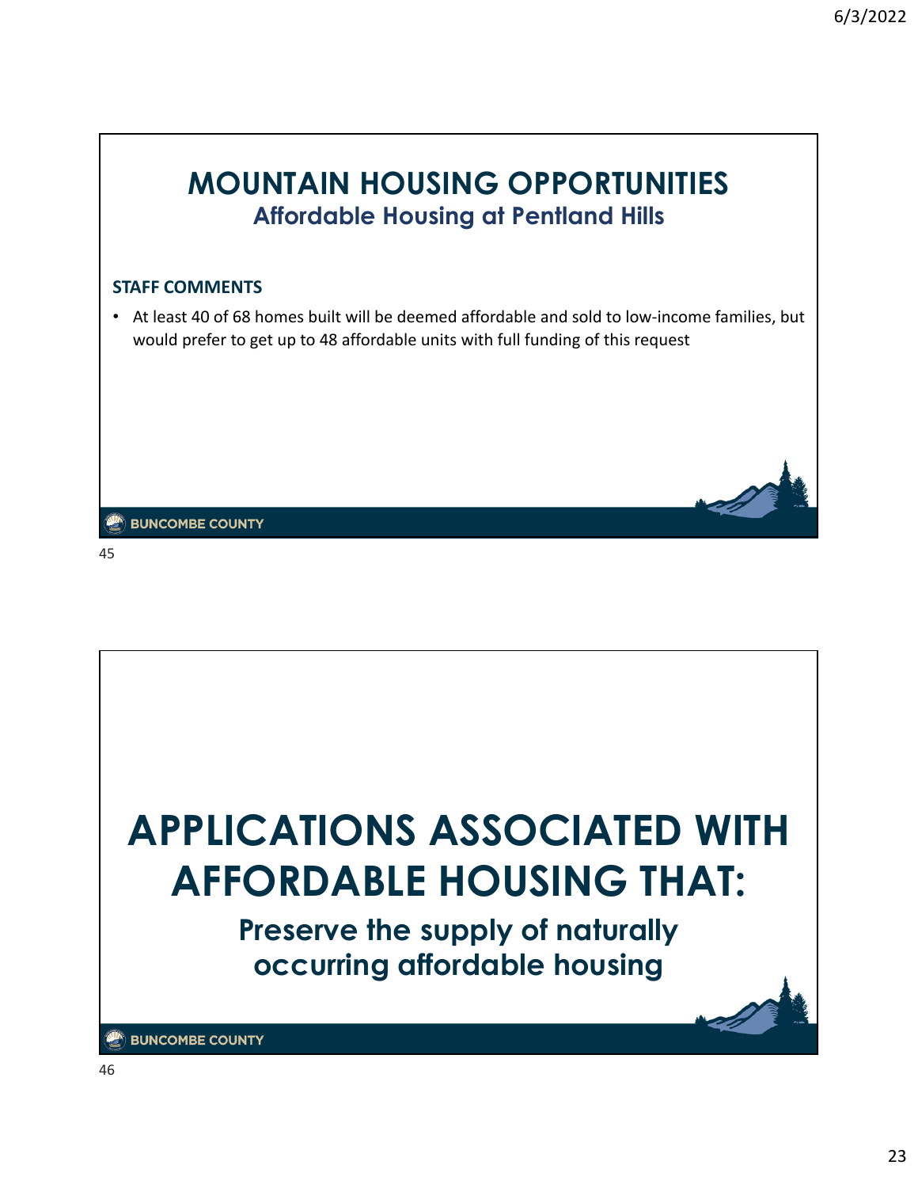# MOUNTAIN HOUSING OPPORTUNITIES

## Affordable Housing at Pentland Hills

**STAFF COMMENTS**

- At least 40 of 68 homes built will be deemed affordable and sold to low-income families, but would prefer to get up to 48 affordable units with full funding of this request

BUNCOMBE COUNTY

# APPLICATIONS ASSOCIATED WITH AFFORDABLE HOUSING THAT:

## Preserve the supply of naturally occurring affordable housing

BUNCOMBE COUNTY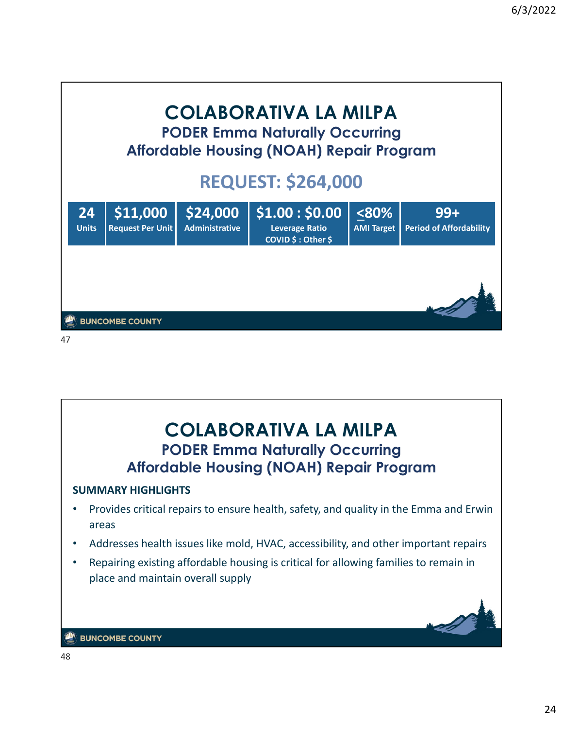# COLABORATIVA LA MILPA

## PODER Emma Naturally Occurring Affordable Housing (NOAH) Repair Program

## REQUEST: $264,000

| 24 | $11,000 | $24,000 | $1.00 : $0.00 | ≤80% | 99+ |
|---|---|---|---|---|---|
| Units | Request Per Unit | Administrative | Leverage Ratio COVID $ : Other $ | AMI Target | Period of Affordability |

# COLABORATIVA LA MILPA

## PODER Emma Naturally Occurring Affordable Housing (NOAH) Repair Program

**SUMMARY HIGHLIGHTS**

- Provides critical repairs to ensure health, safety, and quality in the Emma and Erwin areas
- Addresses health issues like mold, HVAC, accessibility, and other important repairs
- Repairing existing affordable housing is critical for allowing families to remain in place and maintain overall supply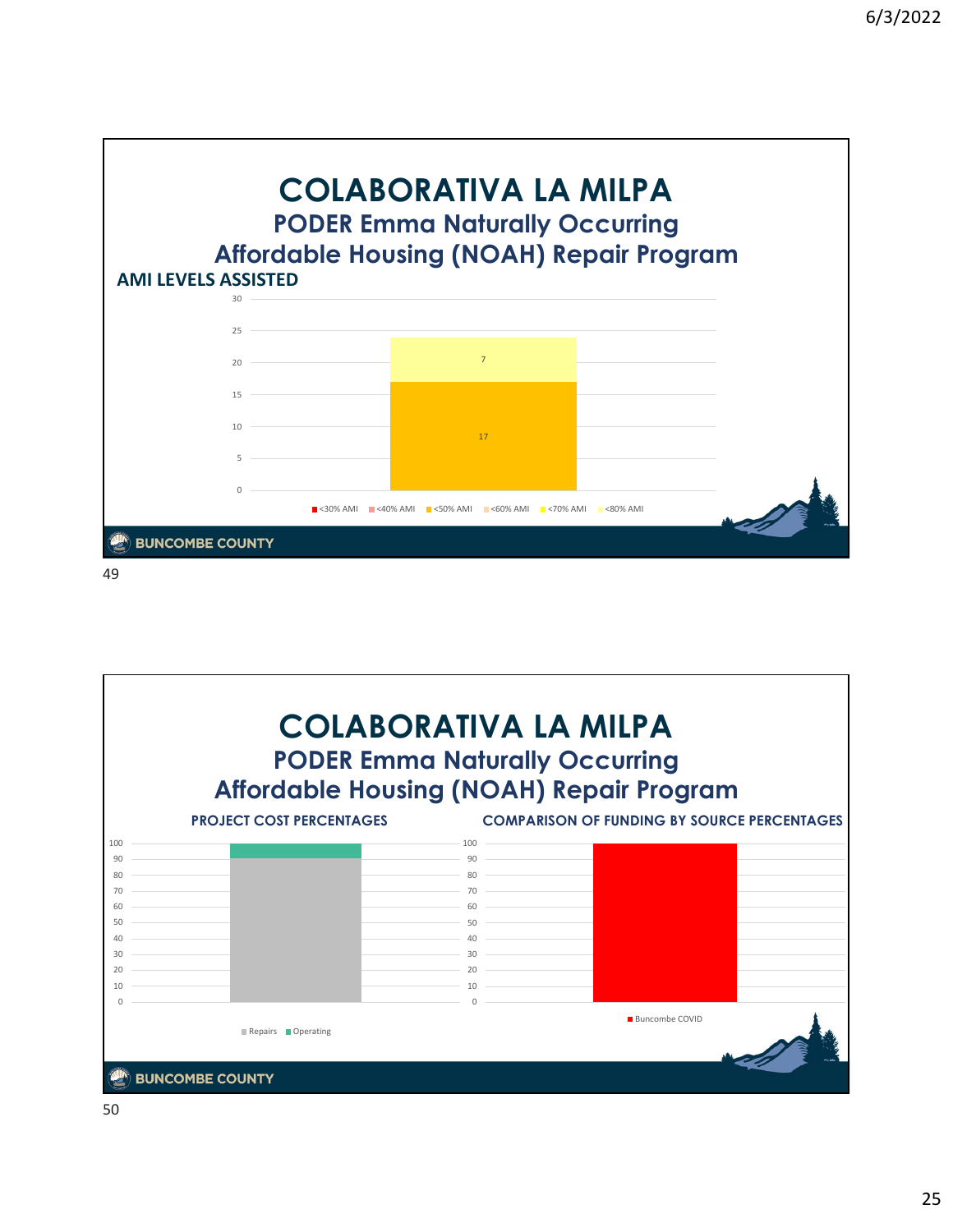# COLABORATIVA LA MILPA

## PODER Emma Naturally Occurring Affordable Housing (NOAH) Repair Program

### AMI LEVELS ASSISTED

| AMI Level | Count |
|---|---|
| <30% AMI | |
| <40% AMI | |
| <50% AMI | 17 |
| <60% AMI | |
| <70% AMI | |
| <80% AMI | 7 |

BUNCOMBE COUNTY

# COLABORATIVA LA MILPA

## PODER Emma Naturally Occurring Affordable Housing (NOAH) Repair Program

### PROJECT COST PERCENTAGES

Repairs | Operating

### COMPARISON OF FUNDING BY SOURCE PERCENTAGES

Buncombe COVID

BUNCOMBE COUNTY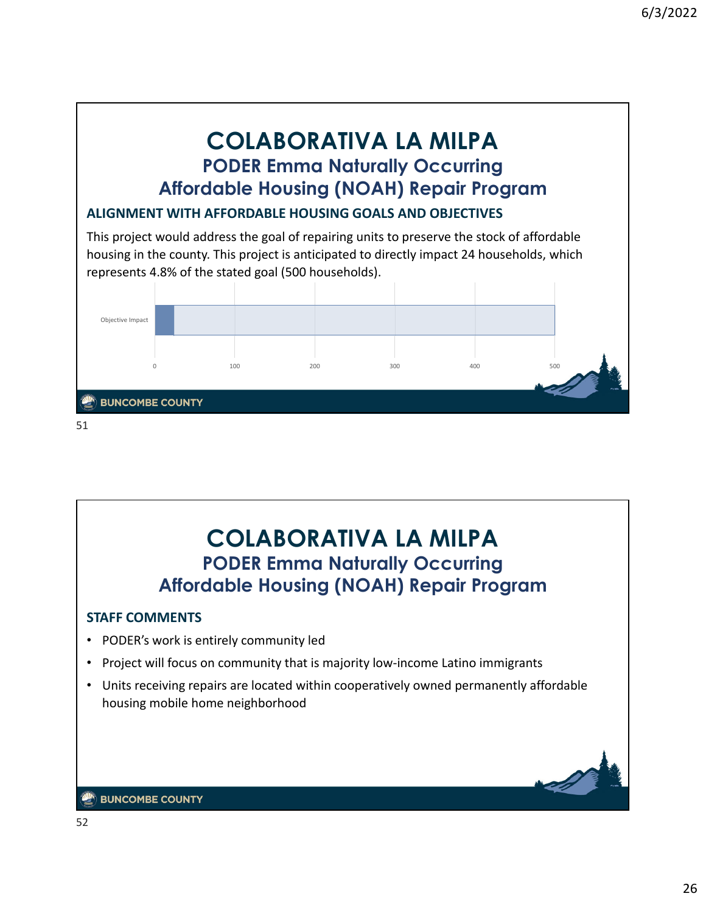# COLABORATIVA LA MILPA

## PODER Emma Naturally Occurring Affordable Housing (NOAH) Repair Program

### ALIGNMENT WITH AFFORDABLE HOUSING GOALS AND OBJECTIVES

This project would address the goal of repairing units to preserve the stock of affordable housing in the county. This project is anticipated to directly impact 24 households, which represents 4.8% of the stated goal (500 households).

Objective Impact

0 100 200 300 400 500

BUNCOMBE COUNTY

# COLABORATIVA LA MILPA

## PODER Emma Naturally Occurring Affordable Housing (NOAH) Repair Program

### STAFF COMMENTS

- PODER's work is entirely community led
- Project will focus on community that is majority low-income Latino immigrants
- Units receiving repairs are located within cooperatively owned permanently affordable housing mobile home neighborhood

BUNCOMBE COUNTY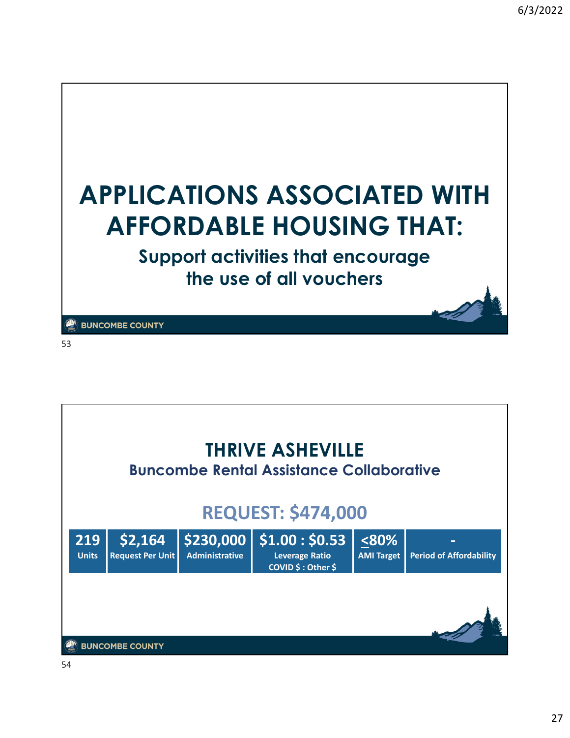# APPLICATIONS ASSOCIATED WITH AFFORDABLE HOUSING THAT:

## Support activities that encourage the use of all vouchers

BUNCOMBE COUNTY

53

# THRIVE ASHEVILLE

## Buncombe Rental Assistance Collaborative

## REQUEST: $474,000

| 219 | $2,164 | $230,000 | $1.00 : $0.53 | <u><</u>80% | - |
|---|---|---|---|---|---|
| Units | Request Per Unit | Administrative | Leverage Ratio COVID $ : Other $ | AMI Target | Period of Affordability |

BUNCOMBE COUNTY

54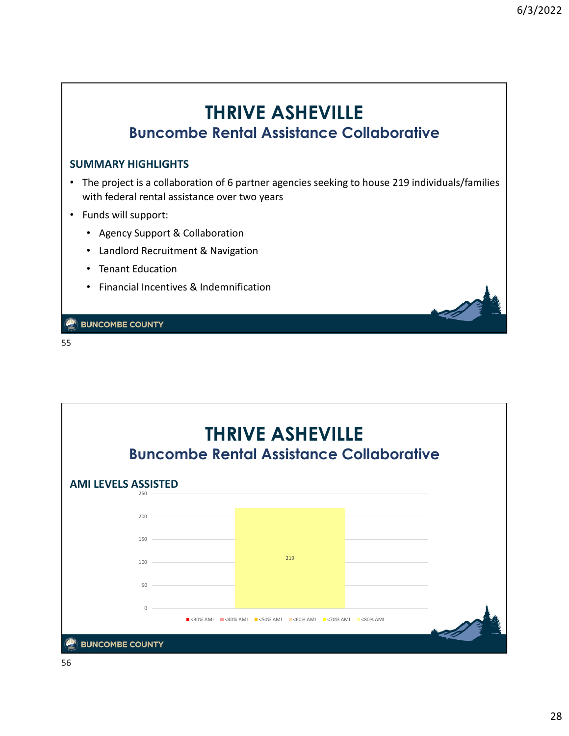# THRIVE ASHEVILLE

## Buncombe Rental Assistance Collaborative

### SUMMARY HIGHLIGHTS

- The project is a collaboration of 6 partner agencies seeking to house 219 individuals/families with federal rental assistance over two years
- Funds will support:
  - Agency Support & Collaboration
  - Landlord Recruitment & Navigation
  - Tenant Education
  - Financial Incentives & Indemnification

BUNCOMBE COUNTY

# THRIVE ASHEVILLE

## Buncombe Rental Assistance Collaborative

### AMI LEVELS ASSISTED

| AMI Level | Count |
|---|---|
| <30% AMI | |
| <40% AMI | |
| <50% AMI | |
| <60% AMI | |
| <70% AMI | |
| <80% AMI | 219 |

BUNCOMBE COUNTY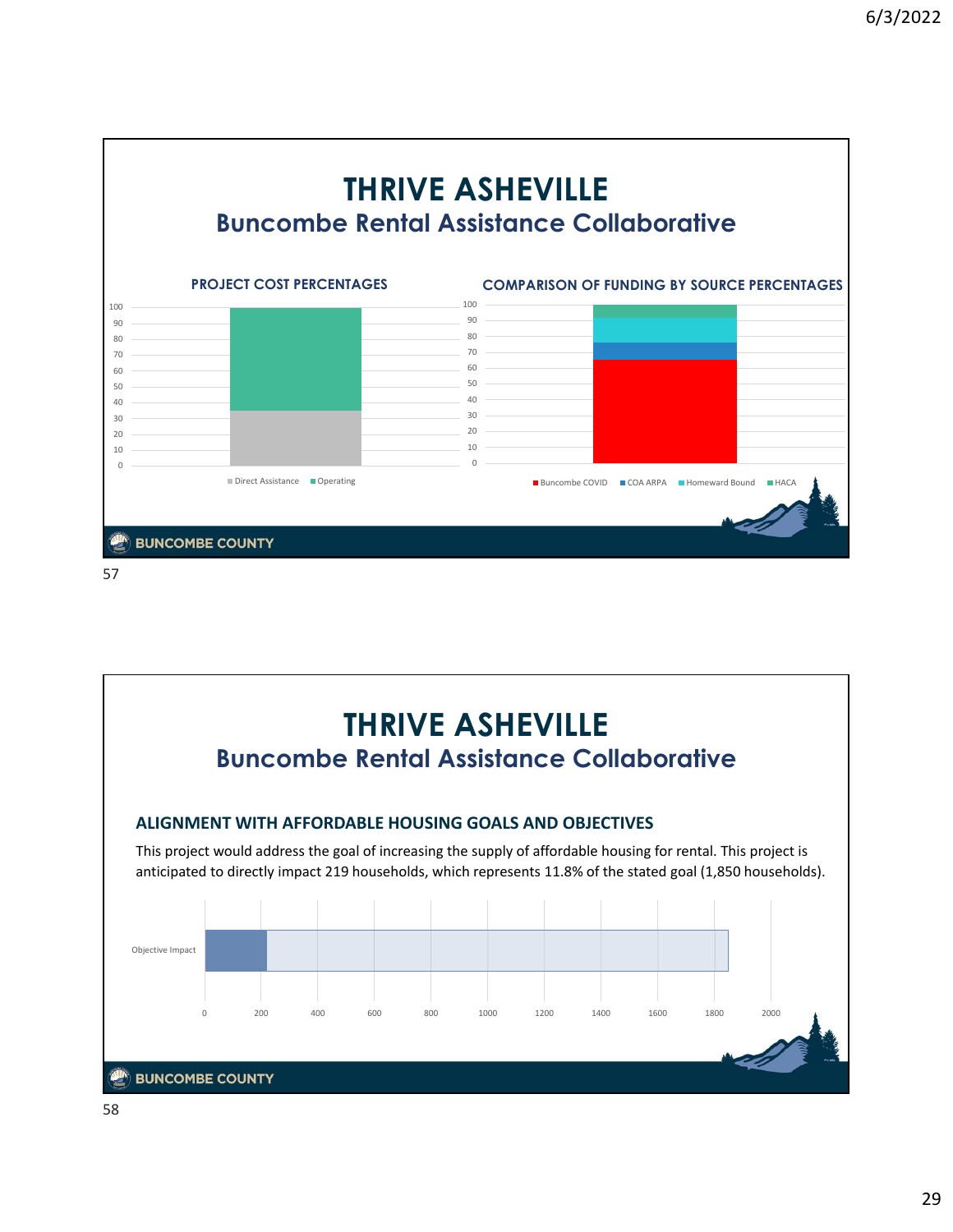# THRIVE ASHEVILLE

## Buncombe Rental Assistance Collaborative

**PROJECT COST PERCENTAGES**

Direct Assistance | Operating

**COMPARISON OF FUNDING BY SOURCE PERCENTAGES**

Buncombe COVID | COA ARPA | Homeward Bound | HACA

BUNCOMBE COUNTY

# THRIVE ASHEVILLE

## Buncombe Rental Assistance Collaborative

### ALIGNMENT WITH AFFORDABLE HOUSING GOALS AND OBJECTIVES

This project would address the goal of increasing the supply of affordable housing for rental. This project is anticipated to directly impact 219 households, which represents 11.8% of the stated goal (1,850 households).

Objective Impact

BUNCOMBE COUNTY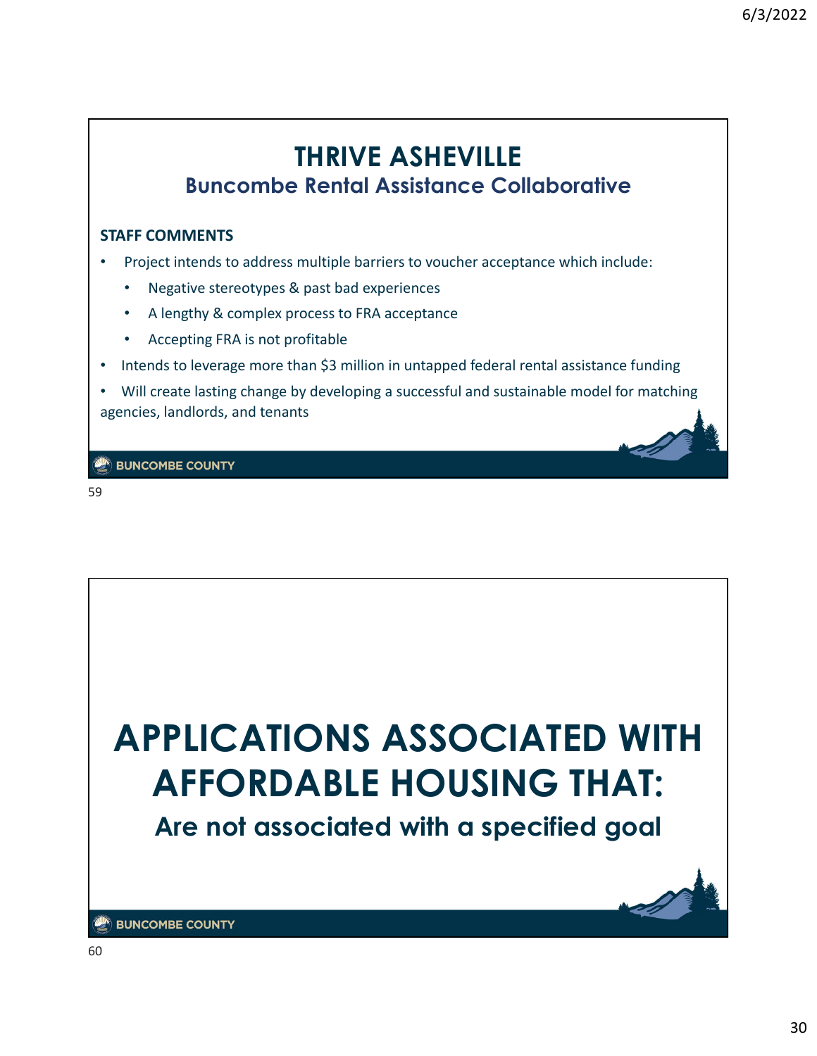# THRIVE ASHEVILLE

## Buncombe Rental Assistance Collaborative

**STAFF COMMENTS**

- Project intends to address multiple barriers to voucher acceptance which include:
  - Negative stereotypes & past bad experiences
  - A lengthy & complex process to FRA acceptance
  - Accepting FRA is not profitable
- Intends to leverage more than $3 million in untapped federal rental assistance funding
- Will create lasting change by developing a successful and sustainable model for matching agencies, landlords, and tenants

# APPLICATIONS ASSOCIATED WITH AFFORDABLE HOUSING THAT:

## Are not associated with a specified goal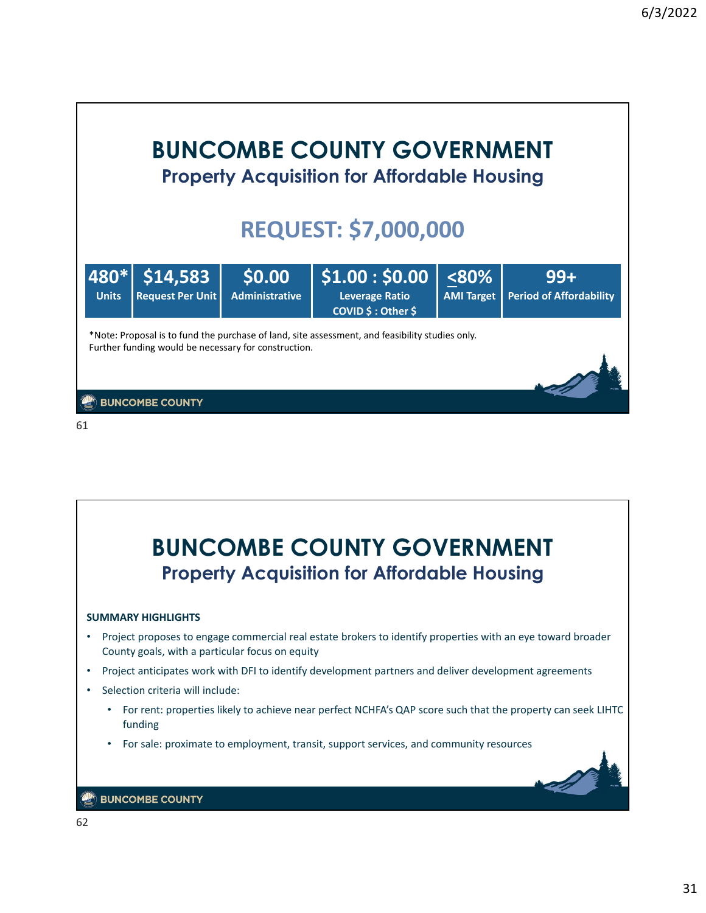# BUNCOMBE COUNTY GOVERNMENT
## Property Acquisition for Affordable Housing

## REQUEST: $7,000,000

| 480* | $14,583 | $0.00 | $1.00 : $0.00 | ≤80% | 99+ |
|---|---|---|---|---|---|
| Units | Request Per Unit | Administrative | Leverage Ratio COVID $ : Other $ | AMI Target | Period of Affordability |

*Note: Proposal is to fund the purchase of land, site assessment, and feasibility studies only. Further funding would be necessary for construction.

# BUNCOMBE COUNTY GOVERNMENT
## Property Acquisition for Affordable Housing

**SUMMARY HIGHLIGHTS**

- Project proposes to engage commercial real estate brokers to identify properties with an eye toward broader County goals, with a particular focus on equity
- Project anticipates work with DFI to identify development partners and deliver development agreements
- Selection criteria will include:
  - For rent: properties likely to achieve near perfect NCHFA's QAP score such that the property can seek LIHTC funding
  - For sale: proximate to employment, transit, support services, and community resources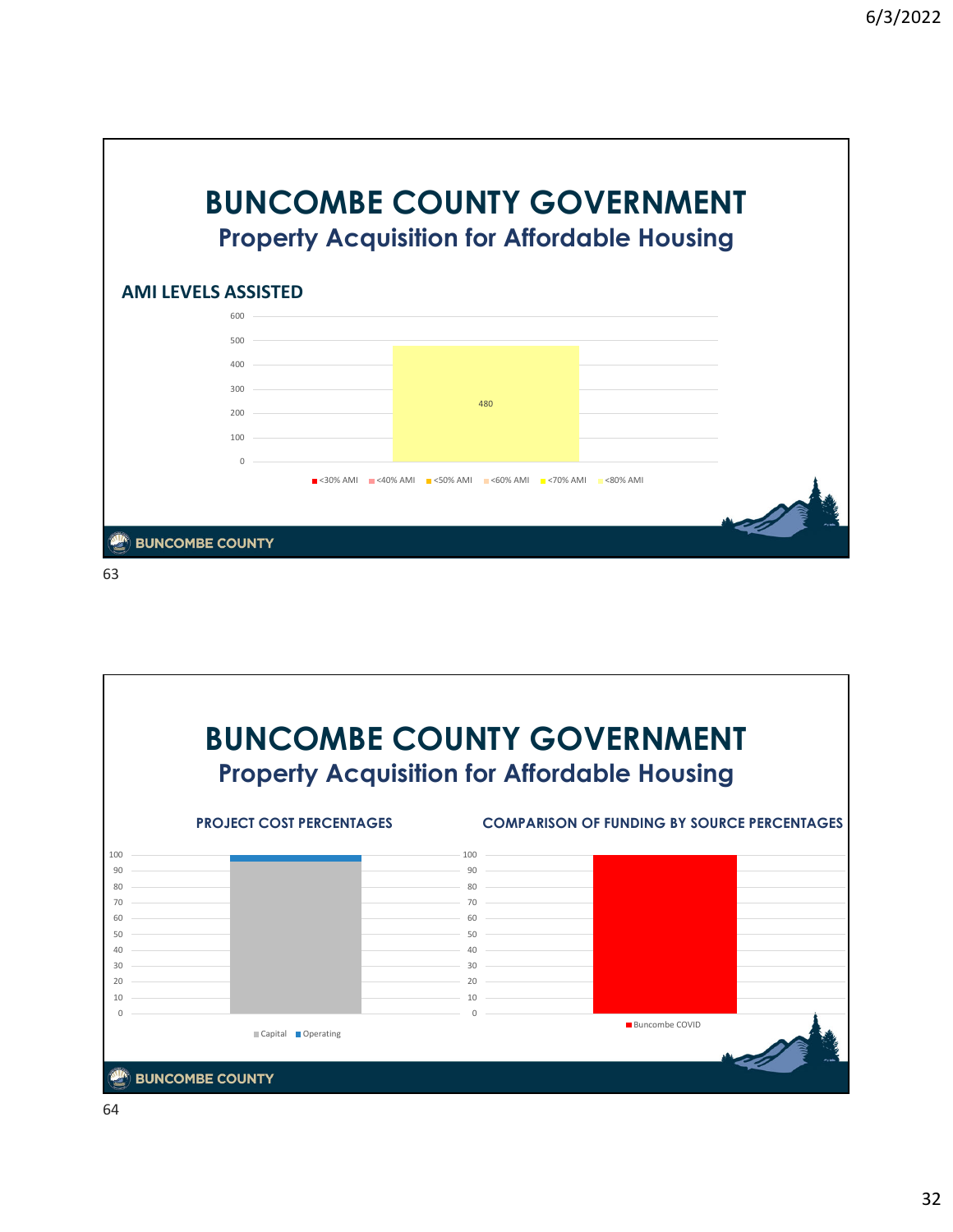# BUNCOMBE COUNTY GOVERNMENT

## Property Acquisition for Affordable Housing

### AMI LEVELS ASSISTED

600
500
400
300
200
100
0

480

<30% AMI  <40% AMI  <50% AMI  <60% AMI  <70% AMI  <80% AMI

BUNCOMBE COUNTY

# BUNCOMBE COUNTY GOVERNMENT

## Property Acquisition for Affordable Housing

### PROJECT COST PERCENTAGES

100
90
80
70
60
50
40
30
20
10
0

Capital  Operating

### COMPARISON OF FUNDING BY SOURCE PERCENTAGES

100
90
80
70
60
50
40
30
20
10
0

Buncombe COVID

BUNCOMBE COUNTY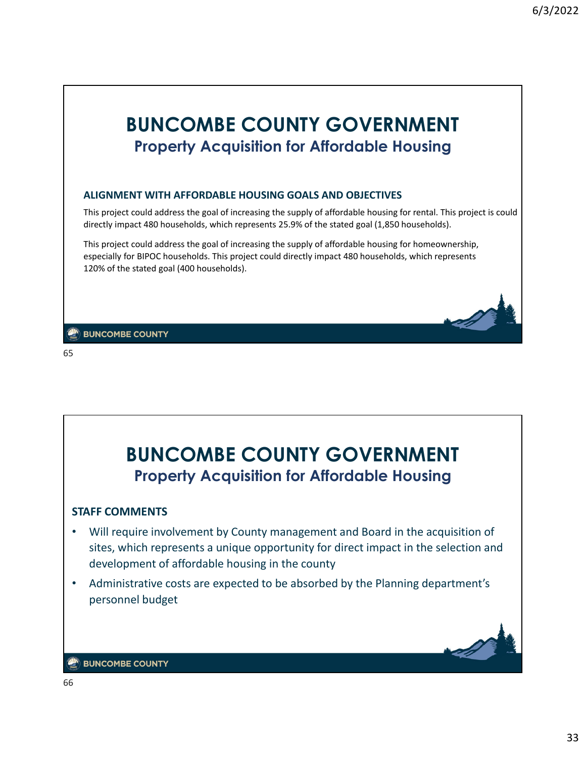# BUNCOMBE COUNTY GOVERNMENT

## Property Acquisition for Affordable Housing

### ALIGNMENT WITH AFFORDABLE HOUSING GOALS AND OBJECTIVES

This project could address the goal of increasing the supply of affordable housing for rental. This project is could directly impact 480 households, which represents 25.9% of the stated goal (1,850 households).

This project could address the goal of increasing the supply of affordable housing for homeownership, especially for BIPOC households. This project could directly impact 480 households, which represents 120% of the stated goal (400 households).

BUNCOMBE COUNTY

# BUNCOMBE COUNTY GOVERNMENT

## Property Acquisition for Affordable Housing

### STAFF COMMENTS

- Will require involvement by County management and Board in the acquisition of sites, which represents a unique opportunity for direct impact in the selection and development of affordable housing in the county
- Administrative costs are expected to be absorbed by the Planning department's personnel budget

BUNCOMBE COUNTY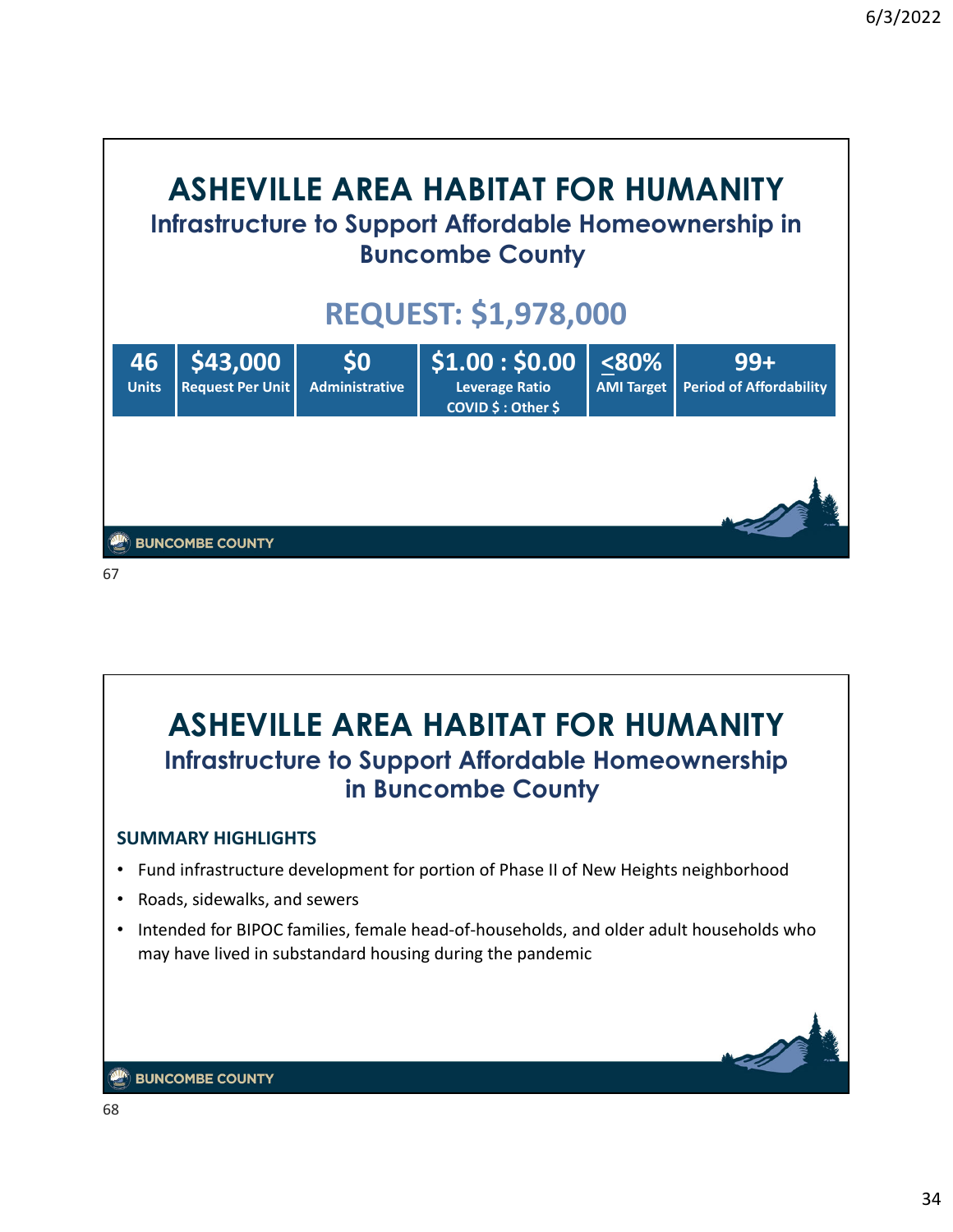# ASHEVILLE AREA HABITAT FOR HUMANITY

## Infrastructure to Support Affordable Homeownership in Buncombe County

## REQUEST: $1,978,000

| 46 | $43,000 | $0 | $1.00 : $0.00 | ≤80% | 99+ |
|---|---|---|---|---|---|
| Units | Request Per Unit | Administrative | Leverage Ratio COVID $ : Other $ | AMI Target | Period of Affordability |

BUNCOMBE COUNTY

# ASHEVILLE AREA HABITAT FOR HUMANITY

## Infrastructure to Support Affordable Homeownership in Buncombe County

**SUMMARY HIGHLIGHTS**

- Fund infrastructure development for portion of Phase II of New Heights neighborhood
- Roads, sidewalks, and sewers
- Intended for BIPOC families, female head-of-households, and older adult households who may have lived in substandard housing during the pandemic

BUNCOMBE COUNTY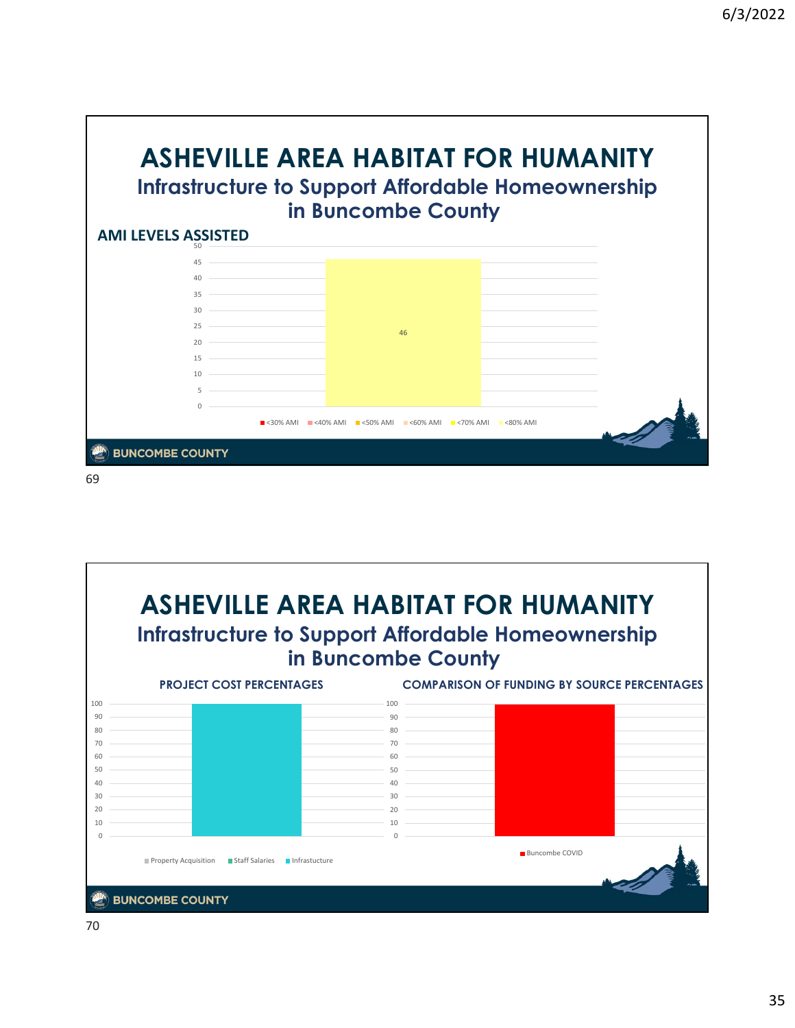# ASHEVILLE AREA HABITAT FOR HUMANITY

## Infrastructure to Support Affordable Homeownership in Buncombe County

**AMI LEVELS ASSISTED**

| AMI Level | Count |
|---|---|
| <30% AMI | |
| <40% AMI | |
| <50% AMI | |
| <60% AMI | |
| <70% AMI | |
| <80% AMI | 46 |

BUNCOMBE COUNTY

# ASHEVILLE AREA HABITAT FOR HUMANITY

## Infrastructure to Support Affordable Homeownership in Buncombe County

**PROJECT COST PERCENTAGES**

| Category | Percentage |
|---|---|
| Property Acquisition | |
| Staff Salaries | |
| Infrastucture | 100 |

**COMPARISON OF FUNDING BY SOURCE PERCENTAGES**

| Source | Percentage |
|---|---|
| Buncombe COVID | 100 |

BUNCOMBE COUNTY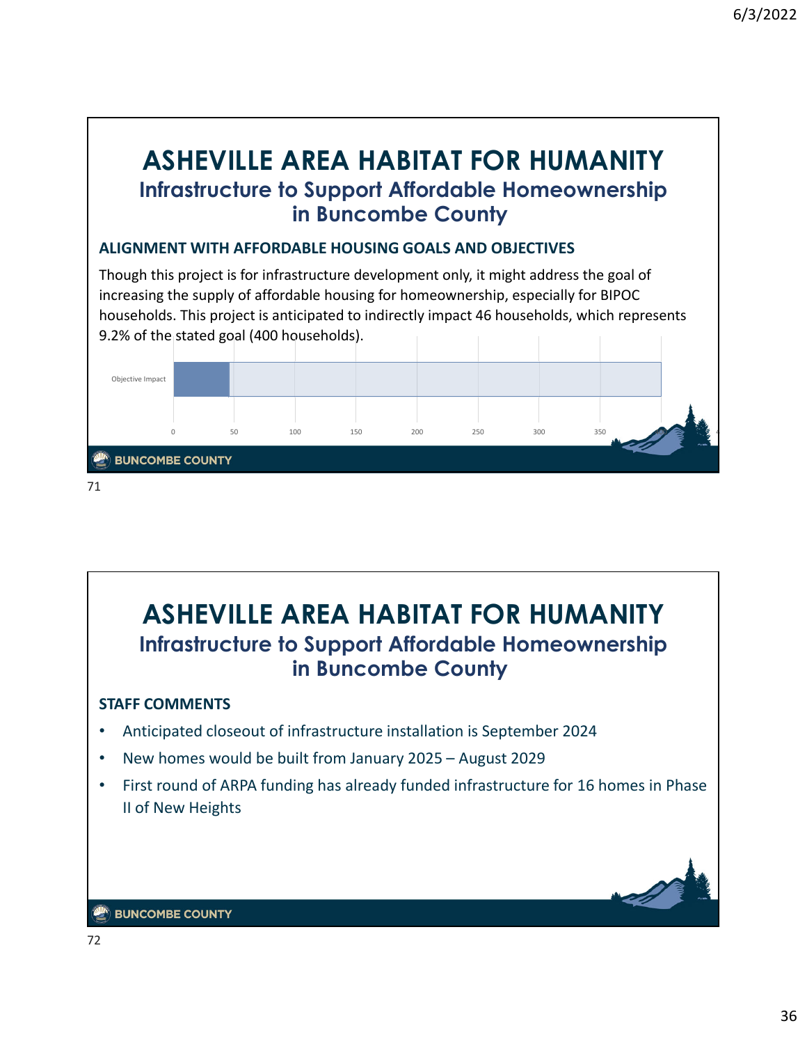# ASHEVILLE AREA HABITAT FOR HUMANITY

## Infrastructure to Support Affordable Homeownership in Buncombe County

### ALIGNMENT WITH AFFORDABLE HOUSING GOALS AND OBJECTIVES

Though this project is for infrastructure development only, it might address the goal of increasing the supply of affordable housing for homeownership, especially for BIPOC households. This project is anticipated to indirectly impact 46 households, which represents 9.2% of the stated goal (400 households).

Objective Impact

0 50 100 150 200 250 300 350 400

BUNCOMBE COUNTY

# ASHEVILLE AREA HABITAT FOR HUMANITY

## Infrastructure to Support Affordable Homeownership in Buncombe County

### STAFF COMMENTS

- Anticipated closeout of infrastructure installation is September 2024
- New homes would be built from January 2025 – August 2029
- First round of ARPA funding has already funded infrastructure for 16 homes in Phase II of New Heights

BUNCOMBE COUNTY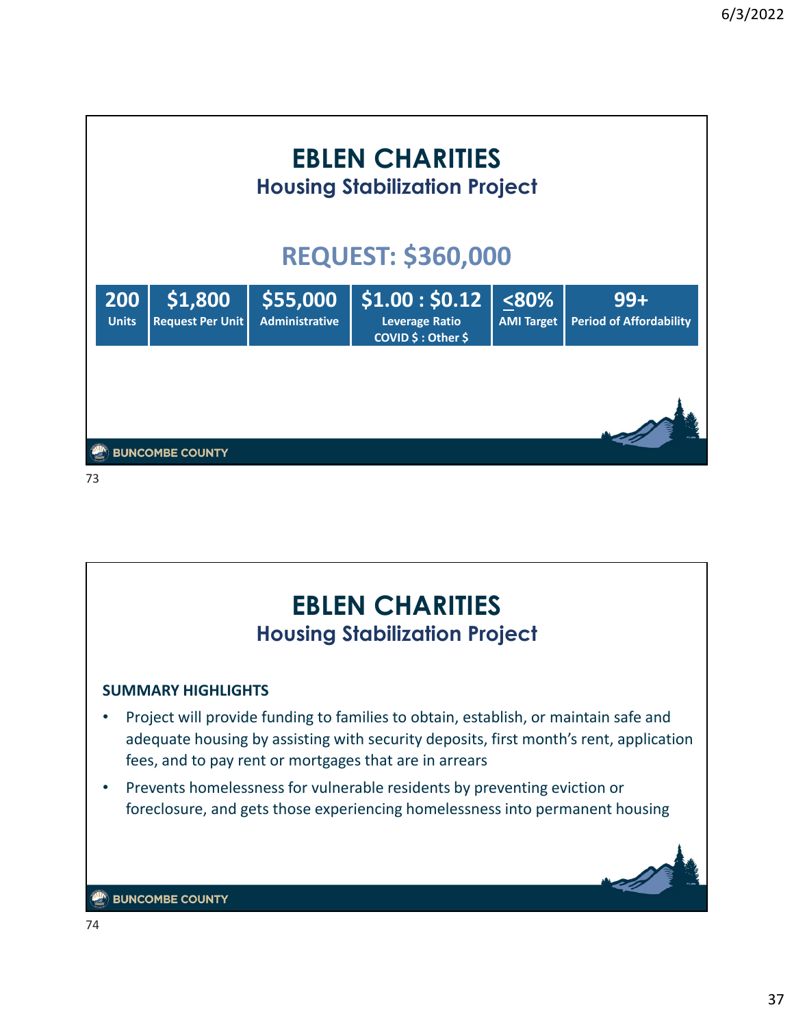# EBLEN CHARITIES

## Housing Stabilization Project

## REQUEST: $360,000

| 200 | $1,800 | $55,000 | $1.00 : $0.12 | <80% | 99+ |
|---|---|---|---|---|---|
| Units | Request Per Unit | Administrative | Leverage Ratio COVID $ : Other $ | AMI Target | Period of Affordability |

# EBLEN CHARITIES

## Housing Stabilization Project

**SUMMARY HIGHLIGHTS**

- Project will provide funding to families to obtain, establish, or maintain safe and adequate housing by assisting with security deposits, first month's rent, application fees, and to pay rent or mortgages that are in arrears
- Prevents homelessness for vulnerable residents by preventing eviction or foreclosure, and gets those experiencing homelessness into permanent housing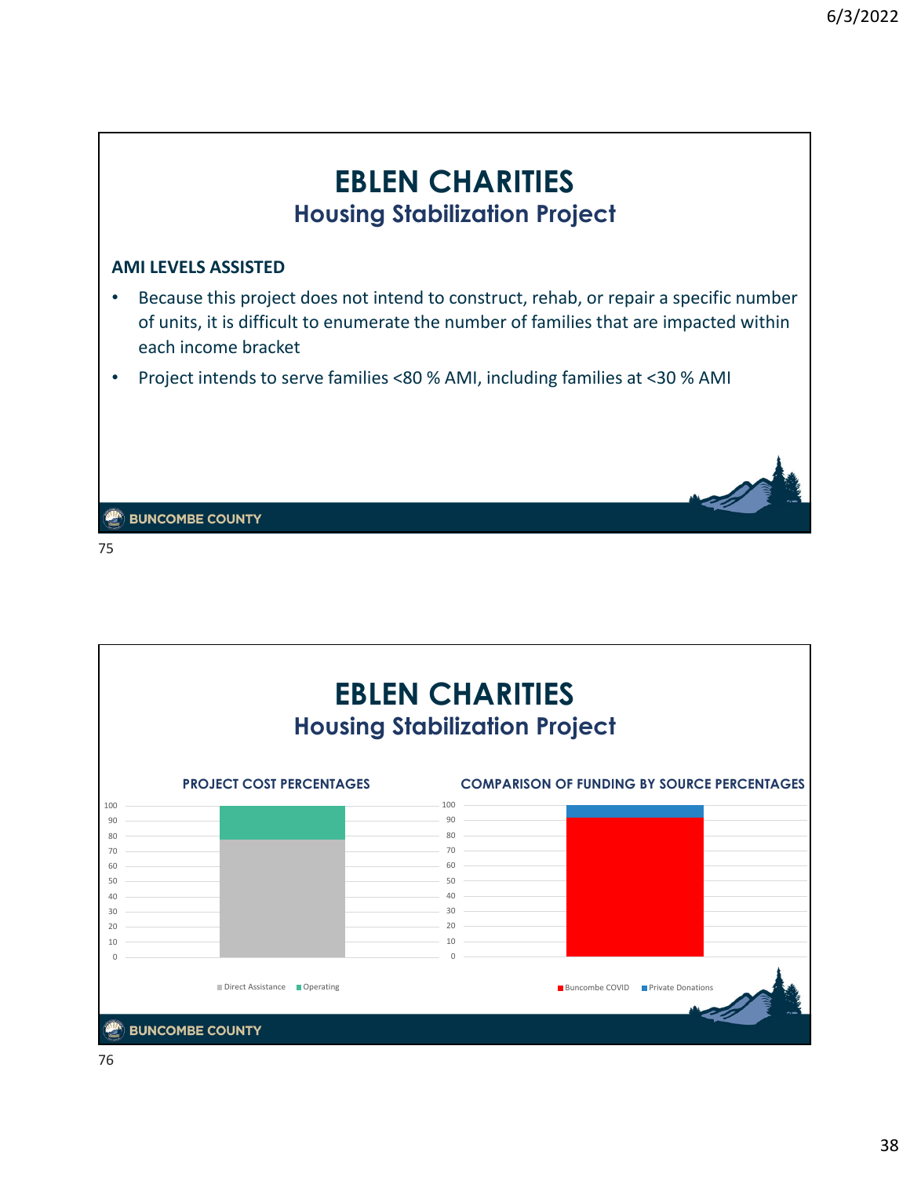# EBLEN CHARITIES

## Housing Stabilization Project

**AMI LEVELS ASSISTED**

- Because this project does not intend to construct, rehab, or repair a specific number of units, it is difficult to enumerate the number of families that are impacted within each income bracket
- Project intends to serve families <80 % AMI, including families at <30 % AMI

BUNCOMBE COUNTY

# EBLEN CHARITIES

## Housing Stabilization Project

**PROJECT COST PERCENTAGES**

Direct Assistance ■ Operating

**COMPARISON OF FUNDING BY SOURCE PERCENTAGES**

Buncombe COVID ■ Private Donations

BUNCOMBE COUNTY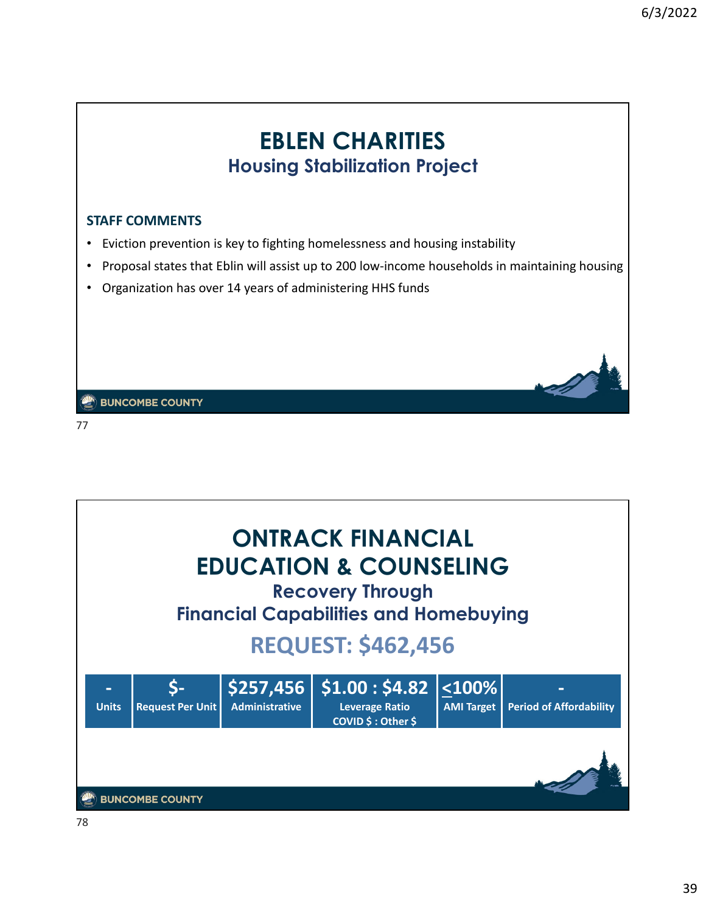# EBLEN CHARITIES

## Housing Stabilization Project

**STAFF COMMENTS**

- Eviction prevention is key to fighting homelessness and housing instability
- Proposal states that Eblin will assist up to 200 low-income households in maintaining housing
- Organization has over 14 years of administering HHS funds

BUNCOMBE COUNTY

77

# ONTRACK FINANCIAL EDUCATION & COUNSELING

## Recovery Through Financial Capabilities and Homebuying

## REQUEST: $462,456

| - | $- | $257,456 | $1.00 : $4.82 | <100% | - |
|---|---|---|---|---|---|
| Units | Request Per Unit | Administrative | Leverage Ratio COVID $ : Other $ | AMI Target | Period of Affordability |

BUNCOMBE COUNTY

78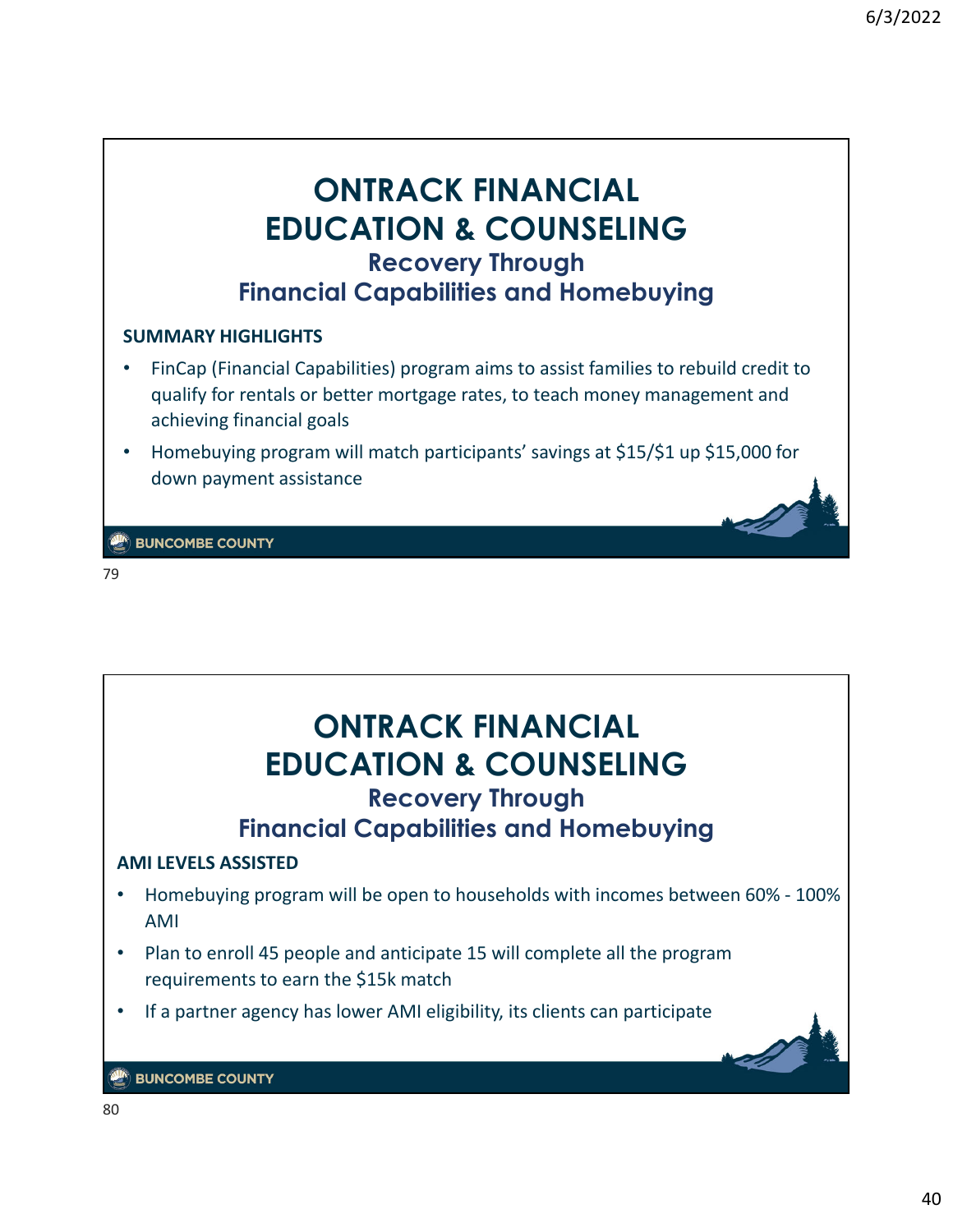# ONTRACK FINANCIAL EDUCATION & COUNSELING

## Recovery Through Financial Capabilities and Homebuying

**SUMMARY HIGHLIGHTS**

- FinCap (Financial Capabilities) program aims to assist families to rebuild credit to qualify for rentals or better mortgage rates, to teach money management and achieving financial goals
- Homebuying program will match participants' savings at $15/$1 up $15,000 for down payment assistance

BUNCOMBE COUNTY

79

# ONTRACK FINANCIAL EDUCATION & COUNSELING

## Recovery Through Financial Capabilities and Homebuying

**AMI LEVELS ASSISTED**

- Homebuying program will be open to households with incomes between 60% - 100% AMI
- Plan to enroll 45 people and anticipate 15 will complete all the program requirements to earn the $15k match
- If a partner agency has lower AMI eligibility, its clients can participate

BUNCOMBE COUNTY

80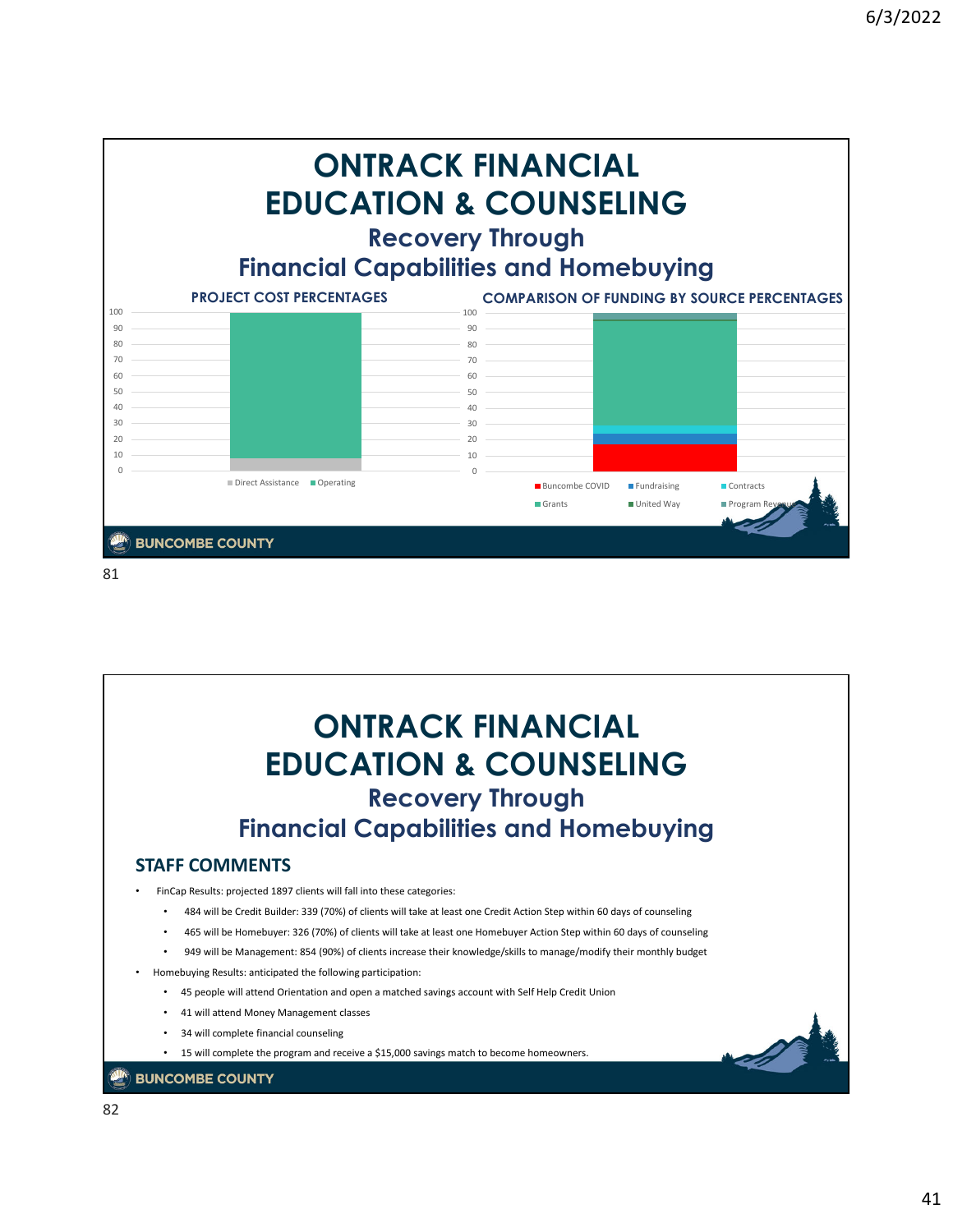# ONTRACK FINANCIAL EDUCATION & COUNSELING

## Recovery Through Financial Capabilities and Homebuying

**PROJECT COST PERCENTAGES**

Direct Assistance | Operating

**COMPARISON OF FUNDING BY SOURCE PERCENTAGES**

Buncombe COVID | Fundraising | Contracts | Grants | United Way | Program Revenue

BUNCOMBE COUNTY

81

# ONTRACK FINANCIAL EDUCATION & COUNSELING

## Recovery Through Financial Capabilities and Homebuying

### STAFF COMMENTS

- FinCap Results: projected 1897 clients will fall into these categories:
  - 484 will be Credit Builder: 339 (70%) of clients will take at least one Credit Action Step within 60 days of counseling
  - 465 will be Homebuyer: 326 (70%) of clients will take at least one Homebuyer Action Step within 60 days of counseling
  - 949 will be Management: 854 (90%) of clients increase their knowledge/skills to manage/modify their monthly budget
- Homebuying Results: anticipated the following participation:
  - 45 people will attend Orientation and open a matched savings account with Self Help Credit Union
  - 41 will attend Money Management classes
  - 34 will complete financial counseling
  - 15 will complete the program and receive a $15,000 savings match to become homeowners.

BUNCOMBE COUNTY

82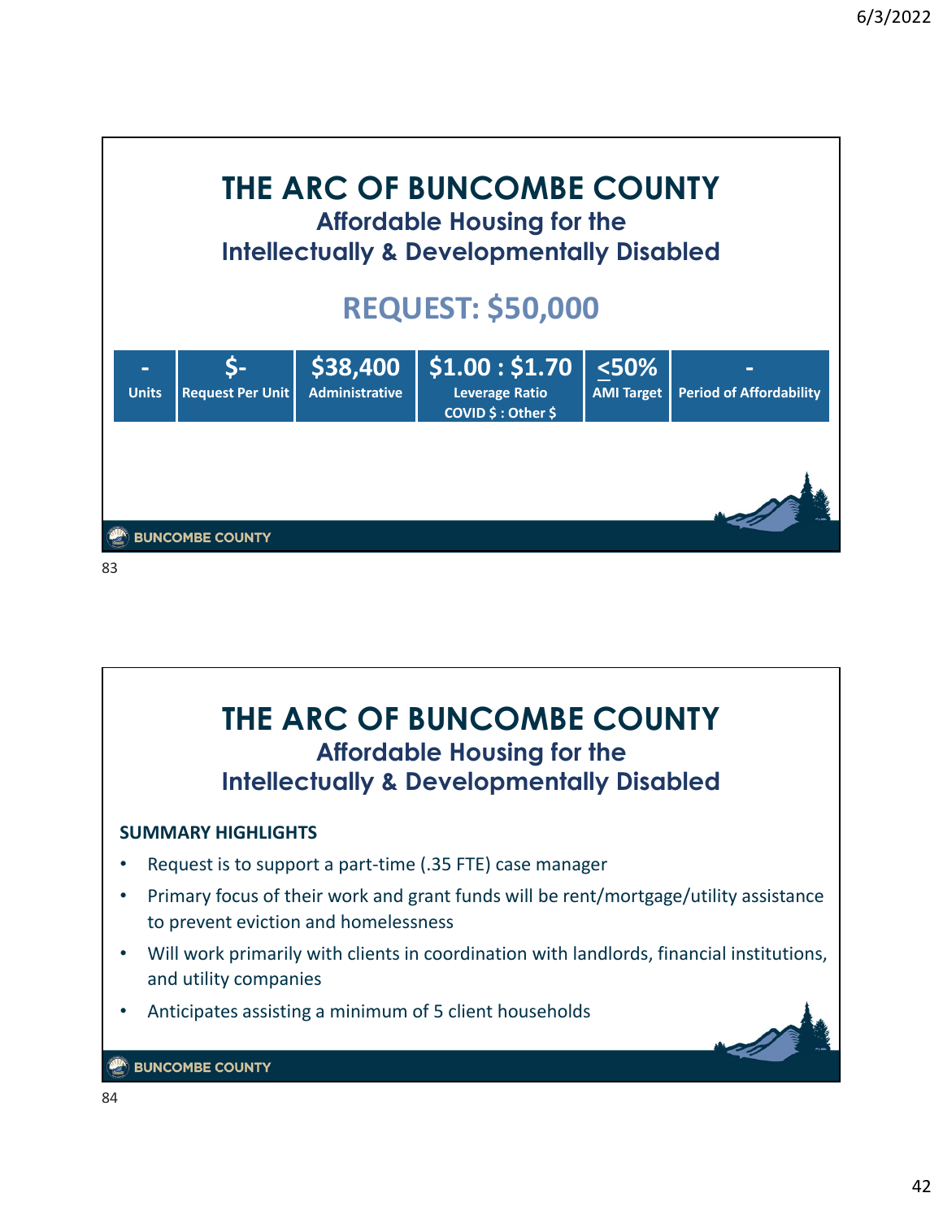# THE ARC OF BUNCOMBE COUNTY

## Affordable Housing for the Intellectually & Developmentally Disabled

## REQUEST: $50,000

| - | $- | $38,400 | $1.00 : $1.70 | <50% | - |
|---|---|---|---|---|---|
| Units | Request Per Unit | Administrative | Leverage Ratio COVID $ : Other $ | AMI Target | Period of Affordability |

BUNCOMBE COUNTY

83

# THE ARC OF BUNCOMBE COUNTY

## Affordable Housing for the Intellectually & Developmentally Disabled

**SUMMARY HIGHLIGHTS**

- Request is to support a part-time (.35 FTE) case manager
- Primary focus of their work and grant funds will be rent/mortgage/utility assistance to prevent eviction and homelessness
- Will work primarily with clients in coordination with landlords, financial institutions, and utility companies
- Anticipates assisting a minimum of 5 client households

BUNCOMBE COUNTY

84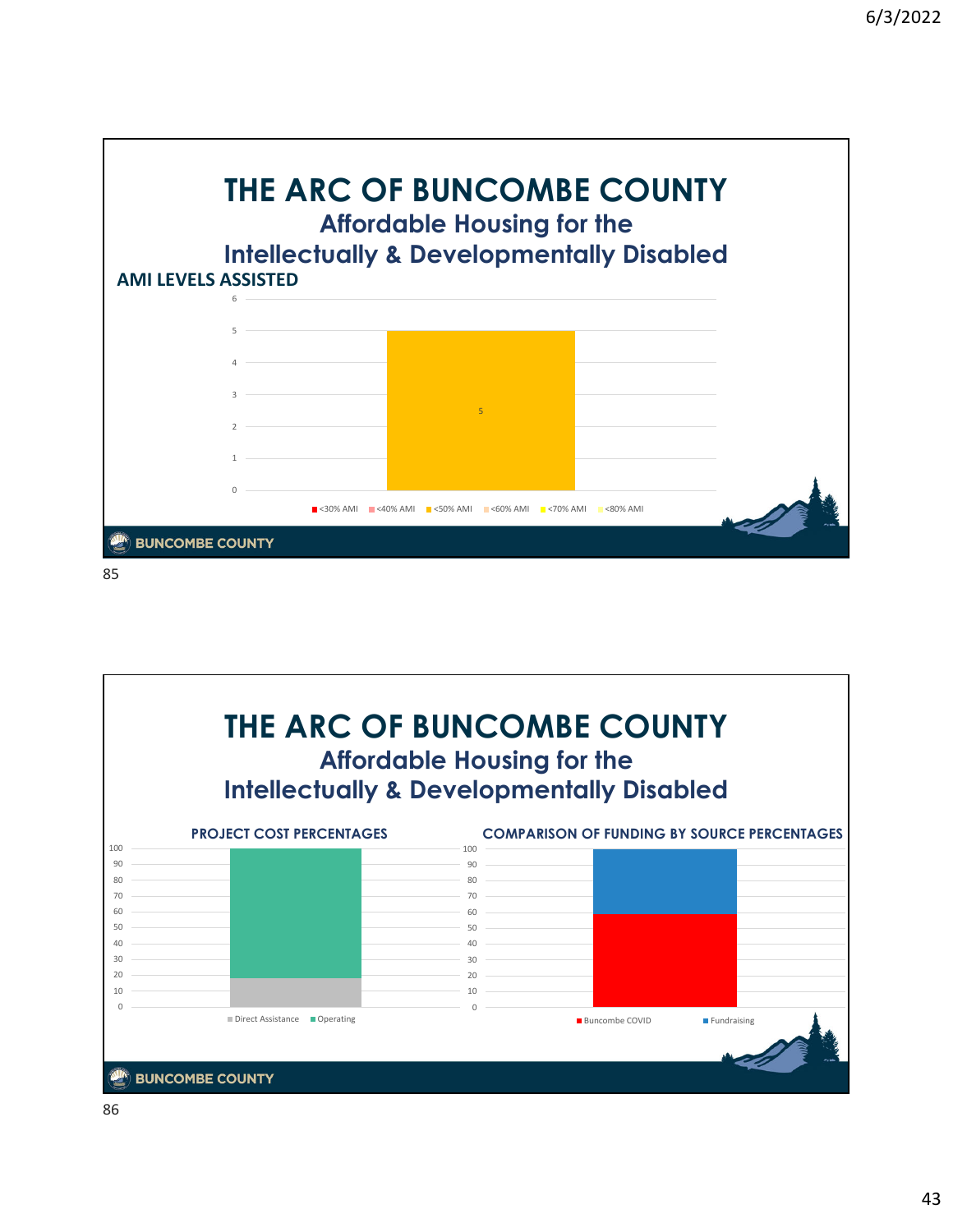# THE ARC OF BUNCOMBE COUNTY

## Affordable Housing for the Intellectually & Developmentally Disabled

**AMI LEVELS ASSISTED**

| AMI Level | Count |
|---|---|
| <30% AMI | |
| <40% AMI | |
| <50% AMI | 5 |
| <60% AMI | |
| <70% AMI | |
| <80% AMI | |

# THE ARC OF BUNCOMBE COUNTY

## Affordable Housing for the Intellectually & Developmentally Disabled

**PROJECT COST PERCENTAGES**

Direct Assistance ■ Operating

**COMPARISON OF FUNDING BY SOURCE PERCENTAGES**

Buncombe COVID ■ Fundraising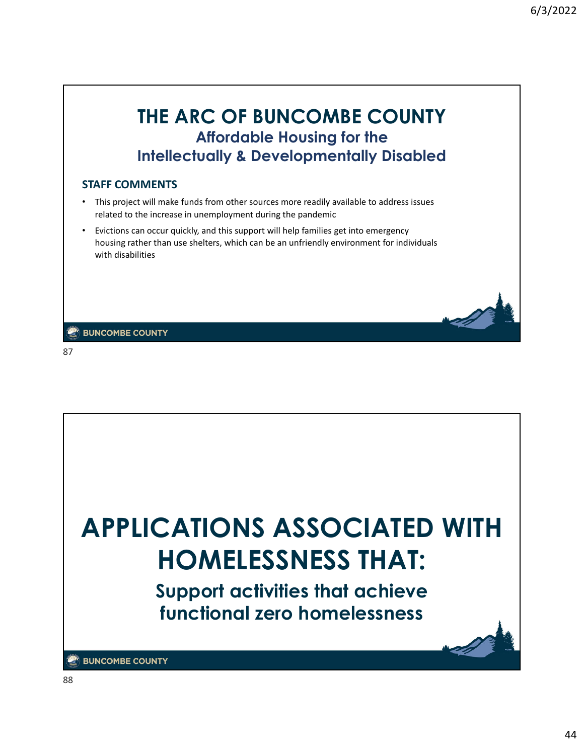# THE ARC OF BUNCOMBE COUNTY

## Affordable Housing for the Intellectually & Developmentally Disabled

### STAFF COMMENTS

- This project will make funds from other sources more readily available to address issues related to the increase in unemployment during the pandemic
- Evictions can occur quickly, and this support will help families get into emergency housing rather than use shelters, which can be an unfriendly environment for individuals with disabilities

# APPLICATIONS ASSOCIATED WITH HOMELESSNESS THAT:

## Support activities that achieve functional zero homelessness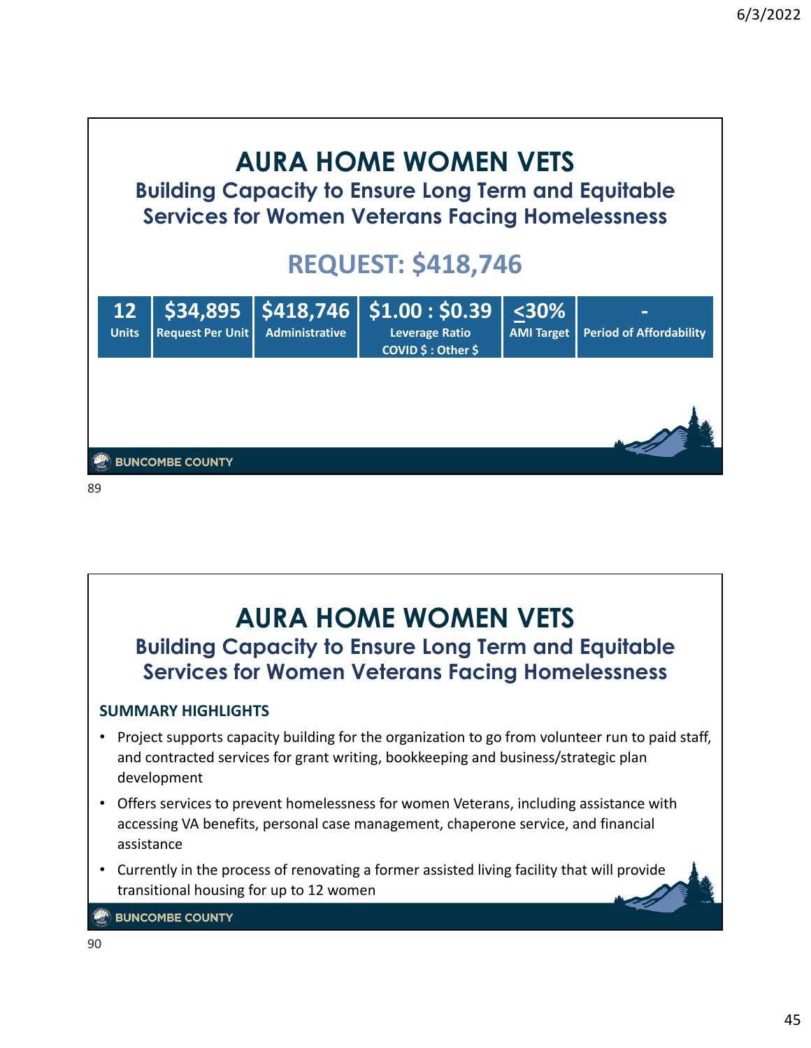# AURA HOME WOMEN VETS

## Building Capacity to Ensure Long Term and Equitable Services for Women Veterans Facing Homelessness

## REQUEST: $418,746

| 12 | $34,895 | $418,746 | $1.00 : $0.39 | <u><</u>30% | - |
|---|---|---|---|---|---|
| Units | Request Per Unit | Administrative | Leverage Ratio COVID $ : Other $ | AMI Target | Period of Affordability |

# AURA HOME WOMEN VETS

## Building Capacity to Ensure Long Term and Equitable Services for Women Veterans Facing Homelessness

### SUMMARY HIGHLIGHTS

- Project supports capacity building for the organization to go from volunteer run to paid staff, and contracted services for grant writing, bookkeeping and business/strategic plan development
- Offers services to prevent homelessness for women Veterans, including assistance with accessing VA benefits, personal case management, chaperone service, and financial assistance
- Currently in the process of renovating a former assisted living facility that will provide transitional housing for up to 12 women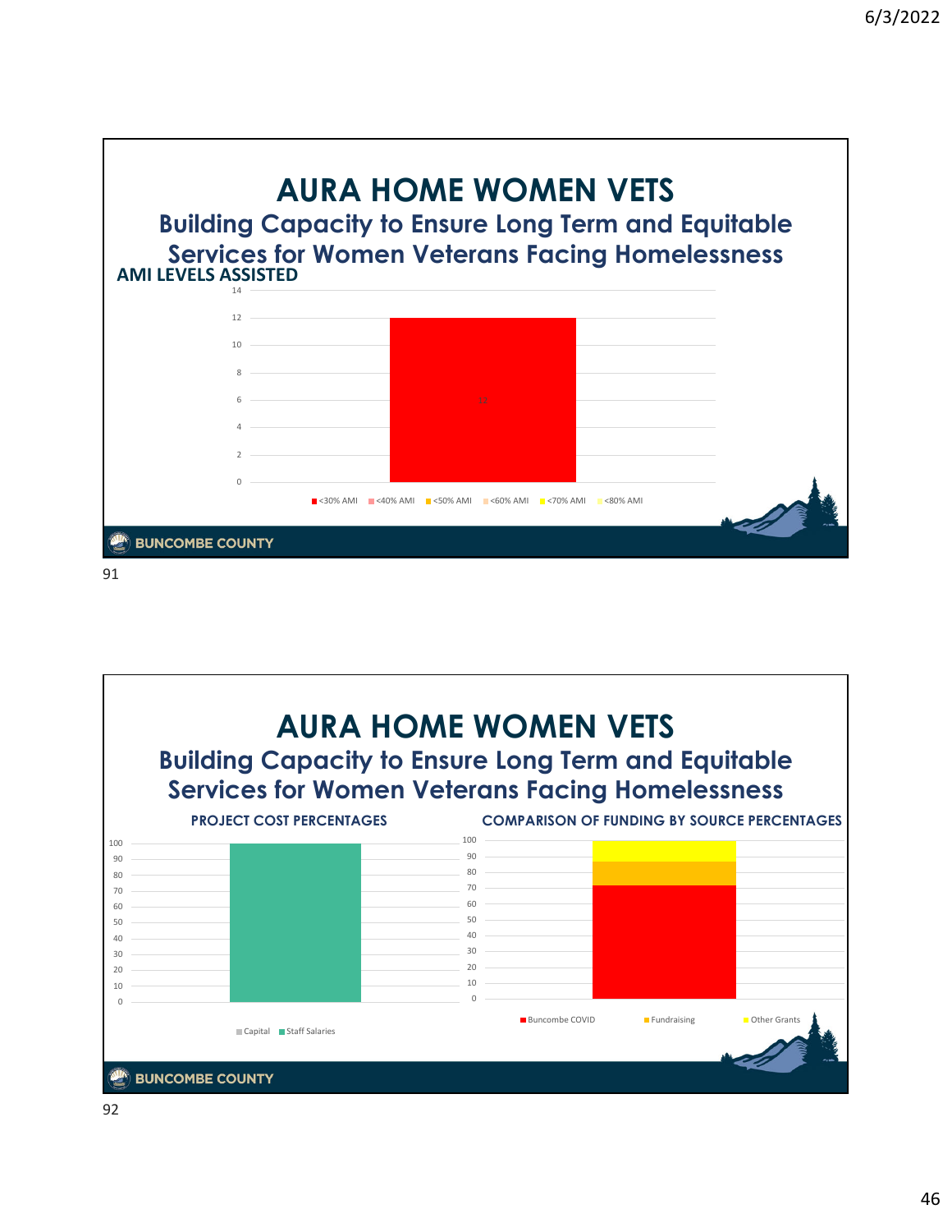# AURA HOME WOMEN VETS

## Building Capacity to Ensure Long Term and Equitable Services for Women Veterans Facing Homelessness

**AMI LEVELS ASSISTED**

| AMI Level | Value |
|---|---|
| <30% AMI | 12 |
| <40% AMI | |
| <50% AMI | |
| <60% AMI | |
| <70% AMI | |
| <80% AMI | |

BUNCOMBE COUNTY

# AURA HOME WOMEN VETS

## Building Capacity to Ensure Long Term and Equitable Services for Women Veterans Facing Homelessness

**PROJECT COST PERCENTAGES**

| Category | Percentage |
|---|---|
| Capital | |
| Staff Salaries | 100 |

**COMPARISON OF FUNDING BY SOURCE PERCENTAGES**

Legend: Buncombe COVID, Fundraising, Other Grants

BUNCOMBE COUNTY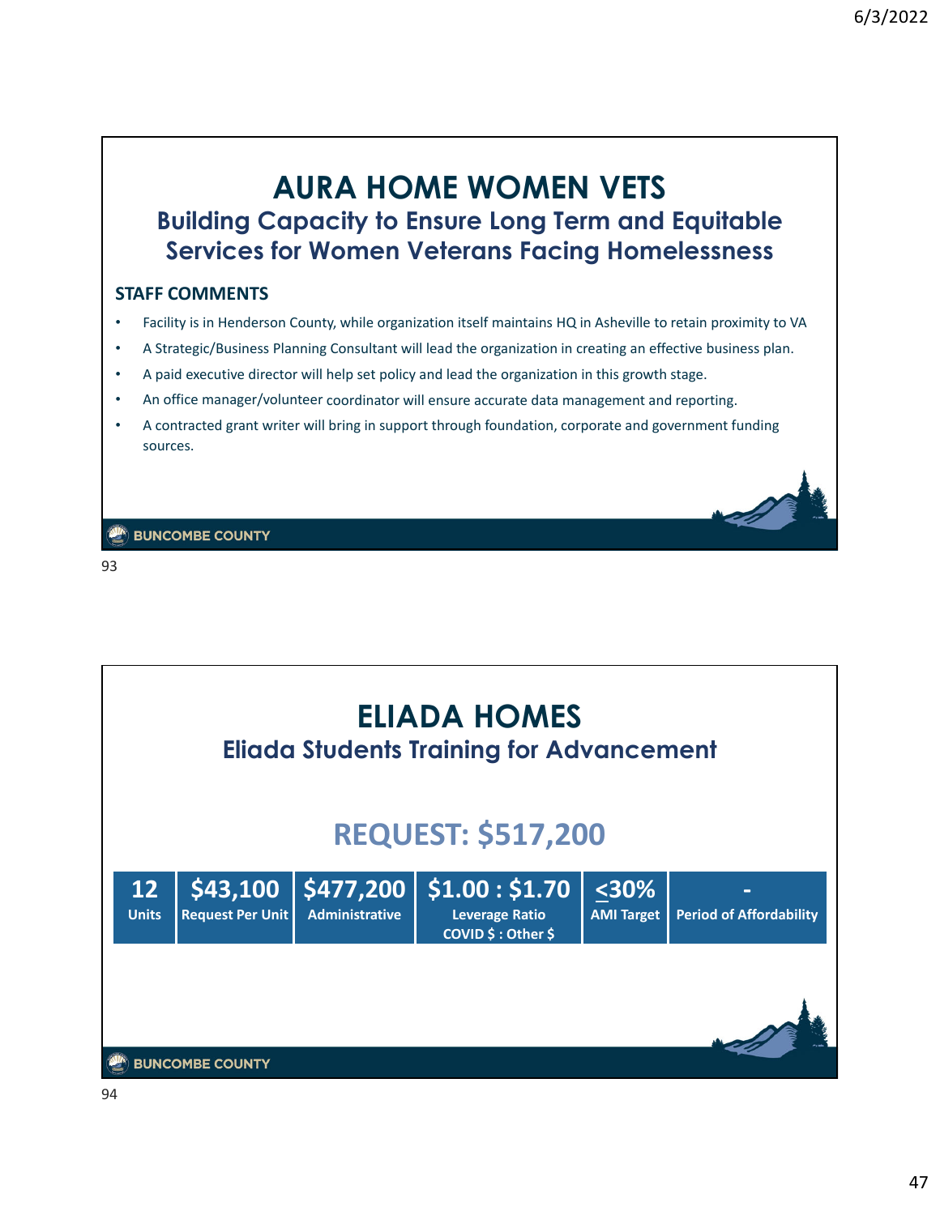# AURA HOME WOMEN VETS

## Building Capacity to Ensure Long Term and Equitable Services for Women Veterans Facing Homelessness

### STAFF COMMENTS

- Facility is in Henderson County, while organization itself maintains HQ in Asheville to retain proximity to VA
- A Strategic/Business Planning Consultant will lead the organization in creating an effective business plan.
- A paid executive director will help set policy and lead the organization in this growth stage.
- An office manager/volunteer coordinator will ensure accurate data management and reporting.
- A contracted grant writer will bring in support through foundation, corporate and government funding sources.

BUNCOMBE COUNTY

# ELIADA HOMES

## Eliada Students Training for Advancement

## REQUEST: $517,200

| 12 | $43,100 | $477,200 | $1.00 : $1.70 | ≤30% | - |
|---|---|---|---|---|---|
| Units | Request Per Unit | Administrative | Leverage Ratio COVID $ : Other $ | AMI Target | Period of Affordability |

BUNCOMBE COUNTY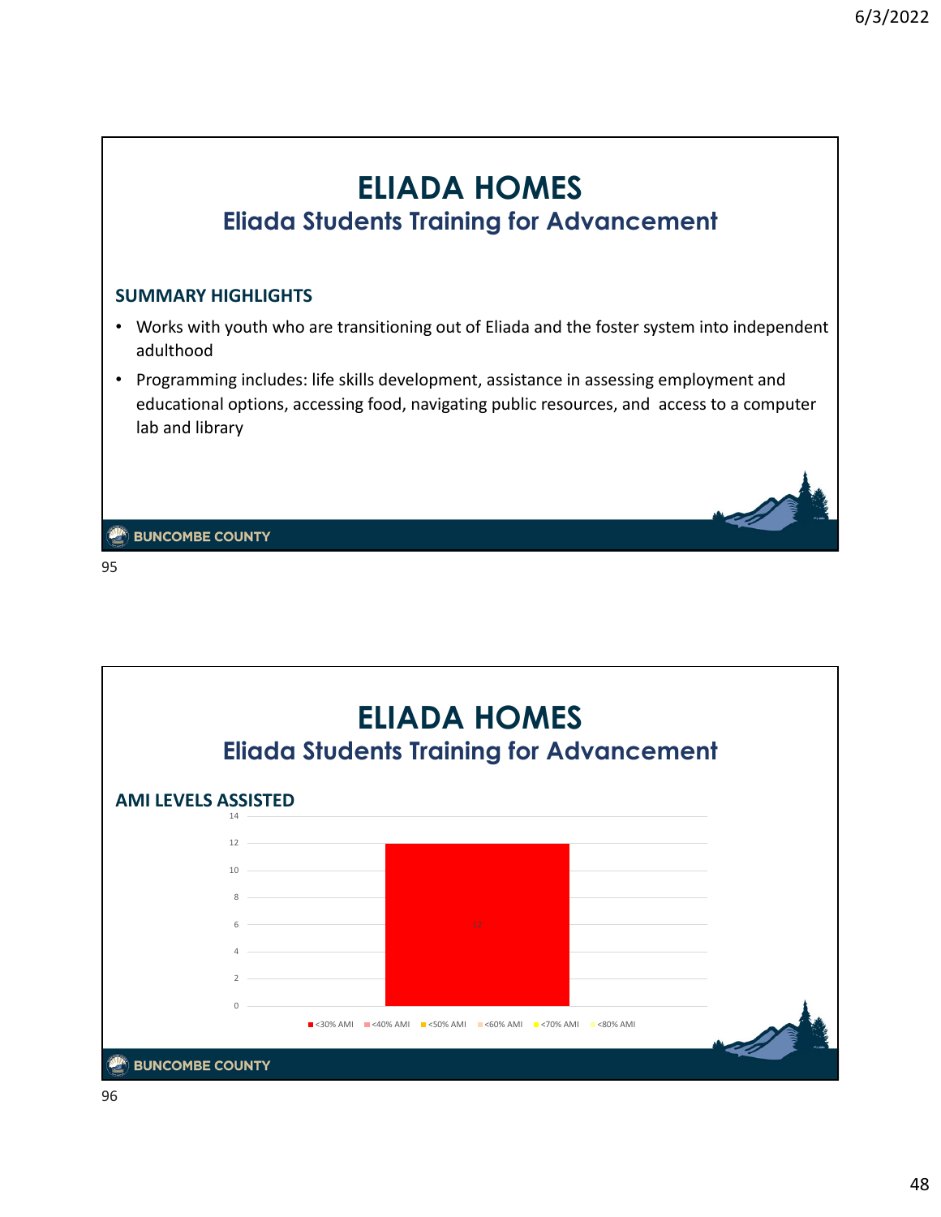# ELIADA HOMES

## Eliada Students Training for Advancement

### SUMMARY HIGHLIGHTS

- Works with youth who are transitioning out of Eliada and the foster system into independent adulthood
- Programming includes: life skills development, assistance in assessing employment and educational options, accessing food, navigating public resources, and access to a computer lab and library

BUNCOMBE COUNTY

# ELIADA HOMES

## Eliada Students Training for Advancement

### AMI LEVELS ASSISTED

| AMI Level | Count |
| --- | --- |
| <30% AMI | 12 |
| <40% AMI | |
| <50% AMI | |
| <60% AMI | |
| <70% AMI | |
| <80% AMI | |

BUNCOMBE COUNTY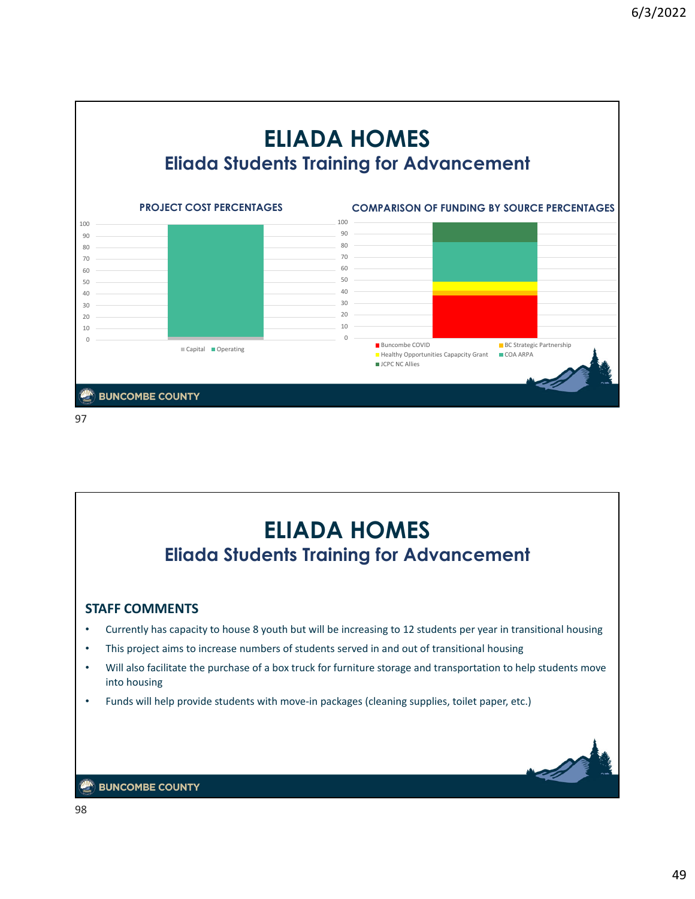# ELIADA HOMES

## Eliada Students Training for Advancement

**PROJECT COST PERCENTAGES**

Capital · Operating

**COMPARISON OF FUNDING BY SOURCE PERCENTAGES**

Buncombe COVID · BC Strategic Partnership · Healthy Opportunities Capapcity Grant · COA ARPA · JCPC NC Allies

BUNCOMBE COUNTY

# ELIADA HOMES

## Eliada Students Training for Advancement

### STAFF COMMENTS

- Currently has capacity to house 8 youth but will be increasing to 12 students per year in transitional housing
- This project aims to increase numbers of students served in and out of transitional housing
- Will also facilitate the purchase of a box truck for furniture storage and transportation to help students move into housing
- Funds will help provide students with move-in packages (cleaning supplies, toilet paper, etc.)

BUNCOMBE COUNTY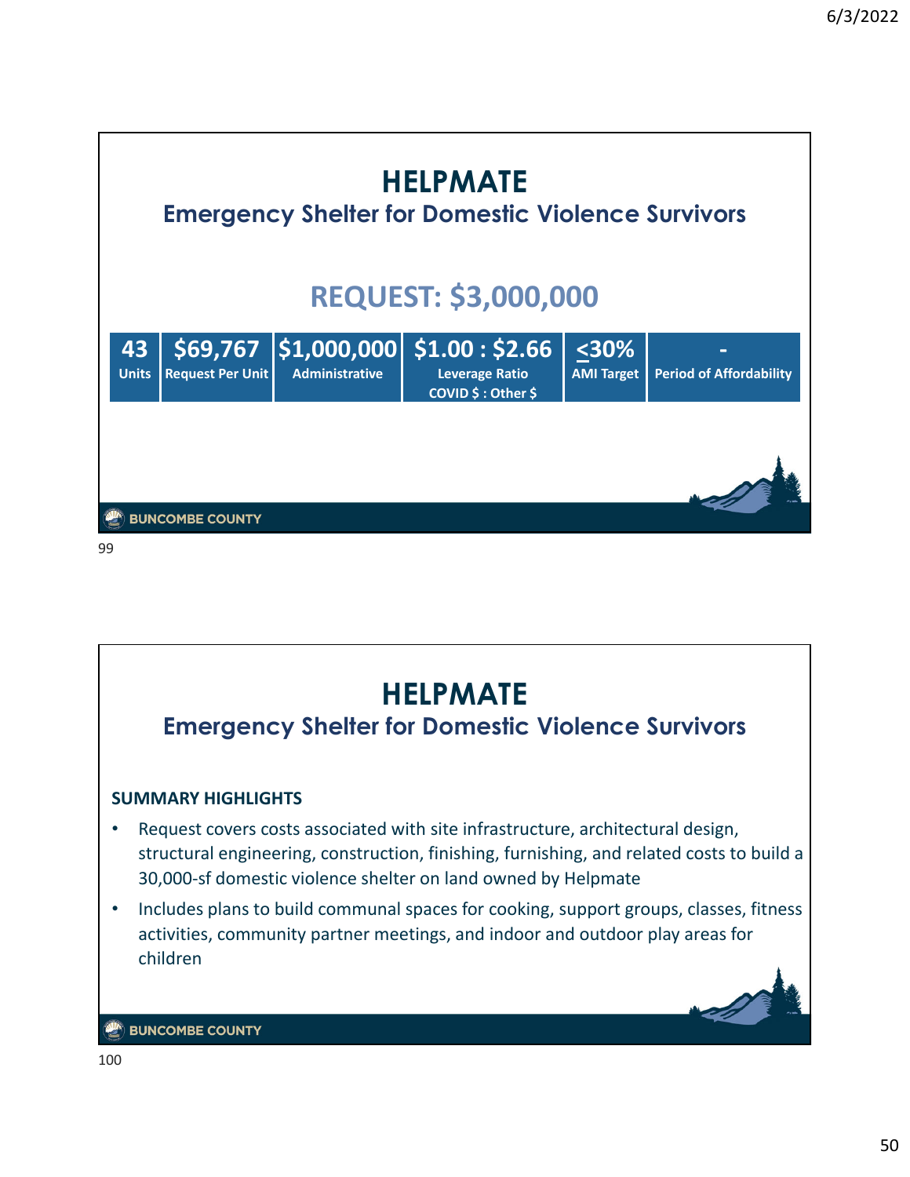# HELPMATE

## Emergency Shelter for Domestic Violence Survivors

## REQUEST: $3,000,000

| 43 | $69,767 | $1,000,000 | $1.00 : $2.66 | ≤30% | - |
|---|---|---|---|---|---|
| Units | Request Per Unit | Administrative | Leverage Ratio COVID $ : Other $ | AMI Target | Period of Affordability |

BUNCOMBE COUNTY

99

# HELPMATE

## Emergency Shelter for Domestic Violence Survivors

**SUMMARY HIGHLIGHTS**

- Request covers costs associated with site infrastructure, architectural design, structural engineering, construction, finishing, furnishing, and related costs to build a 30,000-sf domestic violence shelter on land owned by Helpmate
- Includes plans to build communal spaces for cooking, support groups, classes, fitness activities, community partner meetings, and indoor and outdoor play areas for children

BUNCOMBE COUNTY

100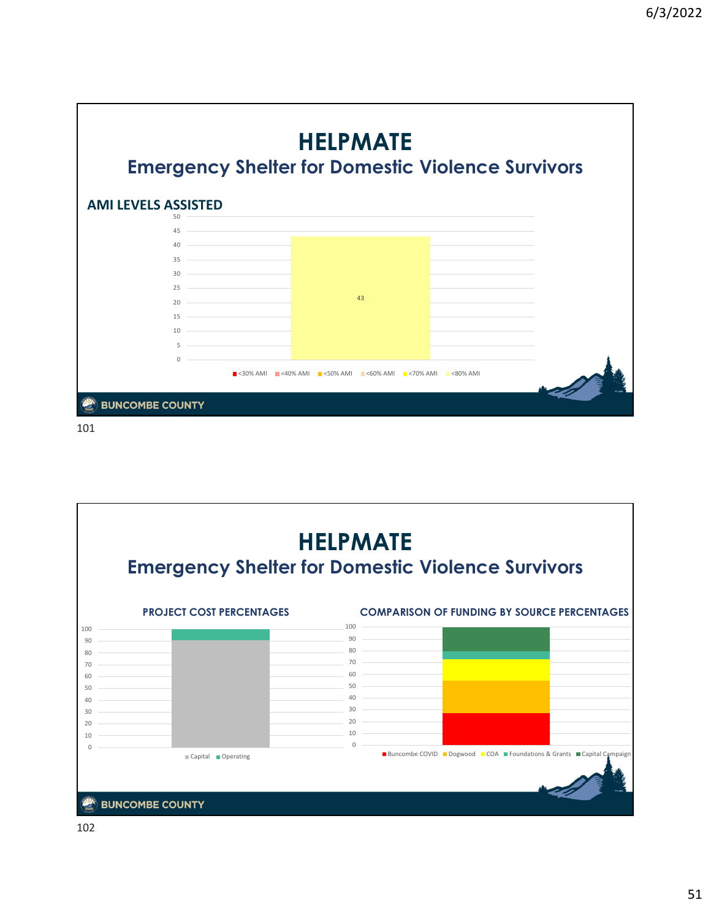# HELPMATE

## Emergency Shelter for Domestic Violence Survivors

### AMI LEVELS ASSISTED

50
45
40
35
30
25
20
15
10
5
0

43

<30% AMI, <40% AMI, <50% AMI, <60% AMI, <70% AMI, <80% AMI

BUNCOMBE COUNTY

# HELPMATE

## Emergency Shelter for Domestic Violence Survivors

### PROJECT COST PERCENTAGES

100
90
80
70
60
50
40
30
20
10
0

Capital, Operating

### COMPARISON OF FUNDING BY SOURCE PERCENTAGES

100
90
80
70
60
50
40
30
20
10
0

Buncombe COVID, Dogwood, COA, Foundations & Grants, Capital Campaign

BUNCOMBE COUNTY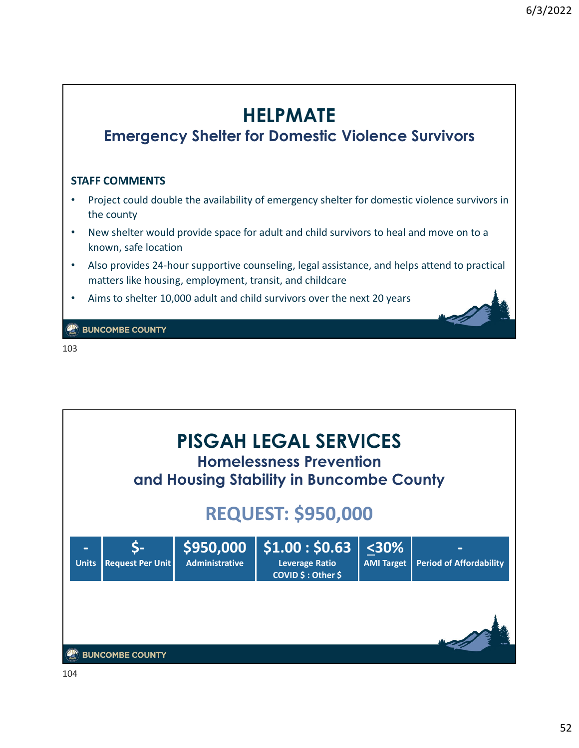# HELPMATE

## Emergency Shelter for Domestic Violence Survivors

**STAFF COMMENTS**

- Project could double the availability of emergency shelter for domestic violence survivors in the county
- New shelter would provide space for adult and child survivors to heal and move on to a known, safe location
- Also provides 24-hour supportive counseling, legal assistance, and helps attend to practical matters like housing, employment, transit, and childcare
- Aims to shelter 10,000 adult and child survivors over the next 20 years

BUNCOMBE COUNTY

103

# PISGAH LEGAL SERVICES

## Homelessness Prevention and Housing Stability in Buncombe County

## REQUEST: $950,000

| - | $- | $950,000 | $1.00 : $0.63 | ≤30% | - |
|---|---|---|---|---|---|
| Units | Request Per Unit | Administrative | Leverage Ratio COVID $ : Other $ | AMI Target | Period of Affordability |

BUNCOMBE COUNTY

104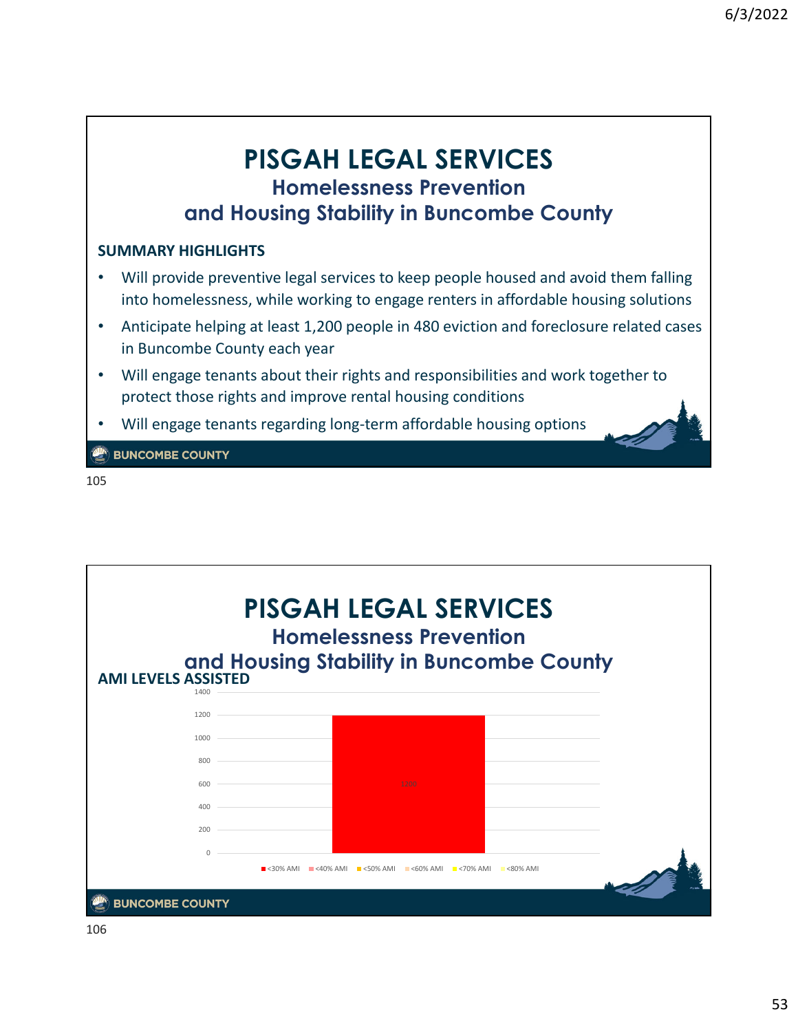# PISGAH LEGAL SERVICES

## Homelessness Prevention and Housing Stability in Buncombe County

**SUMMARY HIGHLIGHTS**

- Will provide preventive legal services to keep people housed and avoid them falling into homelessness, while working to engage renters in affordable housing solutions
- Anticipate helping at least 1,200 people in 480 eviction and foreclosure related cases in Buncombe County each year
- Will engage tenants about their rights and responsibilities and work together to protect those rights and improve rental housing conditions
- Will engage tenants regarding long-term affordable housing options

BUNCOMBE COUNTY

105

# PISGAH LEGAL SERVICES

## Homelessness Prevention and Housing Stability in Buncombe County

**AMI LEVELS ASSISTED**

| AMI Level | People Assisted |
|---|---|
| <30% AMI | 1200 |
| <40% AMI | |
| <50% AMI | |
| <60% AMI | |
| <70% AMI | |
| <80% AMI | |

BUNCOMBE COUNTY

106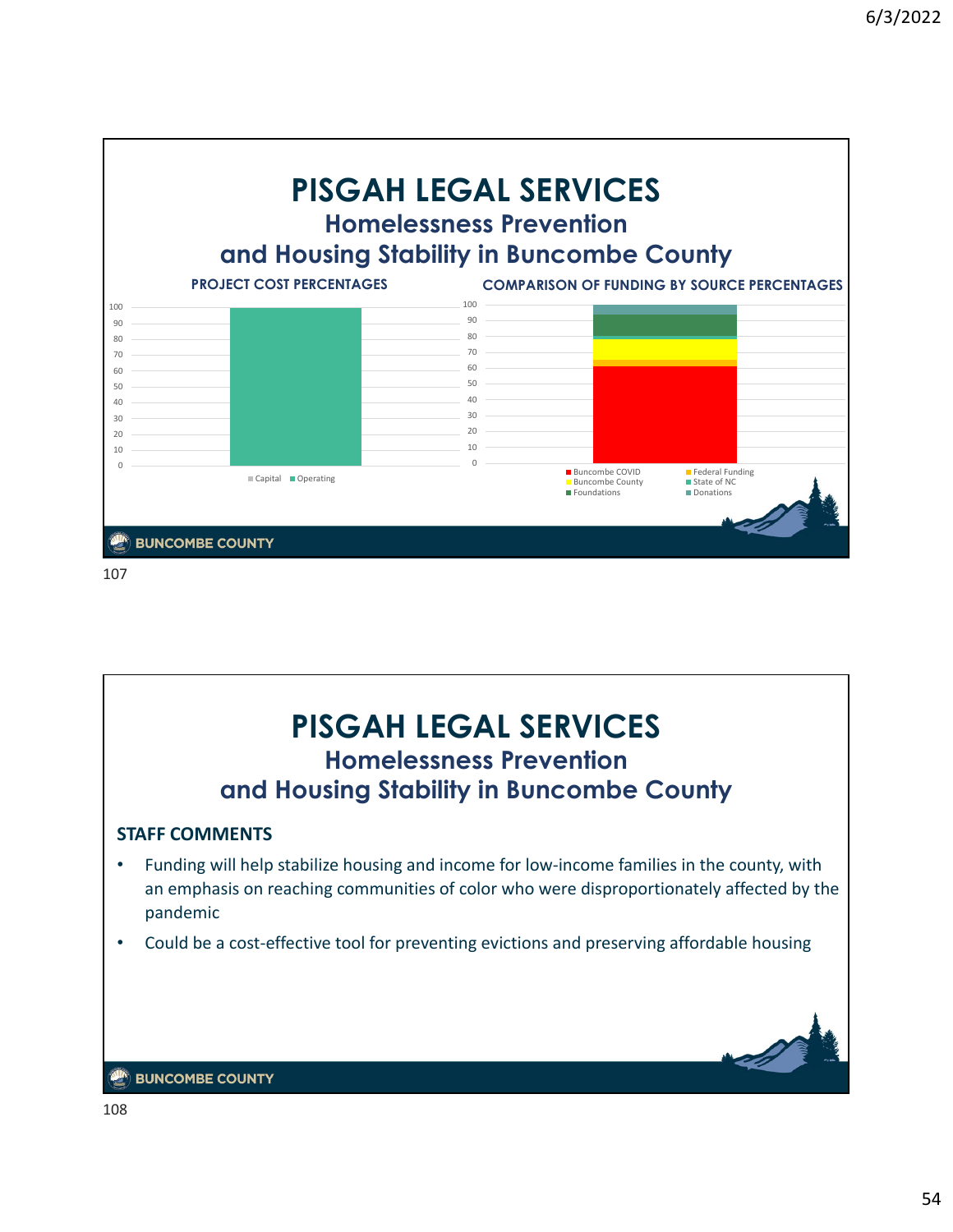# PISGAH LEGAL SERVICES

## Homelessness Prevention and Housing Stability in Buncombe County

**PROJECT COST PERCENTAGES**

Capital | Operating

**COMPARISON OF FUNDING BY SOURCE PERCENTAGES**

Buncombe COVID | Federal Funding | Buncombe County | State of NC | Foundations | Donations

# PISGAH LEGAL SERVICES

## Homelessness Prevention and Housing Stability in Buncombe County

### STAFF COMMENTS

- Funding will help stabilize housing and income for low-income families in the county, with an emphasis on reaching communities of color who were disproportionately affected by the pandemic
- Could be a cost-effective tool for preventing evictions and preserving affordable housing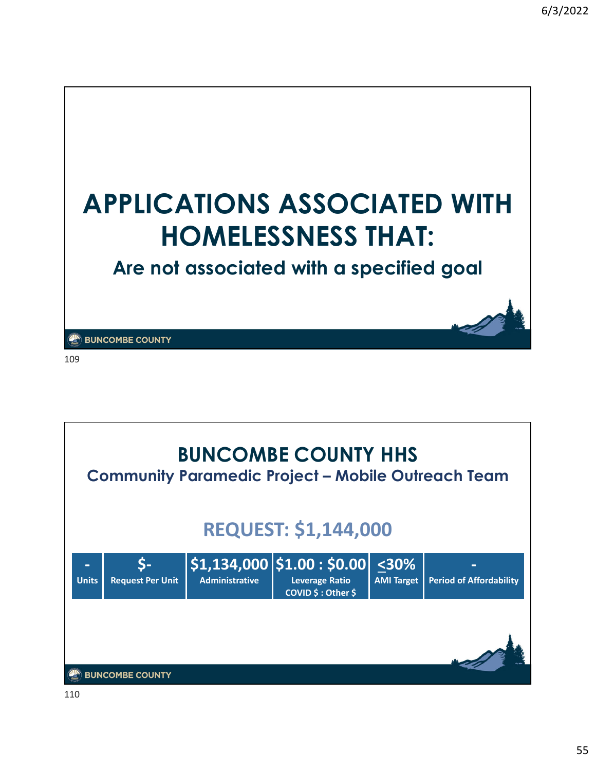# APPLICATIONS ASSOCIATED WITH HOMELESSNESS THAT:

## Are not associated with a specified goal

BUNCOMBE COUNTY

109

# BUNCOMBE COUNTY HHS

## Community Paramedic Project – Mobile Outreach Team

## REQUEST: $1,144,000

| - | $- | $1,134,000 | $1.00 : $0.00 | <u><</u>30% | - |
|---|---|---|---|---|---|
| Units | Request Per Unit | Administrative | Leverage Ratio COVID $ : Other $ | AMI Target | Period of Affordability |

BUNCOMBE COUNTY

110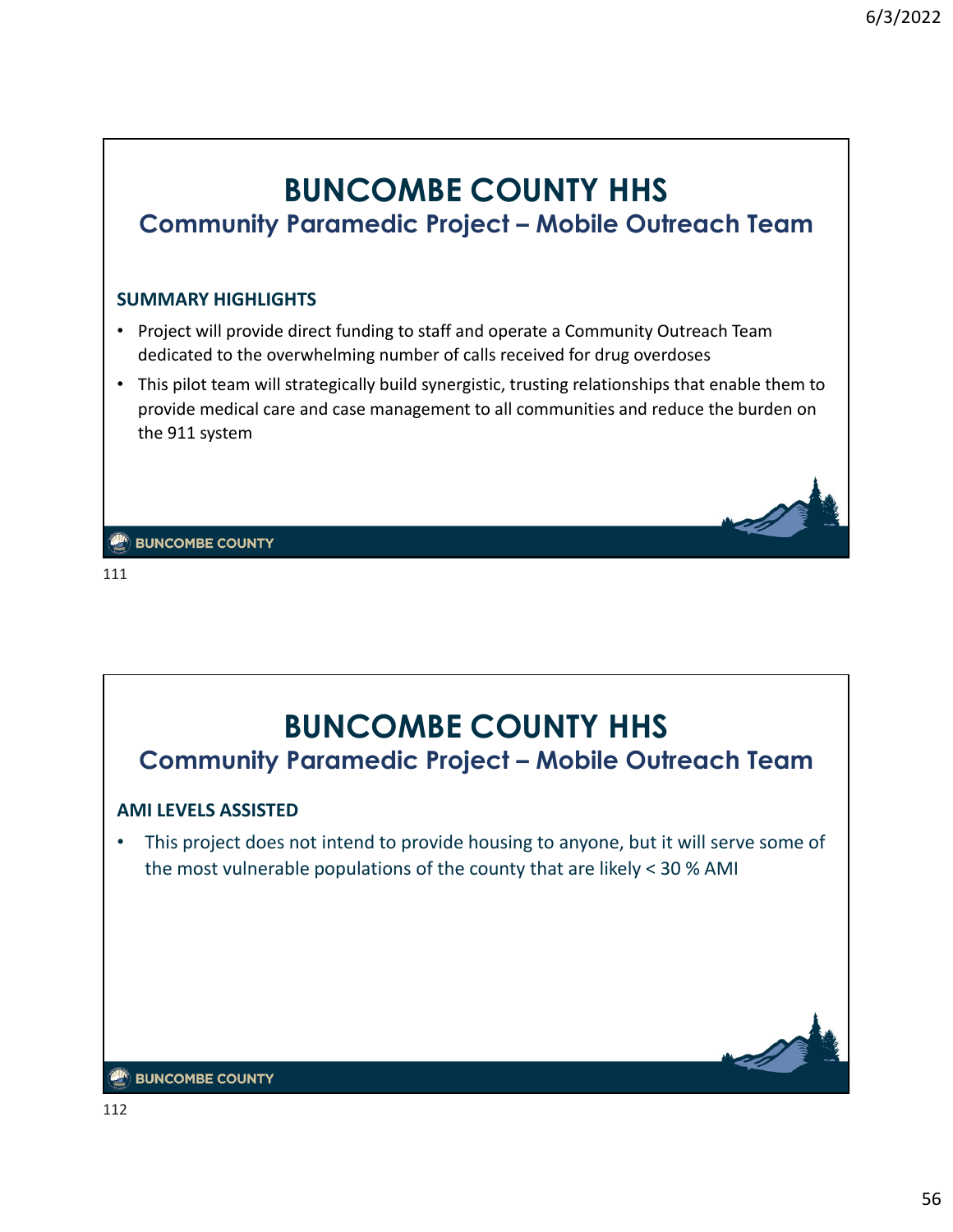# BUNCOMBE COUNTY HHS

## Community Paramedic Project – Mobile Outreach Team

### SUMMARY HIGHLIGHTS

- Project will provide direct funding to staff and operate a Community Outreach Team dedicated to the overwhelming number of calls received for drug overdoses
- This pilot team will strategically build synergistic, trusting relationships that enable them to provide medical care and case management to all communities and reduce the burden on the 911 system

BUNCOMBE COUNTY

111

# BUNCOMBE COUNTY HHS

## Community Paramedic Project – Mobile Outreach Team

### AMI LEVELS ASSISTED

- This project does not intend to provide housing to anyone, but it will serve some of the most vulnerable populations of the county that are likely < 30 % AMI

BUNCOMBE COUNTY

112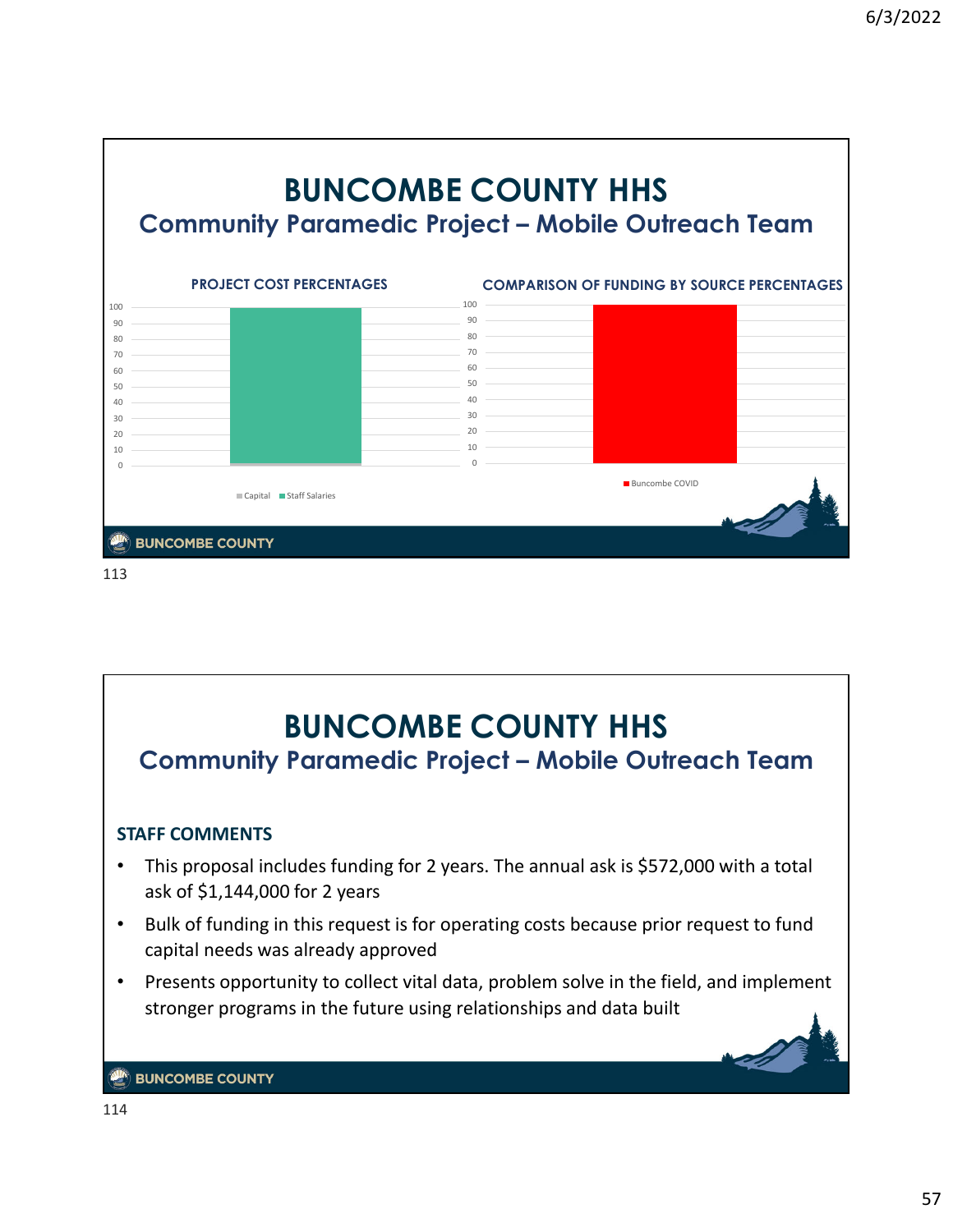# BUNCOMBE COUNTY HHS

## Community Paramedic Project – Mobile Outreach Team

**PROJECT COST PERCENTAGES**

Capital | Staff Salaries

**COMPARISON OF FUNDING BY SOURCE PERCENTAGES**

Buncombe COVID

BUNCOMBE COUNTY

113

# BUNCOMBE COUNTY HHS

## Community Paramedic Project – Mobile Outreach Team

**STAFF COMMENTS**

- This proposal includes funding for 2 years. The annual ask is $572,000 with a total ask of $1,144,000 for 2 years
- Bulk of funding in this request is for operating costs because prior request to fund capital needs was already approved
- Presents opportunity to collect vital data, problem solve in the field, and implement stronger programs in the future using relationships and data built

BUNCOMBE COUNTY

114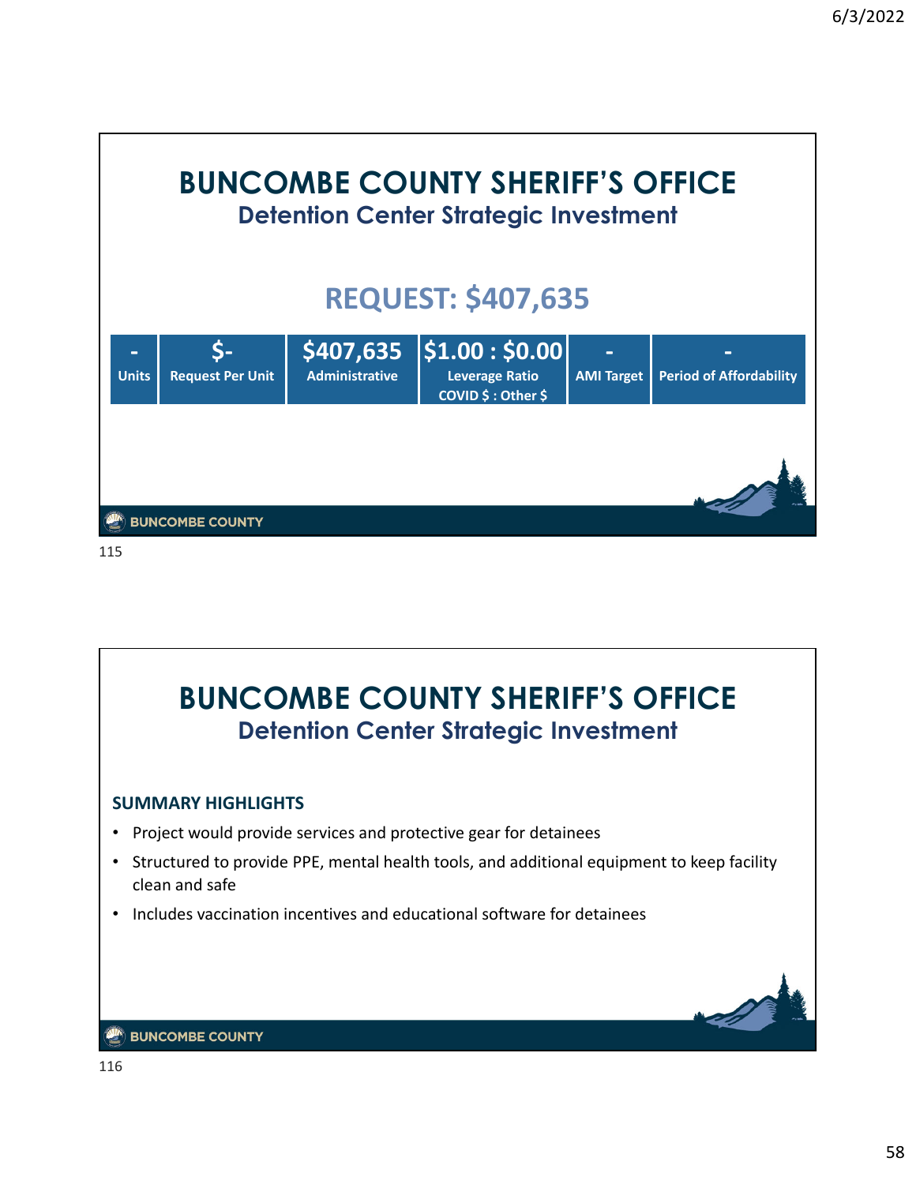# BUNCOMBE COUNTY SHERIFF'S OFFICE

## Detention Center Strategic Investment

## REQUEST: $407,635

| - | $- | $407,635 | $1.00 : $0.00 | - | - |
|---|---|---|---|---|---|
| Units | Request Per Unit | Administrative | Leverage Ratio COVID $ : Other $ | AMI Target | Period of Affordability |

BUNCOMBE COUNTY

115

# BUNCOMBE COUNTY SHERIFF'S OFFICE

## Detention Center Strategic Investment

### SUMMARY HIGHLIGHTS

- Project would provide services and protective gear for detainees
- Structured to provide PPE, mental health tools, and additional equipment to keep facility clean and safe
- Includes vaccination incentives and educational software for detainees

BUNCOMBE COUNTY

116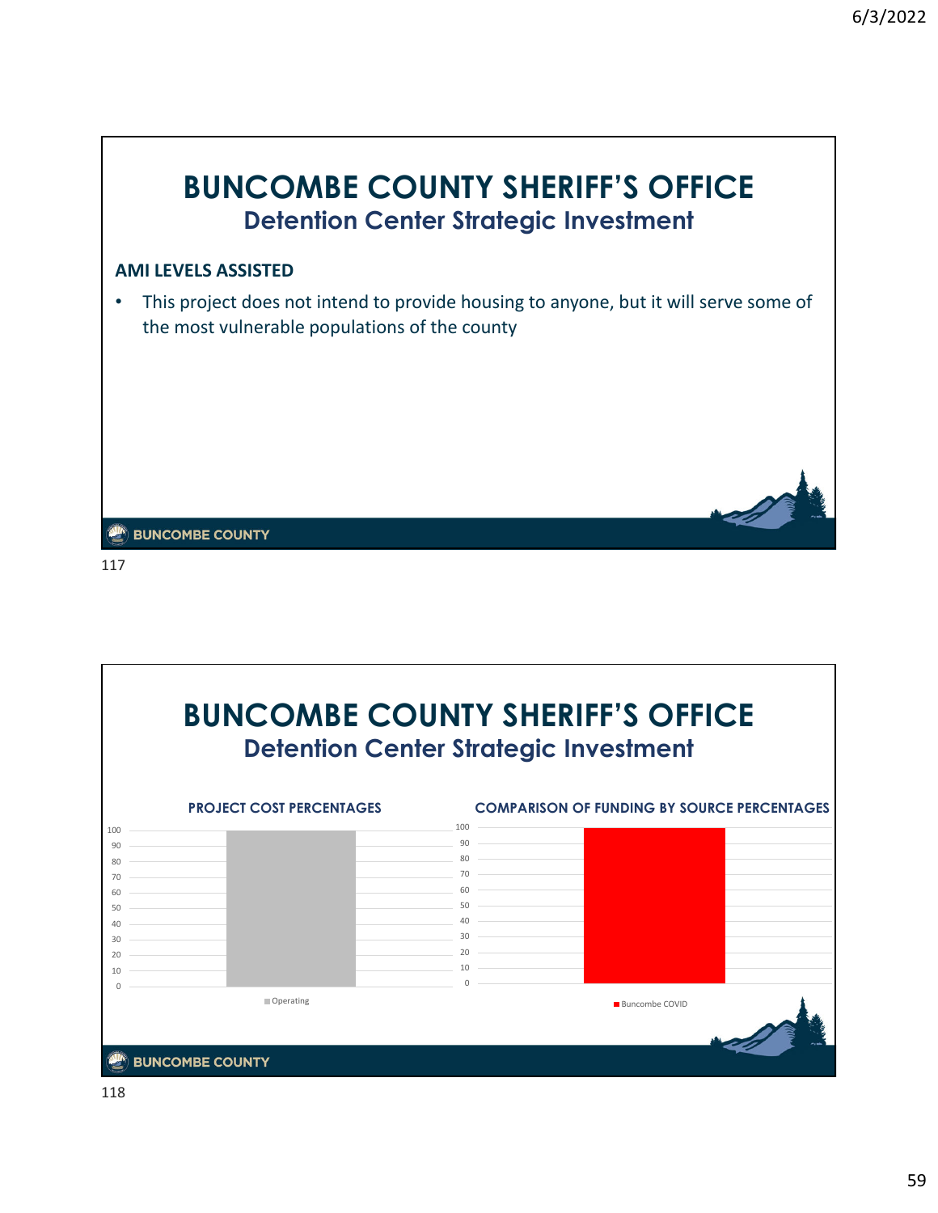# BUNCOMBE COUNTY SHERIFF'S OFFICE
## Detention Center Strategic Investment

**AMI LEVELS ASSISTED**

- This project does not intend to provide housing to anyone, but it will serve some of the most vulnerable populations of the county

# BUNCOMBE COUNTY SHERIFF'S OFFICE
## Detention Center Strategic Investment

**PROJECT COST PERCENTAGES**

| Category | Percentage |
| --- | --- |
| Operating | 100 |

**COMPARISON OF FUNDING BY SOURCE PERCENTAGES**

| Source | Percentage |
| --- | --- |
| Buncombe COVID | 100 |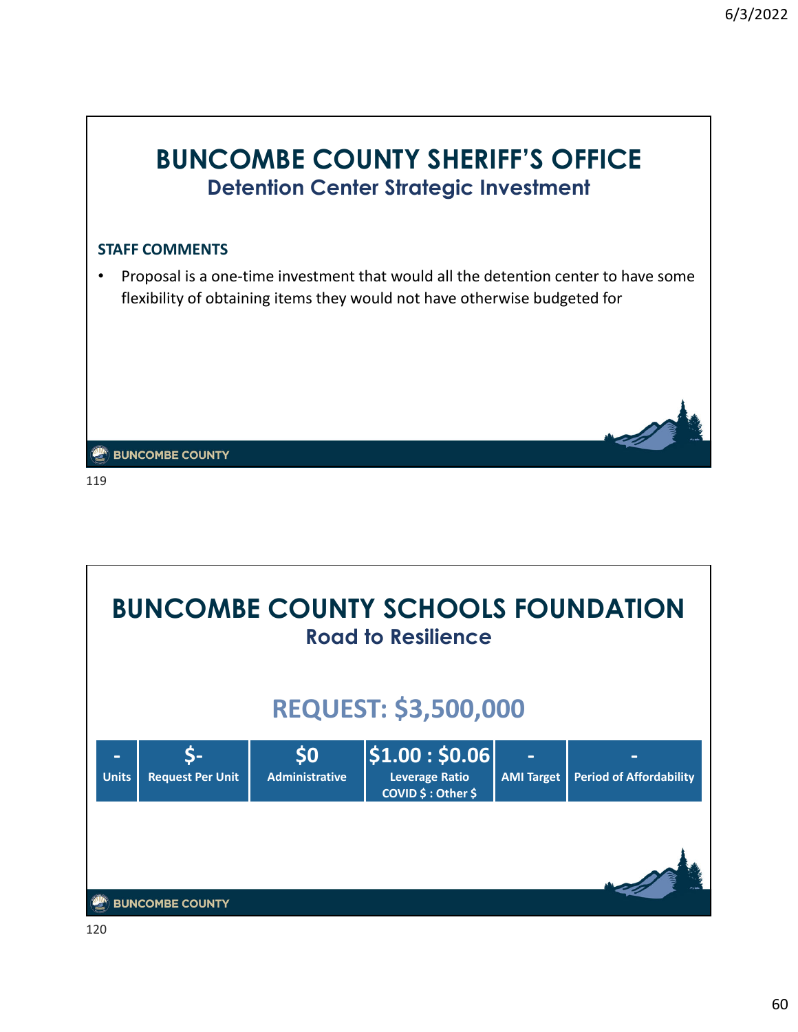# BUNCOMBE COUNTY SHERIFF'S OFFICE

## Detention Center Strategic Investment

**STAFF COMMENTS**

- Proposal is a one-time investment that would all the detention center to have some flexibility of obtaining items they would not have otherwise budgeted for

BUNCOMBE COUNTY

119

# BUNCOMBE COUNTY SCHOOLS FOUNDATION

## Road to Resilience

## REQUEST: $3,500,000

| - | $- | $0 | $1.00 : $0.06 | - | - |
|---|---|---|---|---|---|
| Units | Request Per Unit | Administrative | Leverage Ratio COVID $ : Other $ | AMI Target | Period of Affordability |

BUNCOMBE COUNTY

120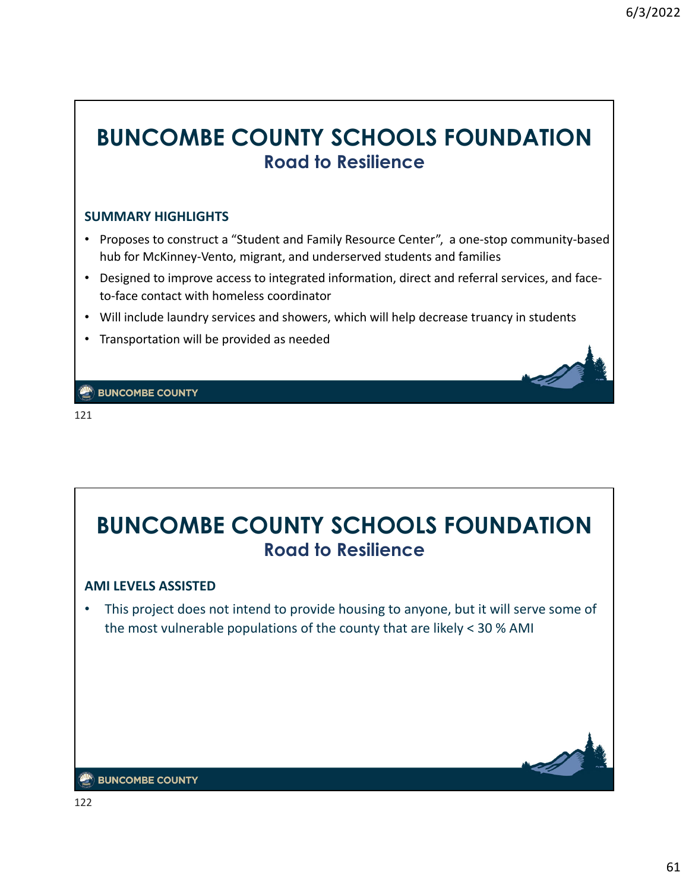# BUNCOMBE COUNTY SCHOOLS FOUNDATION

## Road to Resilience

**SUMMARY HIGHLIGHTS**

- Proposes to construct a "Student and Family Resource Center", a one-stop community-based hub for McKinney-Vento, migrant, and underserved students and families
- Designed to improve access to integrated information, direct and referral services, and face-to-face contact with homeless coordinator
- Will include laundry services and showers, which will help decrease truancy in students
- Transportation will be provided as needed

BUNCOMBE COUNTY

121

# BUNCOMBE COUNTY SCHOOLS FOUNDATION

## Road to Resilience

**AMI LEVELS ASSISTED**

- This project does not intend to provide housing to anyone, but it will serve some of the most vulnerable populations of the county that are likely < 30 % AMI

BUNCOMBE COUNTY

122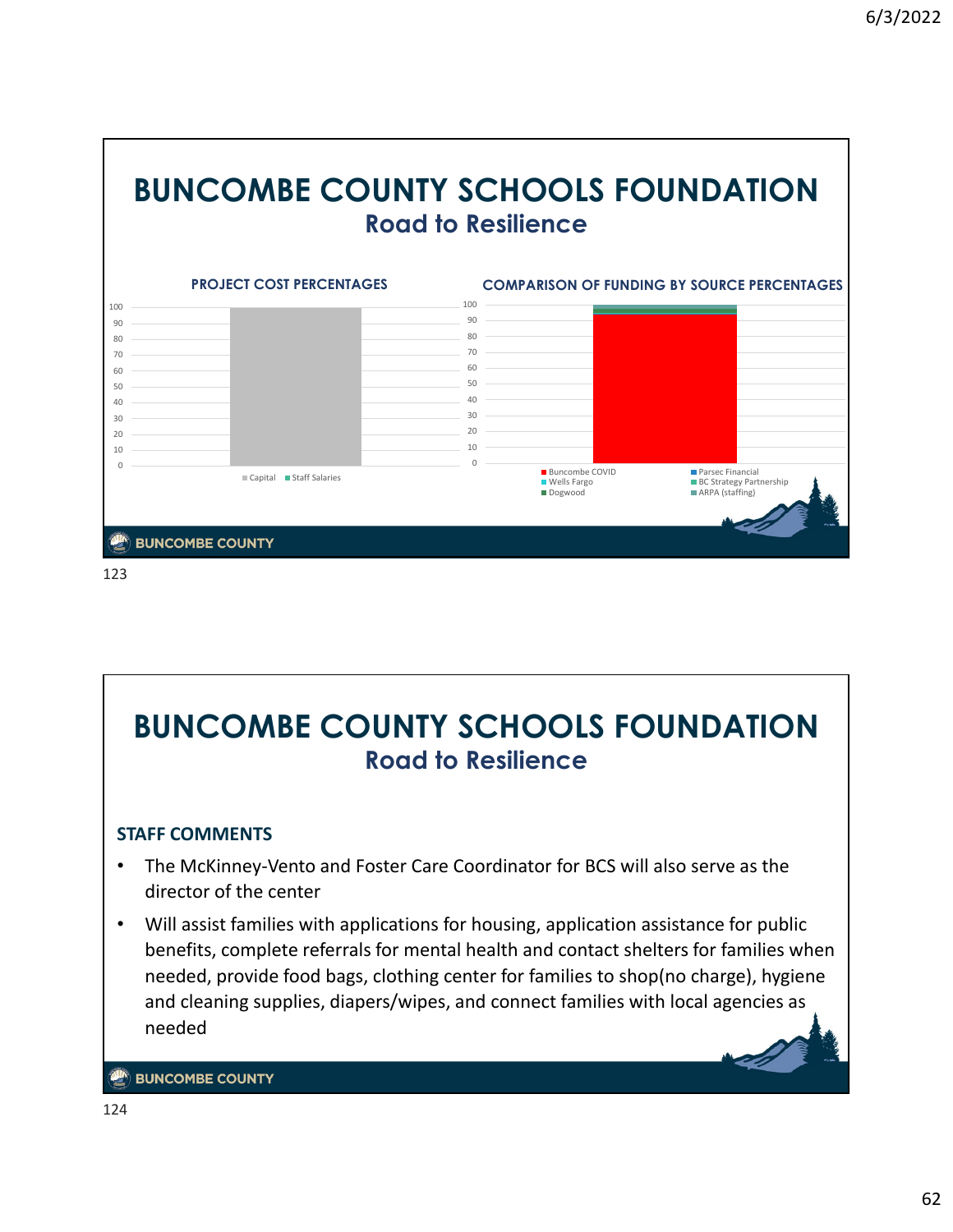# BUNCOMBE COUNTY SCHOOLS FOUNDATION

## Road to Resilience

**PROJECT COST PERCENTAGES**

Capital · Staff Salaries

**COMPARISON OF FUNDING BY SOURCE PERCENTAGES**

Buncombe COVID · Parsec Financial · Wells Fargo · BC Strategy Partnership · Dogwood · ARPA (staffing)

BUNCOMBE COUNTY

123

# BUNCOMBE COUNTY SCHOOLS FOUNDATION

## Road to Resilience

### STAFF COMMENTS

- The McKinney-Vento and Foster Care Coordinator for BCS will also serve as the director of the center
- Will assist families with applications for housing, application assistance for public benefits, complete referrals for mental health and contact shelters for families when needed, provide food bags, clothing center for families to shop(no charge), hygiene and cleaning supplies, diapers/wipes, and connect families with local agencies as needed

BUNCOMBE COUNTY

124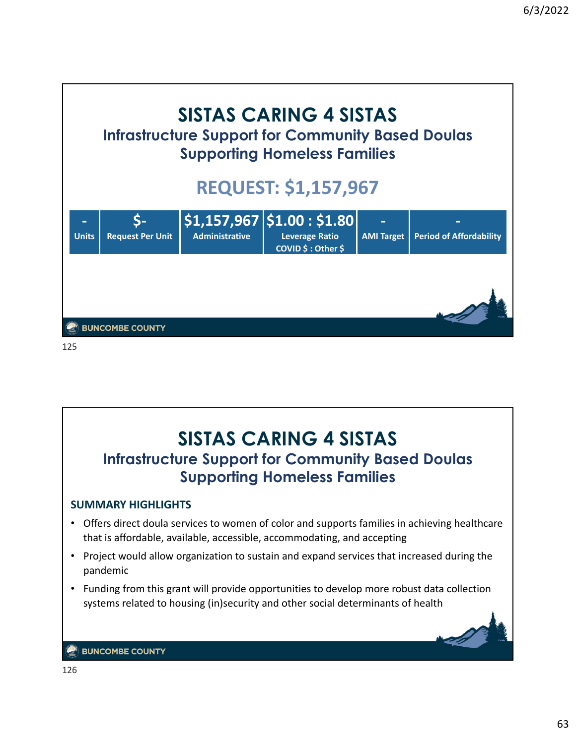# SISTAS CARING 4 SISTAS

## Infrastructure Support for Community Based Doulas Supporting Homeless Families

## REQUEST: $1,157,967

| Units | Request Per Unit | Administrative | Leverage Ratio COVID $ : Other $ | AMI Target | Period of Affordability |
|---|---|---|---|---|---|
| - | $- | $1,157,967 | $1.00 : $1.80 | - | - |

BUNCOMBE COUNTY

125

# SISTAS CARING 4 SISTAS

## Infrastructure Support for Community Based Doulas Supporting Homeless Families

### SUMMARY HIGHLIGHTS

- Offers direct doula services to women of color and supports families in achieving healthcare that is affordable, available, accessible, accommodating, and accepting
- Project would allow organization to sustain and expand services that increased during the pandemic
- Funding from this grant will provide opportunities to develop more robust data collection systems related to housing (in)security and other social determinants of health

BUNCOMBE COUNTY

126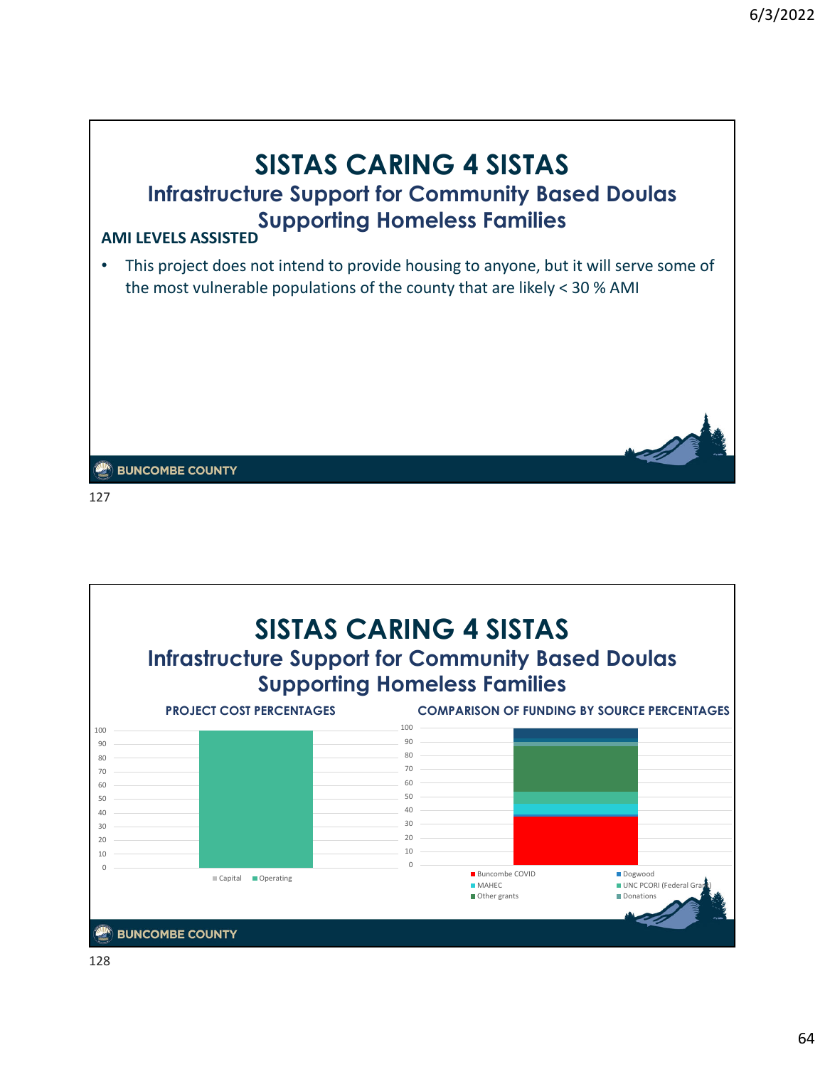# SISTAS CARING 4 SISTAS

## Infrastructure Support for Community Based Doulas Supporting Homeless Families

**AMI LEVELS ASSISTED**

- This project does not intend to provide housing to anyone, but it will serve some of the most vulnerable populations of the county that are likely < 30 % AMI

BUNCOMBE COUNTY

127

# SISTAS CARING 4 SISTAS

## Infrastructure Support for Community Based Doulas Supporting Homeless Families

**PROJECT COST PERCENTAGES**

**COMPARISON OF FUNDING BY SOURCE PERCENTAGES**

Legend (Project Cost Percentages): Capital, Operating

Legend (Comparison of Funding by Source Percentages): Buncombe COVID, MAHEC, Other grants, Dogwood, UNC PCORI (Federal Grant), Donations

BUNCOMBE COUNTY

128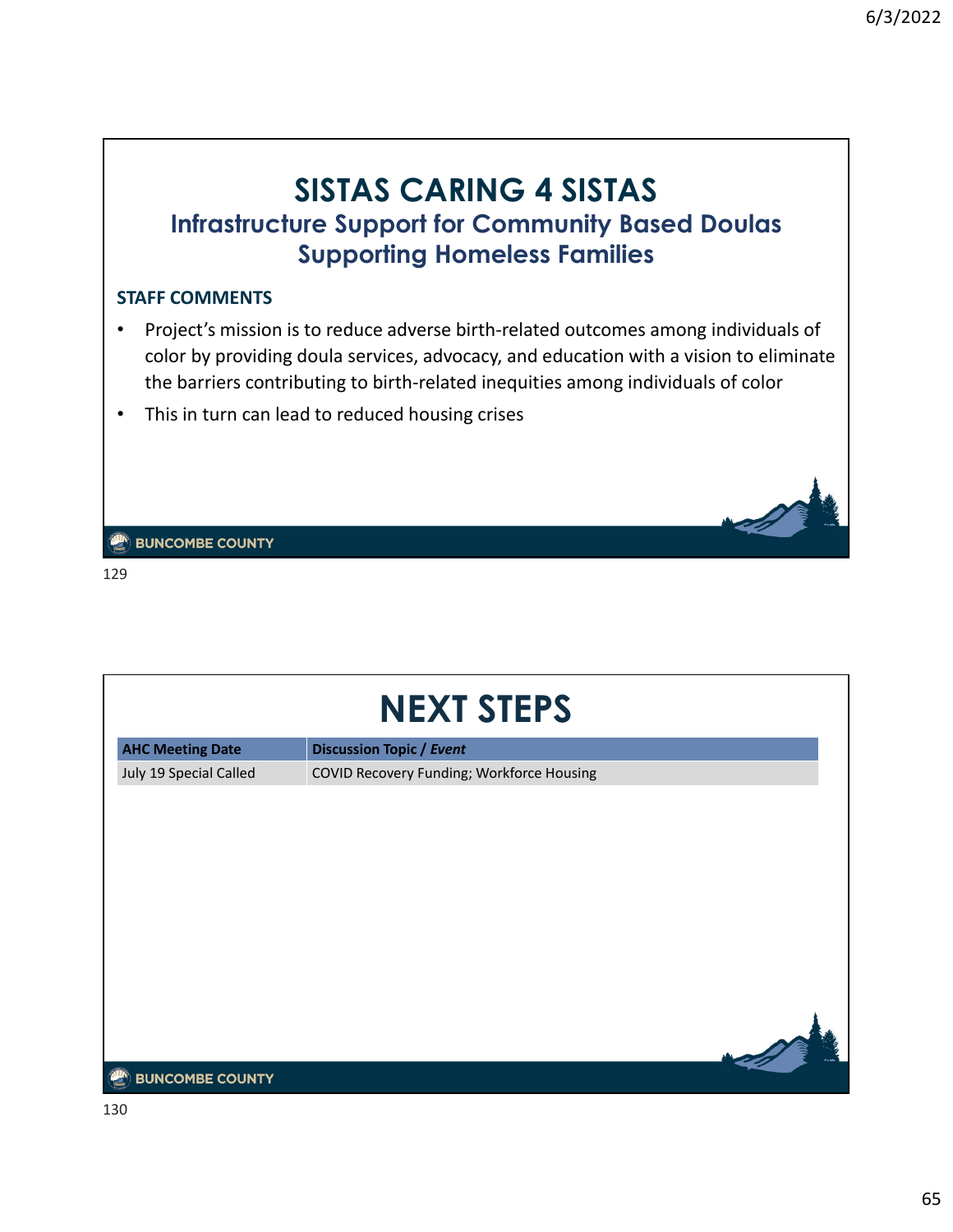# SISTAS CARING 4 SISTAS

## Infrastructure Support for Community Based Doulas Supporting Homeless Families

**STAFF COMMENTS**

- Project's mission is to reduce adverse birth-related outcomes among individuals of color by providing doula services, advocacy, and education with a vision to eliminate the barriers contributing to birth-related inequities among individuals of color
- This in turn can lead to reduced housing crises

BUNCOMBE COUNTY

# NEXT STEPS

| AHC Meeting Date | Discussion Topic / *Event* |
|---|---|
| July 19 Special Called | COVID Recovery Funding; Workforce Housing |

BUNCOMBE COUNTY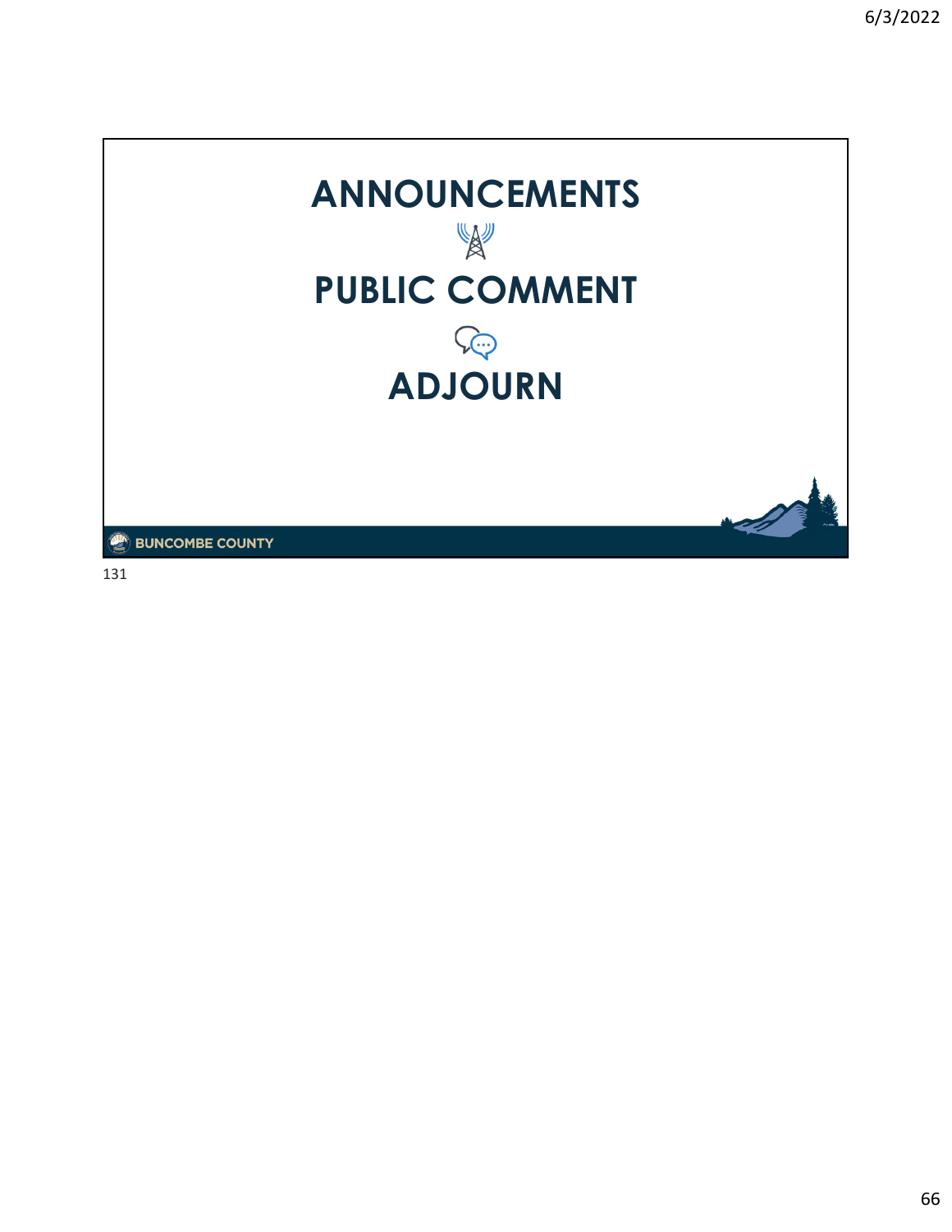# ANNOUNCEMENTS

# PUBLIC COMMENT

# ADJOURN

BUNCOMBE COUNTY

131